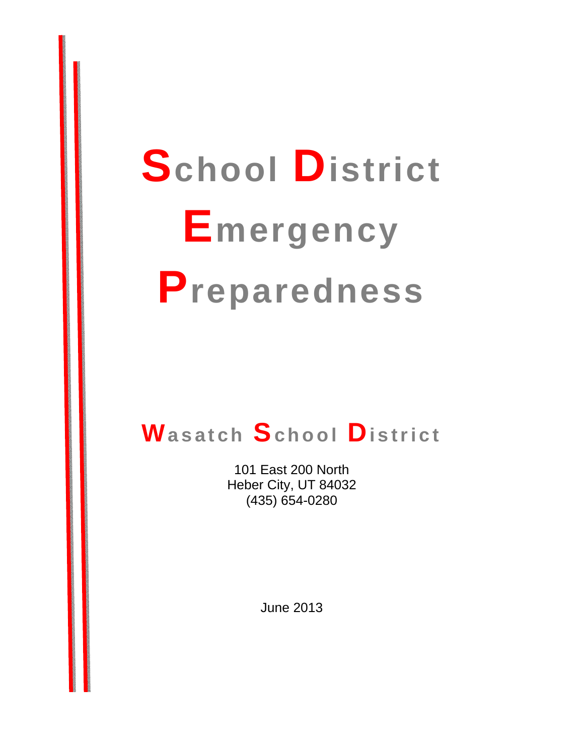# School District Emergency Preparedness

## Wasatch School District

101 East 200 North
Heber City, UT 84032
(435) 654-0280

June 2013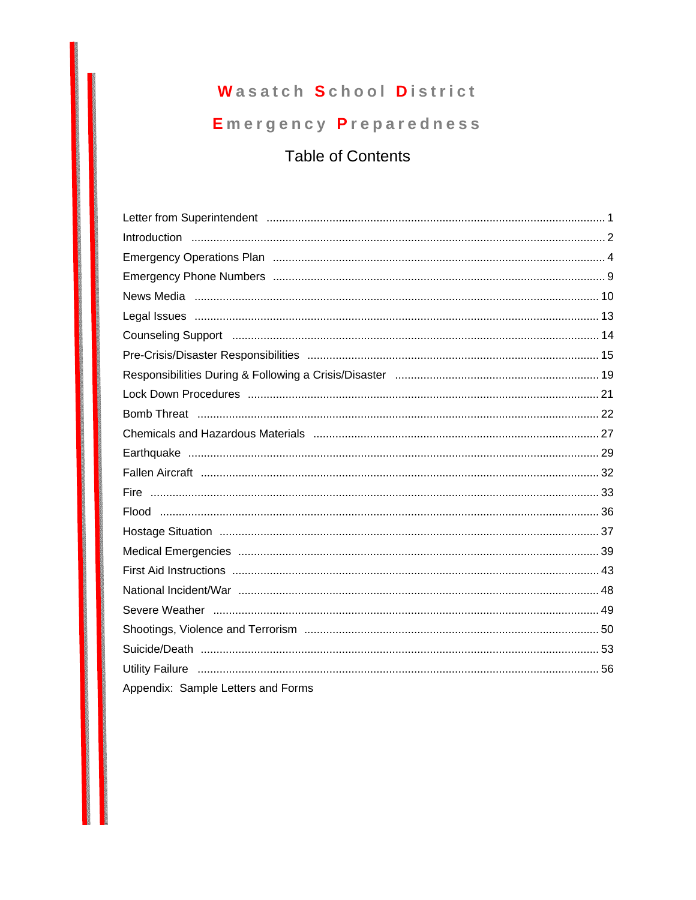# Wasatch School District

# Emergency Preparedness

## Table of Contents

| | |
|---|---|
| Letter from Superintendent | 1 |
| Introduction | 2 |
| Emergency Operations Plan | 4 |
| Emergency Phone Numbers | 9 |
| News Media | 10 |
| Legal Issues | 13 |
| Counseling Support | 14 |
| Pre-Crisis/Disaster Responsibilities | 15 |
| Responsibilities During & Following a Crisis/Disaster | 19 |
| Lock Down Procedures | 21 |
| Bomb Threat | 22 |
| Chemicals and Hazardous Materials | 27 |
| Earthquake | 29 |
| Fallen Aircraft | 32 |
| Fire | 33 |
| Flood | 36 |
| Hostage Situation | 37 |
| Medical Emergencies | 39 |
| First Aid Instructions | 43 |
| National Incident/War | 48 |
| Severe Weather | 49 |
| Shootings, Violence and Terrorism | 50 |
| Suicide/Death | 53 |
| Utility Failure | 56 |
| Appendix: Sample Letters and Forms | |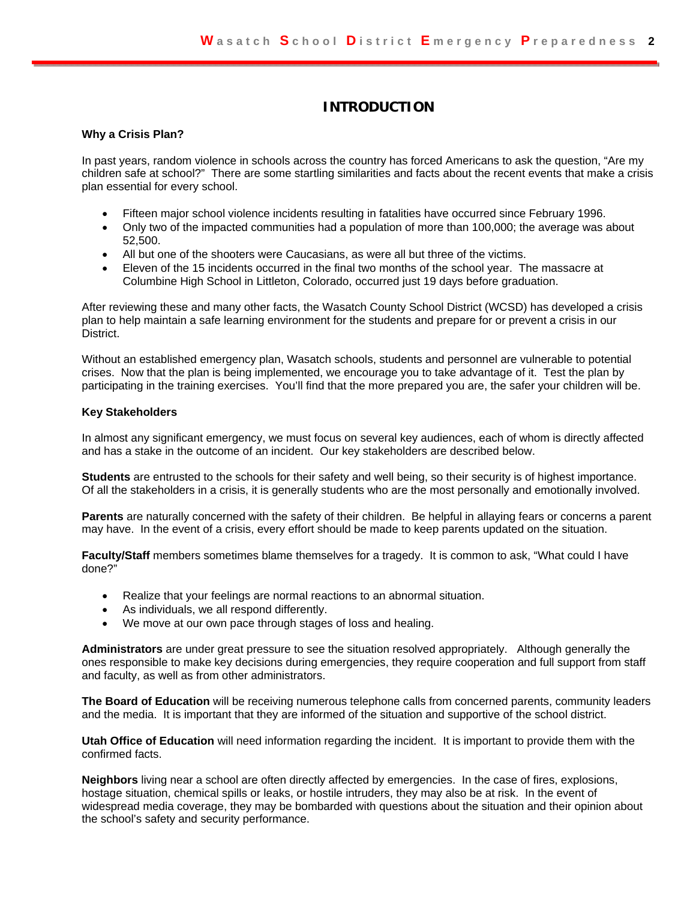## INTRODUCTION

**Why a Crisis Plan?**

In past years, random violence in schools across the country has forced Americans to ask the question, "Are my children safe at school?" There are some startling similarities and facts about the recent events that make a crisis plan essential for every school.

- Fifteen major school violence incidents resulting in fatalities have occurred since February 1996.
- Only two of the impacted communities had a population of more than 100,000; the average was about 52,500.
- All but one of the shooters were Caucasians, as were all but three of the victims.
- Eleven of the 15 incidents occurred in the final two months of the school year. The massacre at Columbine High School in Littleton, Colorado, occurred just 19 days before graduation.

After reviewing these and many other facts, the Wasatch County School District (WCSD) has developed a crisis plan to help maintain a safe learning environment for the students and prepare for or prevent a crisis in our District.

Without an established emergency plan, Wasatch schools, students and personnel are vulnerable to potential crises. Now that the plan is being implemented, we encourage you to take advantage of it. Test the plan by participating in the training exercises. You'll find that the more prepared you are, the safer your children will be.

**Key Stakeholders**

In almost any significant emergency, we must focus on several key audiences, each of whom is directly affected and has a stake in the outcome of an incident. Our key stakeholders are described below.

**Students** are entrusted to the schools for their safety and well being, so their security is of highest importance. Of all the stakeholders in a crisis, it is generally students who are the most personally and emotionally involved.

**Parents** are naturally concerned with the safety of their children. Be helpful in allaying fears or concerns a parent may have. In the event of a crisis, every effort should be made to keep parents updated on the situation.

**Faculty/Staff** members sometimes blame themselves for a tragedy. It is common to ask, "What could I have done?"

- Realize that your feelings are normal reactions to an abnormal situation.
- As individuals, we all respond differently.
- We move at our own pace through stages of loss and healing.

**Administrators** are under great pressure to see the situation resolved appropriately. Although generally the ones responsible to make key decisions during emergencies, they require cooperation and full support from staff and faculty, as well as from other administrators.

**The Board of Education** will be receiving numerous telephone calls from concerned parents, community leaders and the media. It is important that they are informed of the situation and supportive of the school district.

**Utah Office of Education** will need information regarding the incident. It is important to provide them with the confirmed facts.

**Neighbors** living near a school are often directly affected by emergencies. In the case of fires, explosions, hostage situation, chemical spills or leaks, or hostile intruders, they may also be at risk. In the event of widespread media coverage, they may be bombarded with questions about the situation and their opinion about the school's safety and security performance.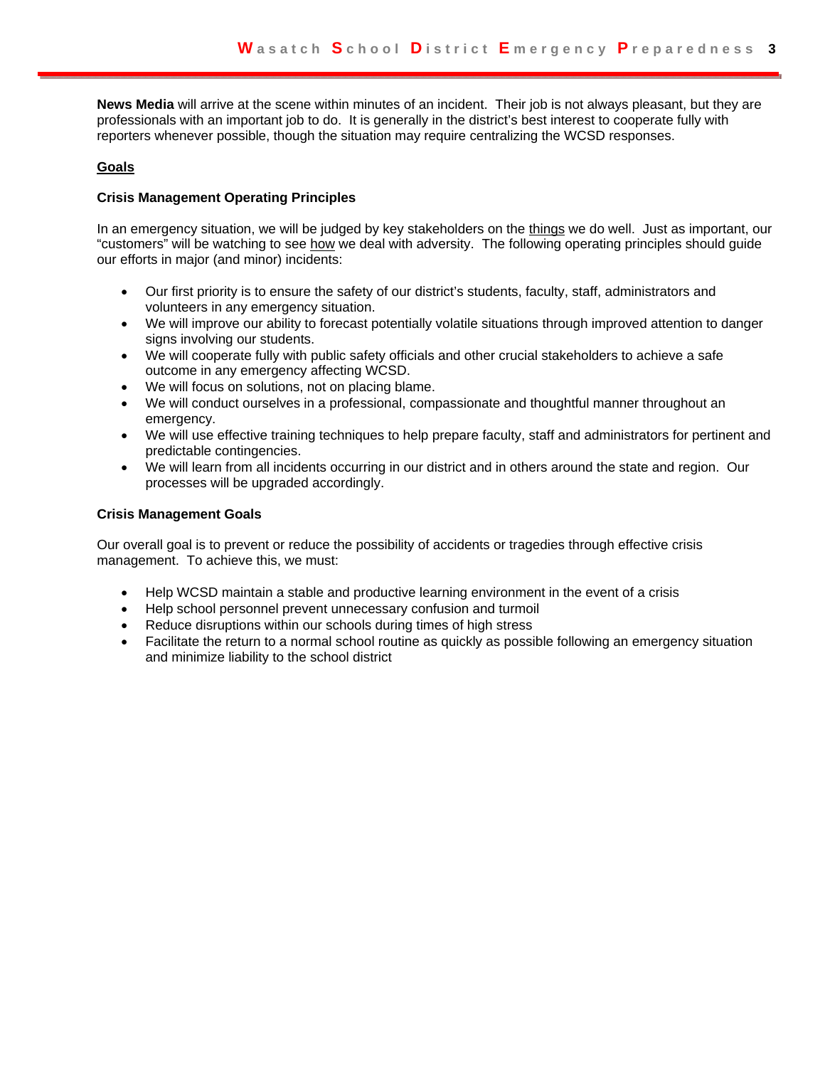**News Media** will arrive at the scene within minutes of an incident. Their job is not always pleasant, but they are professionals with an important job to do. It is generally in the district's best interest to cooperate fully with reporters whenever possible, though the situation may require centralizing the WCSD responses.

## Goals

### Crisis Management Operating Principles

In an emergency situation, we will be judged by key stakeholders on the things we do well. Just as important, our "customers" will be watching to see how we deal with adversity. The following operating principles should guide our efforts in major (and minor) incidents:

- Our first priority is to ensure the safety of our district's students, faculty, staff, administrators and volunteers in any emergency situation.
- We will improve our ability to forecast potentially volatile situations through improved attention to danger signs involving our students.
- We will cooperate fully with public safety officials and other crucial stakeholders to achieve a safe outcome in any emergency affecting WCSD.
- We will focus on solutions, not on placing blame.
- We will conduct ourselves in a professional, compassionate and thoughtful manner throughout an emergency.
- We will use effective training techniques to help prepare faculty, staff and administrators for pertinent and predictable contingencies.
- We will learn from all incidents occurring in our district and in others around the state and region. Our processes will be upgraded accordingly.

### Crisis Management Goals

Our overall goal is to prevent or reduce the possibility of accidents or tragedies through effective crisis management. To achieve this, we must:

- Help WCSD maintain a stable and productive learning environment in the event of a crisis
- Help school personnel prevent unnecessary confusion and turmoil
- Reduce disruptions within our schools during times of high stress
- Facilitate the return to a normal school routine as quickly as possible following an emergency situation and minimize liability to the school district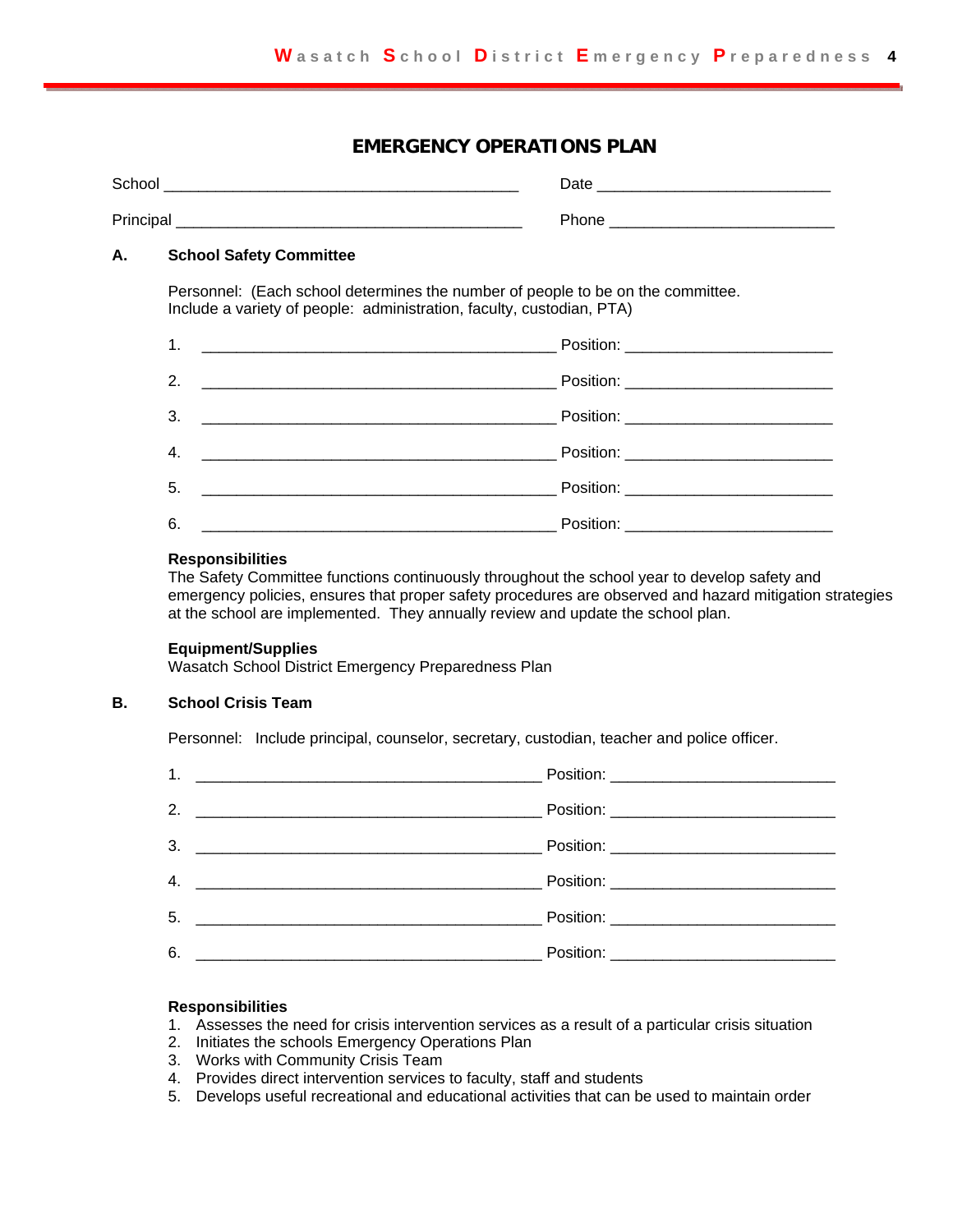## EMERGENCY OPERATIONS PLAN

School ________________________________________ Date __________________________

Principal _______________________________________ Phone _________________________

### A. School Safety Committee

Personnel: (Each school determines the number of people to be on the committee. Include a variety of people: administration, faculty, custodian, PTA)

1. ________________________________________ Position: _______________________
2. ________________________________________ Position: _______________________
3. ________________________________________ Position: _______________________
4. ________________________________________ Position: _______________________
5. ________________________________________ Position: _______________________
6. ________________________________________ Position: _______________________

**Responsibilities**
The Safety Committee functions continuously throughout the school year to develop safety and emergency policies, ensures that proper safety procedures are observed and hazard mitigation strategies at the school are implemented. They annually review and update the school plan.

**Equipment/Supplies**
Wasatch School District Emergency Preparedness Plan

### B. School Crisis Team

Personnel: Include principal, counselor, secretary, custodian, teacher and police officer.

1. _______________________________________ Position: _________________________
2. _______________________________________ Position: _________________________
3. _______________________________________ Position: _________________________
4. _______________________________________ Position: _________________________
5. _______________________________________ Position: _________________________
6. _______________________________________ Position: _________________________

**Responsibilities**

1. Assesses the need for crisis intervention services as a result of a particular crisis situation
2. Initiates the schools Emergency Operations Plan
3. Works with Community Crisis Team
4. Provides direct intervention services to faculty, staff and students
5. Develops useful recreational and educational activities that can be used to maintain order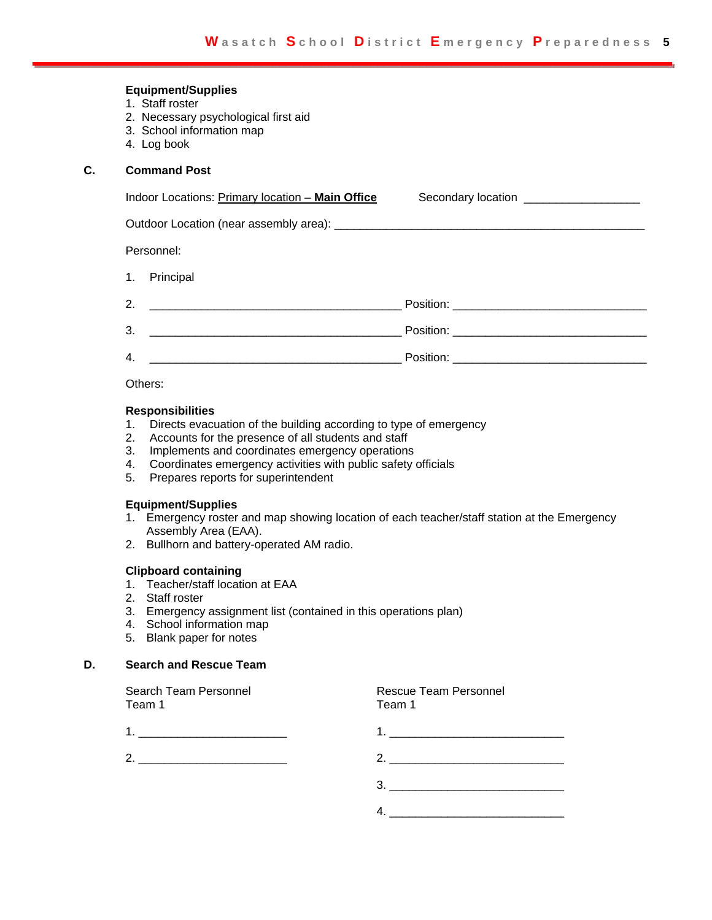**Equipment/Supplies**

1. Staff roster
2. Necessary psychological first aid
3. School information map
4. Log book

## C. Command Post

Indoor Locations: Primary location – **Main Office** Secondary location _________________

Outdoor Location (near assembly area): _______________________________________________

Personnel:

1. Principal
2. _______________________________________ Position: ______________________________
3. _______________________________________ Position: ______________________________
4. _______________________________________ Position: ______________________________

Others:

**Responsibilities**

1. Directs evacuation of the building according to type of emergency
2. Accounts for the presence of all students and staff
3. Implements and coordinates emergency operations
4. Coordinates emergency activities with public safety officials
5. Prepares reports for superintendent

**Equipment/Supplies**

1. Emergency roster and map showing location of each teacher/staff station at the Emergency Assembly Area (EAA).
2. Bullhorn and battery-operated AM radio.

**Clipboard containing**

1. Teacher/staff location at EAA
2. Staff roster
3. Emergency assignment list (contained in this operations plan)
4. School information map
5. Blank paper for notes

## D. Search and Rescue Team

Search Team Personnel
Team 1

1. _______________________
2. _______________________

Rescue Team Personnel
Team 1

1. ___________________________
2. ___________________________
3. ___________________________
4. ___________________________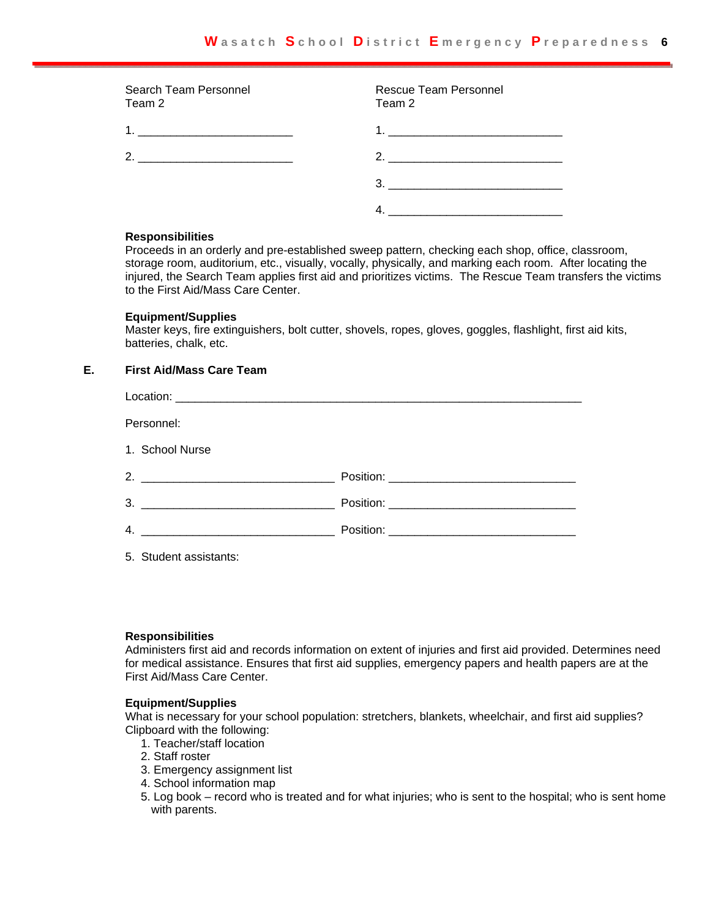Search Team Personnel
Team 2

1. ________________________

2. ________________________

Rescue Team Personnel
Team 2

1. ___________________________

2. ___________________________

3. ___________________________

4. ___________________________

**Responsibilities**
Proceeds in an orderly and pre-established sweep pattern, checking each shop, office, classroom, storage room, auditorium, etc., visually, vocally, physically, and marking each room. After locating the injured, the Search Team applies first aid and prioritizes victims. The Rescue Team transfers the victims to the First Aid/Mass Care Center.

**Equipment/Supplies**
Master keys, fire extinguishers, bolt cutter, shovels, ropes, gloves, goggles, flashlight, first aid kits, batteries, chalk, etc.

## E. First Aid/Mass Care Team

Location: _________________________________________________________________

Personnel:

1. School Nurse
2. ______________________________ Position: _____________________________
3. ______________________________ Position: _____________________________
4. ______________________________ Position: _____________________________
5. Student assistants:

**Responsibilities**
Administers first aid and records information on extent of injuries and first aid provided. Determines need for medical assistance. Ensures that first aid supplies, emergency papers and health papers are at the First Aid/Mass Care Center.

**Equipment/Supplies**
What is necessary for your school population: stretchers, blankets, wheelchair, and first aid supplies? Clipboard with the following:

1. Teacher/staff location
2. Staff roster
3. Emergency assignment list
4. School information map
5. Log book – record who is treated and for what injuries; who is sent to the hospital; who is sent home with parents.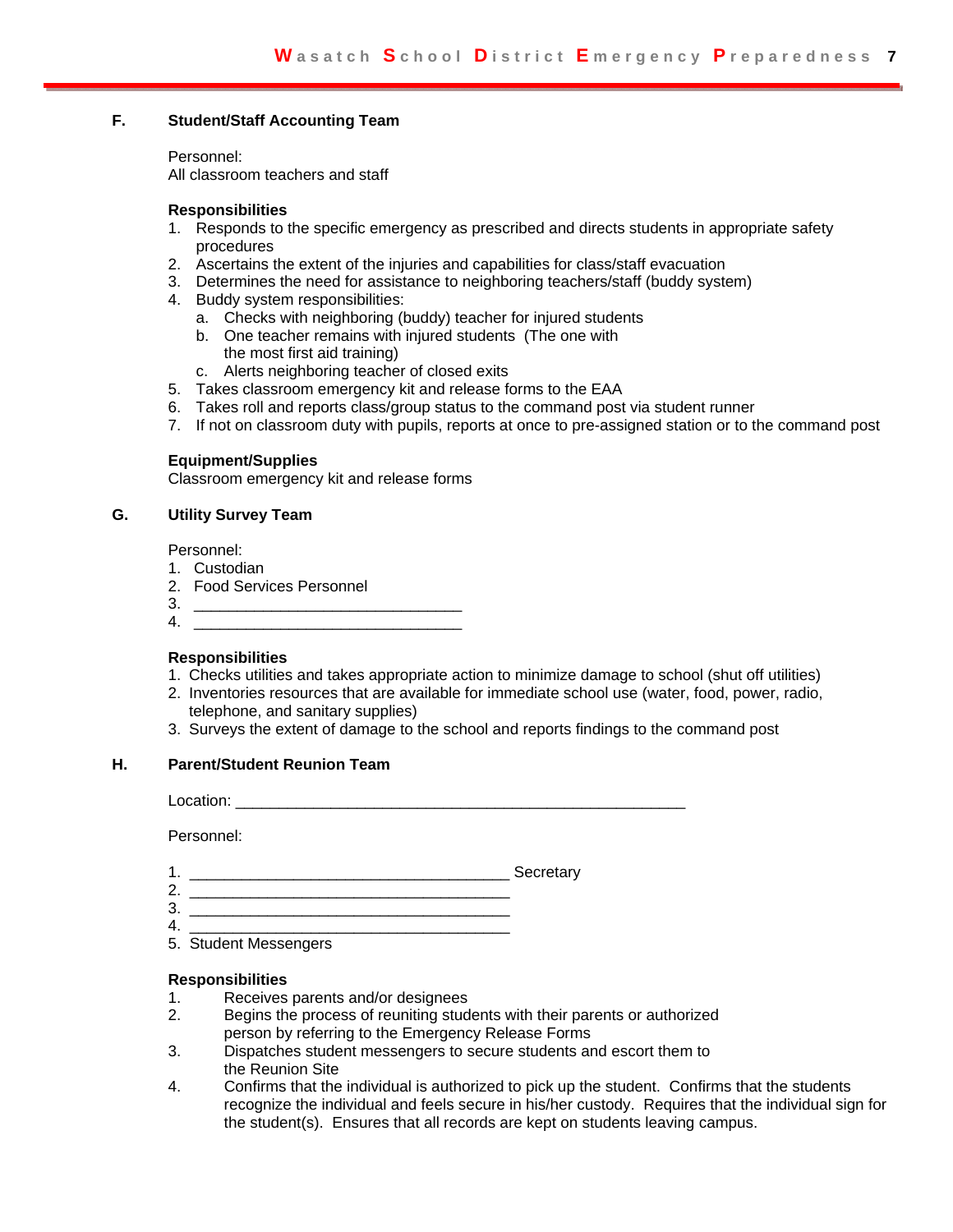### F. Student/Staff Accounting Team

Personnel:
All classroom teachers and staff

**Responsibilities**

1. Responds to the specific emergency as prescribed and directs students in appropriate safety procedures
2. Ascertains the extent of the injuries and capabilities for class/staff evacuation
3. Determines the need for assistance to neighboring teachers/staff (buddy system)
4. Buddy system responsibilities:
   a. Checks with neighboring (buddy) teacher for injured students
   b. One teacher remains with injured students (The one with the most first aid training)
   c. Alerts neighboring teacher of closed exits
5. Takes classroom emergency kit and release forms to the EAA
6. Takes roll and reports class/group status to the command post via student runner
7. If not on classroom duty with pupils, reports at once to pre-assigned station or to the command post

**Equipment/Supplies**
Classroom emergency kit and release forms

### G. Utility Survey Team

Personnel:

1. Custodian
2. Food Services Personnel
3. ______________________________
4. ______________________________

**Responsibilities**

1. Checks utilities and takes appropriate action to minimize damage to school (shut off utilities)
2. Inventories resources that are available for immediate school use (water, food, power, radio, telephone, and sanitary supplies)
3. Surveys the extent of damage to the school and reports findings to the command post

### H. Parent/Student Reunion Team

Location: ____________________________________________________

Personnel:

1. ____________________________________ Secretary
2. ____________________________________
3. ____________________________________
4. ____________________________________
5. Student Messengers

**Responsibilities**

1. Receives parents and/or designees
2. Begins the process of reuniting students with their parents or authorized person by referring to the Emergency Release Forms
3. Dispatches student messengers to secure students and escort them to the Reunion Site
4. Confirms that the individual is authorized to pick up the student. Confirms that the students recognize the individual and feels secure in his/her custody. Requires that the individual sign for the student(s). Ensures that all records are kept on students leaving campus.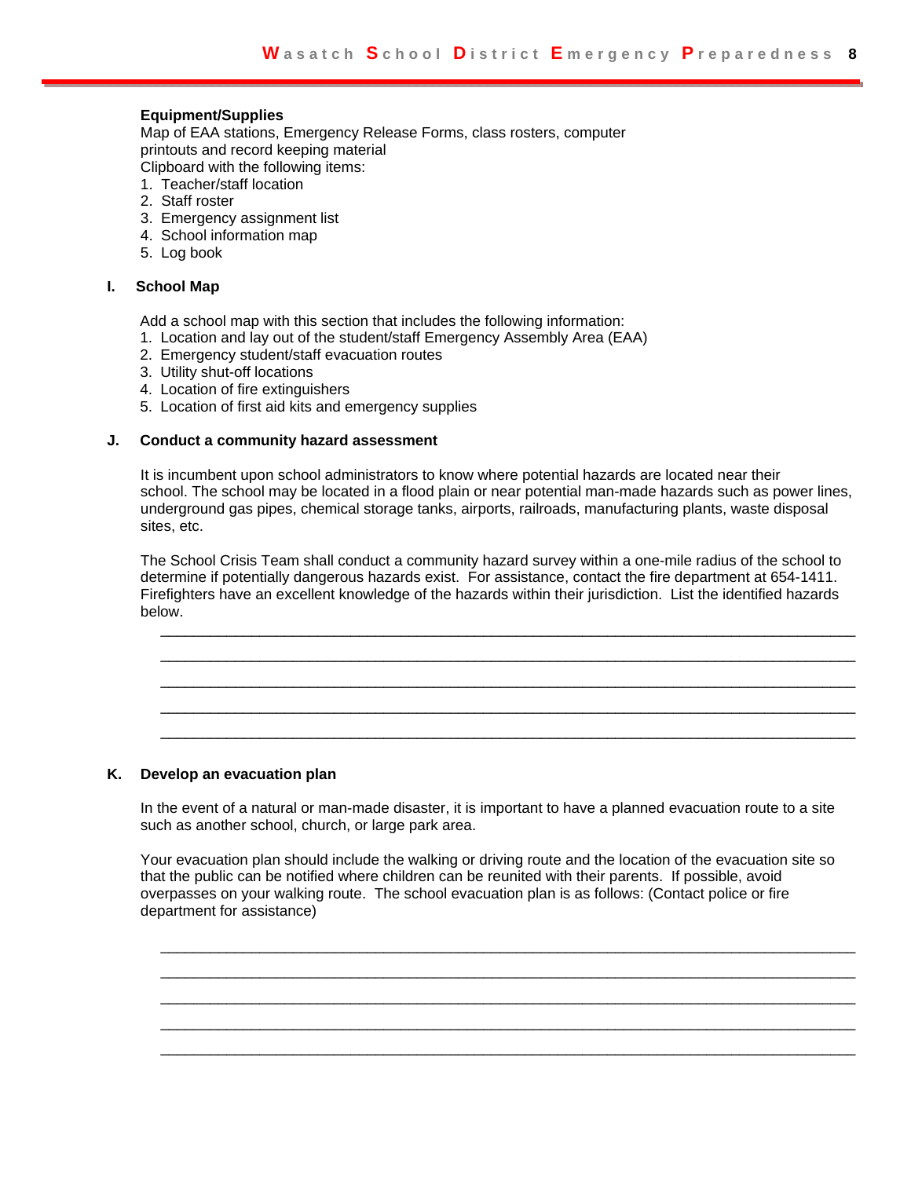**Equipment/Supplies**
Map of EAA stations, Emergency Release Forms, class rosters, computer printouts and record keeping material
Clipboard with the following items:
1. Teacher/staff location
2. Staff roster
3. Emergency assignment list
4. School information map
5. Log book

### I. School Map

Add a school map with this section that includes the following information:
1. Location and lay out of the student/staff Emergency Assembly Area (EAA)
2. Emergency student/staff evacuation routes
3. Utility shut-off locations
4. Location of fire extinguishers
5. Location of first aid kits and emergency supplies

### J. Conduct a community hazard assessment

It is incumbent upon school administrators to know where potential hazards are located near their school. The school may be located in a flood plain or near potential man-made hazards such as power lines, underground gas pipes, chemical storage tanks, airports, railroads, manufacturing plants, waste disposal sites, etc.

The School Crisis Team shall conduct a community hazard survey within a one-mile radius of the school to determine if potentially dangerous hazards exist. For assistance, contact the fire department at 654-1411. Firefighters have an excellent knowledge of the hazards within their jurisdiction. List the identified hazards below.

________________________________________________________________________________

________________________________________________________________________________

________________________________________________________________________________

________________________________________________________________________________

________________________________________________________________________________

### K. Develop an evacuation plan

In the event of a natural or man-made disaster, it is important to have a planned evacuation route to a site such as another school, church, or large park area.

Your evacuation plan should include the walking or driving route and the location of the evacuation site so that the public can be notified where children can be reunited with their parents. If possible, avoid overpasses on your walking route. The school evacuation plan is as follows: (Contact police or fire department for assistance)

________________________________________________________________________________

________________________________________________________________________________

________________________________________________________________________________

________________________________________________________________________________

________________________________________________________________________________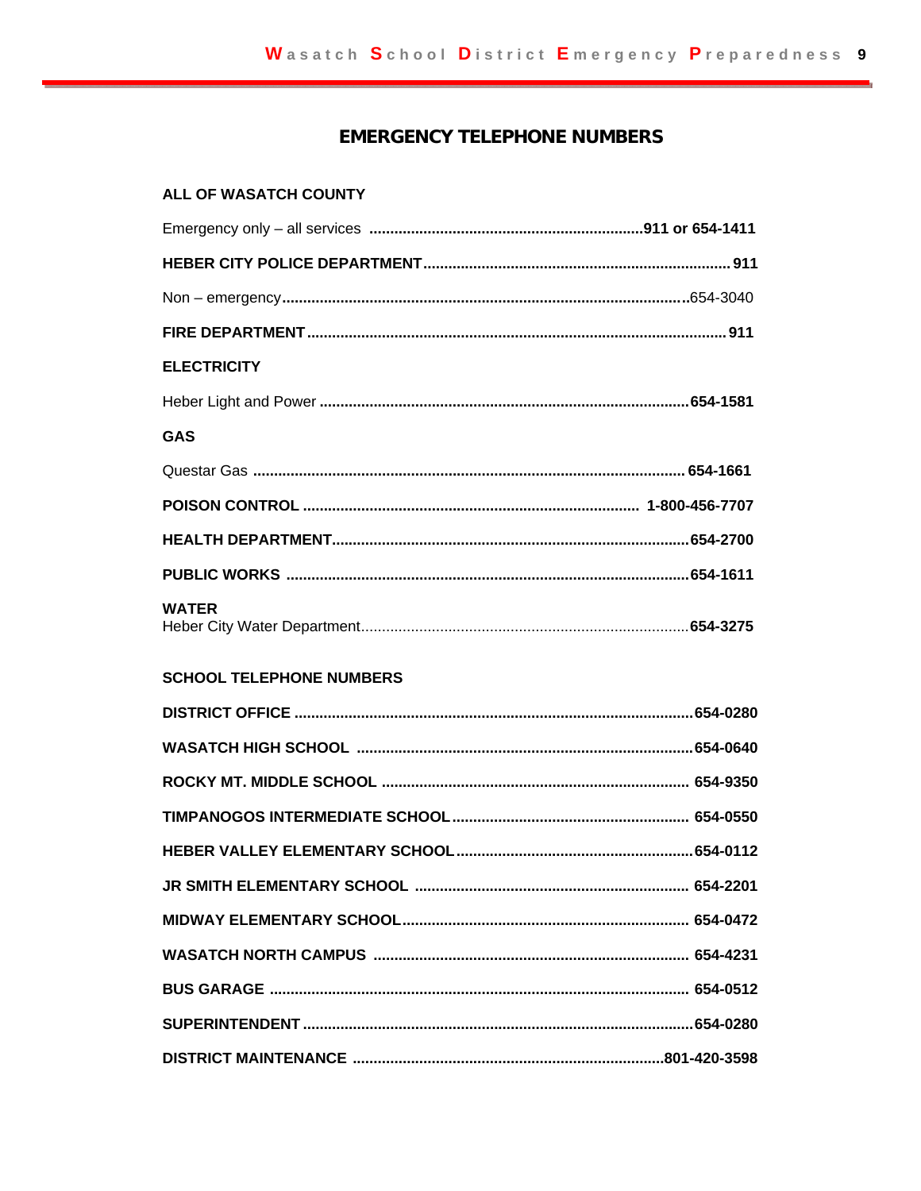# EMERGENCY TELEPHONE NUMBERS

**ALL OF WASATCH COUNTY**

Emergency only – all services ................................................................**911 or 654-1411**

**HEBER CITY POLICE DEPARTMENT**........................................................................**911**

Non – emergency.................................................................................................654-3040

**FIRE DEPARTMENT**..................................................................................................**911**

**ELECTRICITY**

Heber Light and Power ......................................................................................**654-1581**

**GAS**

Questar Gas ....................................................................................................**654-1661**

**POISON CONTROL** ................................................................................ **1-800-456-7707**

**HEALTH DEPARTMENT**....................................................................................**654-2700**

**PUBLIC WORKS** ...............................................................................................**654-1611**

**WATER**
Heber City Water Department.............................................................................**654-3275**

**SCHOOL TELEPHONE NUMBERS**

**DISTRICT OFFICE** .............................................................................................**654-0280**

**WASATCH HIGH SCHOOL** ...............................................................................**654-0640**

**ROCKY MT. MIDDLE SCHOOL** ........................................................................ **654-9350**

**TIMPANOGOS INTERMEDIATE SCHOOL**....................................................... **654-0550**

**HEBER VALLEY ELEMENTARY SCHOOL**.......................................................**654-0112**

**JR SMITH ELEMENTARY SCHOOL** ................................................................ **654-2201**

**MIDWAY ELEMENTARY SCHOOL**................................................................... **654-0472**

**WASATCH NORTH CAMPUS** .......................................................................... **654-4231**

**BUS GARAGE** .................................................................................................. **654-0512**

**SUPERINTENDENT**...........................................................................................**654-0280**

**DISTRICT MAINTENANCE** .........................................................................**801-420-3598**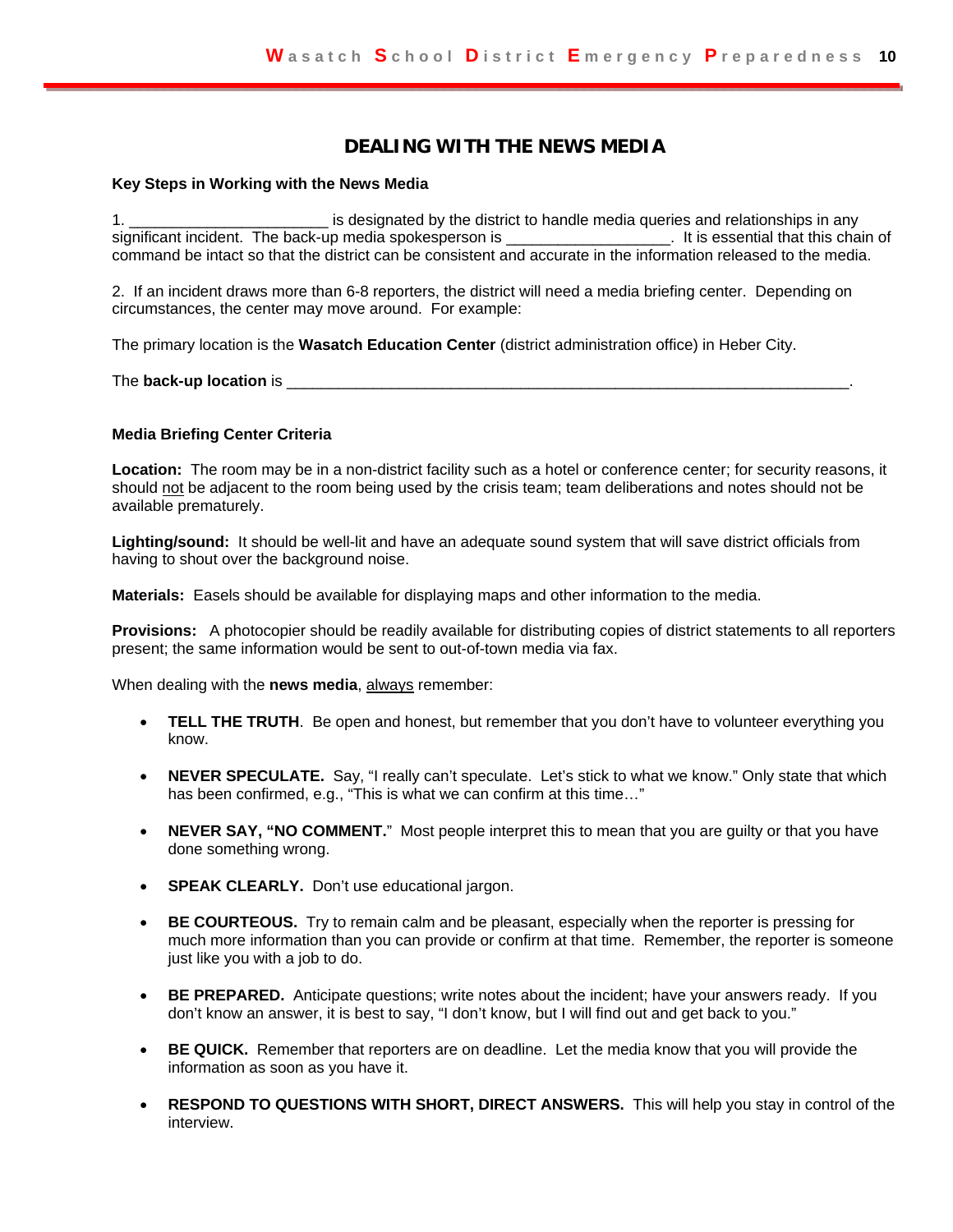## DEALING WITH THE NEWS MEDIA

**Key Steps in Working with the News Media**

1. ______________________ is designated by the district to handle media queries and relationships in any significant incident. The back-up media spokesperson is __________________. It is essential that this chain of command be intact so that the district can be consistent and accurate in the information released to the media.

2. If an incident draws more than 6-8 reporters, the district will need a media briefing center. Depending on circumstances, the center may move around. For example:

The primary location is the **Wasatch Education Center** (district administration office) in Heber City.

The **back-up location** is ______________________________________________________________.

**Media Briefing Center Criteria**

**Location:** The room may be in a non-district facility such as a hotel or conference center; for security reasons, it should not be adjacent to the room being used by the crisis team; team deliberations and notes should not be available prematurely.

**Lighting/sound:** It should be well-lit and have an adequate sound system that will save district officials from having to shout over the background noise.

**Materials:** Easels should be available for displaying maps and other information to the media.

**Provisions:** A photocopier should be readily available for distributing copies of district statements to all reporters present; the same information would be sent to out-of-town media via fax.

When dealing with the **news media**, always remember:

- **TELL THE TRUTH**. Be open and honest, but remember that you don't have to volunteer everything you know.
- **NEVER SPECULATE.** Say, "I really can't speculate. Let's stick to what we know." Only state that which has been confirmed, e.g., "This is what we can confirm at this time…"
- **NEVER SAY, "NO COMMENT."** Most people interpret this to mean that you are guilty or that you have done something wrong.
- **SPEAK CLEARLY.** Don't use educational jargon.
- **BE COURTEOUS.** Try to remain calm and be pleasant, especially when the reporter is pressing for much more information than you can provide or confirm at that time. Remember, the reporter is someone just like you with a job to do.
- **BE PREPARED.** Anticipate questions; write notes about the incident; have your answers ready. If you don't know an answer, it is best to say, "I don't know, but I will find out and get back to you."
- **BE QUICK.** Remember that reporters are on deadline. Let the media know that you will provide the information as soon as you have it.
- **RESPOND TO QUESTIONS WITH SHORT, DIRECT ANSWERS.** This will help you stay in control of the interview.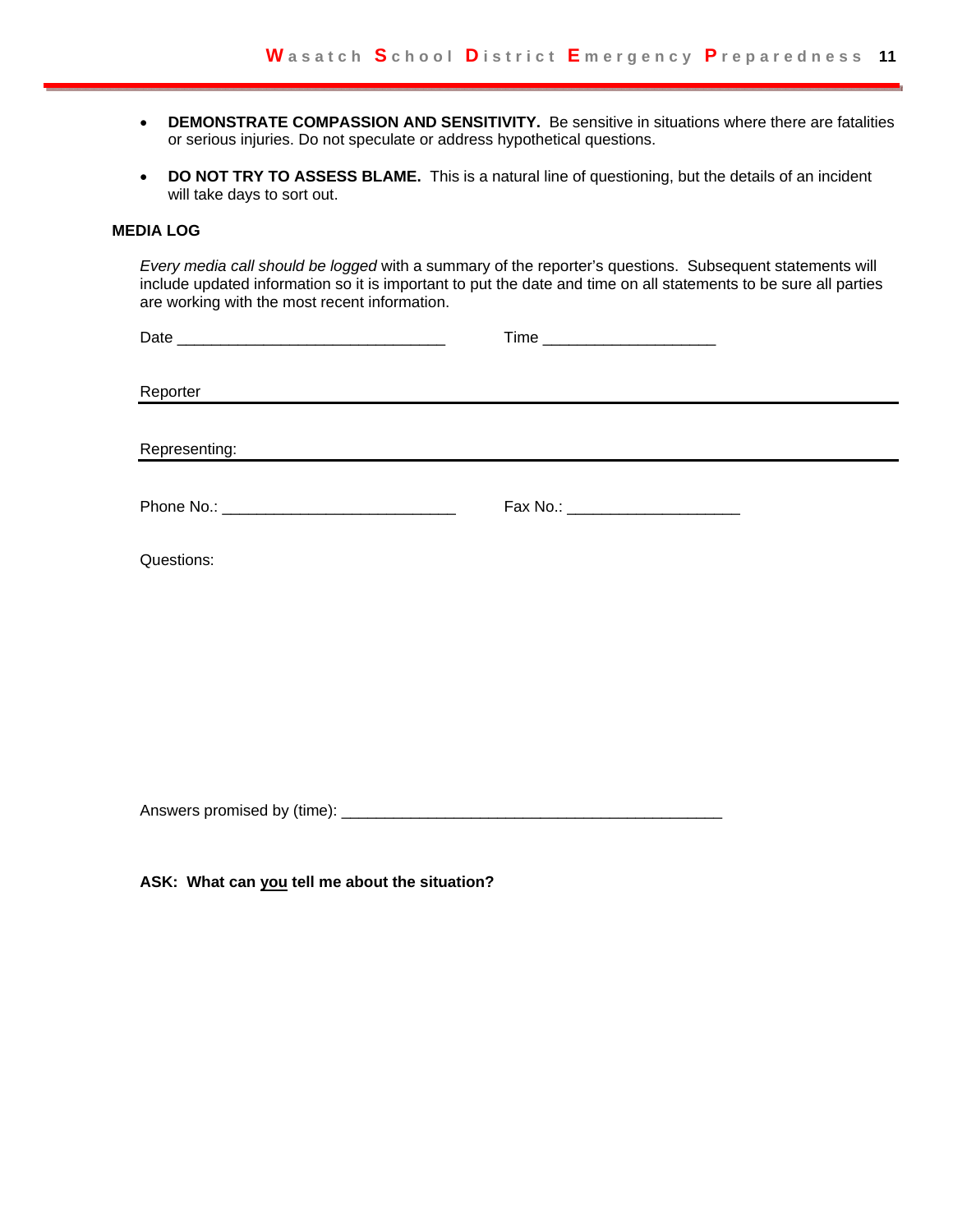- **DEMONSTRATE COMPASSION AND SENSITIVITY.** Be sensitive in situations where there are fatalities or serious injuries. Do not speculate or address hypothetical questions.

- **DO NOT TRY TO ASSESS BLAME.** This is a natural line of questioning, but the details of an incident will take days to sort out.

**MEDIA LOG**

*Every media call should be logged* with a summary of the reporter's questions. Subsequent statements will include updated information so it is important to put the date and time on all statements to be sure all parties are working with the most recent information.

Date _______________________________ Time ____________________

Reporter

Representing:

Phone No.: ___________________________ Fax No.: ____________________

Questions:

Answers promised by (time): ____________________________________________

**ASK: What can <u>you</u> tell me about the situation?**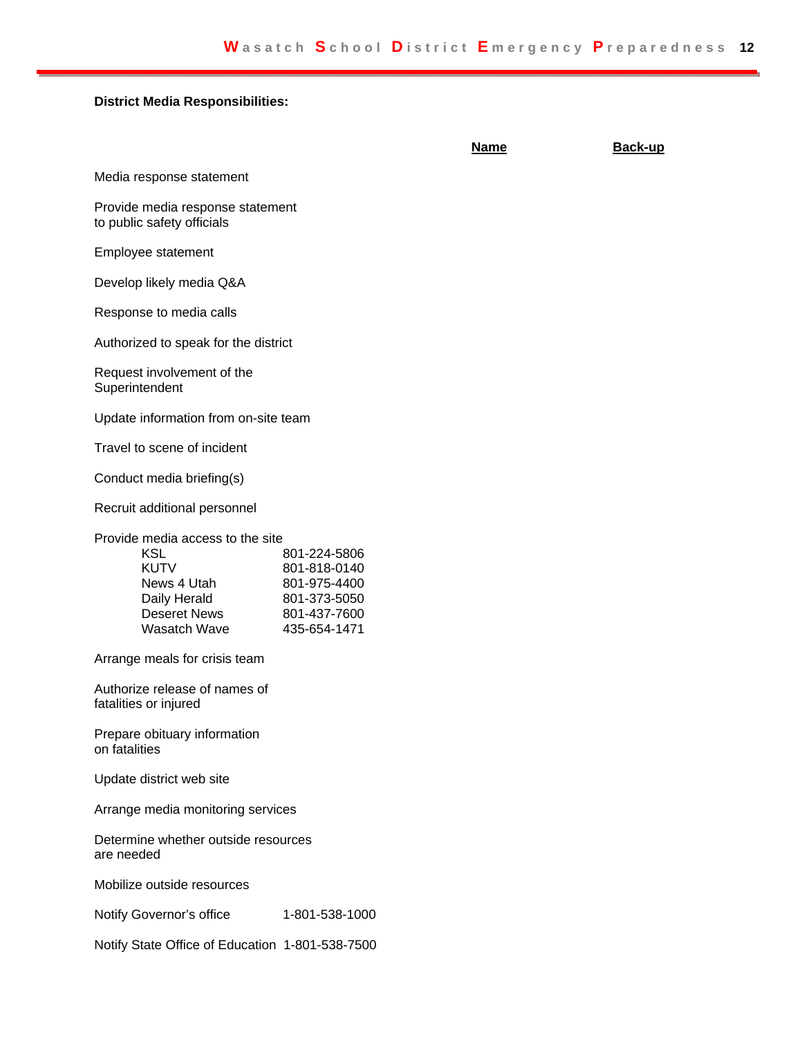**District Media Responsibilities:**

| | Name | Back-up |
|---|---|---|
| Media response statement | | |
| Provide media response statement to public safety officials | | |
| Employee statement | | |
| Develop likely media Q&A | | |
| Response to media calls | | |
| Authorized to speak for the district | | |
| Request involvement of the Superintendent | | |
| Update information from on-site team | | |
| Travel to scene of incident | | |
| Conduct media briefing(s) | | |
| Recruit additional personnel | | |
| Provide media access to the site<br>KSL 801-224-5806<br>KUTV 801-818-0140<br>News 4 Utah 801-975-4400<br>Daily Herald 801-373-5050<br>Deseret News 801-437-7600<br>Wasatch Wave 435-654-1471 | | |
| Arrange meals for crisis team | | |
| Authorize release of names of fatalities or injured | | |
| Prepare obituary information on fatalities | | |
| Update district web site | | |
| Arrange media monitoring services | | |
| Determine whether outside resources are needed | | |
| Mobilize outside resources | | |
| Notify Governor's office 1-801-538-1000 | | |
| Notify State Office of Education 1-801-538-7500 | | |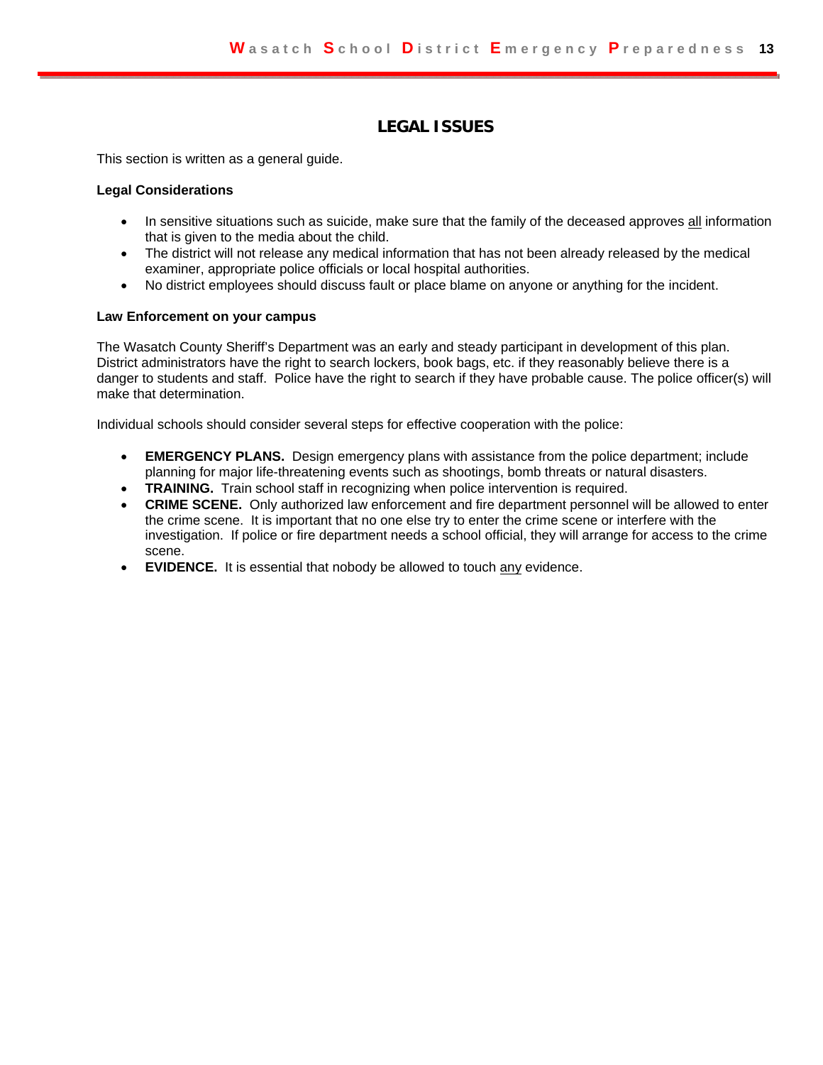# LEGAL ISSUES

This section is written as a general guide.

**Legal Considerations**

- In sensitive situations such as suicide, make sure that the family of the deceased approves <u>all</u> information that is given to the media about the child.
- The district will not release any medical information that has not been already released by the medical examiner, appropriate police officials or local hospital authorities.
- No district employees should discuss fault or place blame on anyone or anything for the incident.

**Law Enforcement on your campus**

The Wasatch County Sheriff's Department was an early and steady participant in development of this plan. District administrators have the right to search lockers, book bags, etc. if they reasonably believe there is a danger to students and staff. Police have the right to search if they have probable cause. The police officer(s) will make that determination.

Individual schools should consider several steps for effective cooperation with the police:

- **EMERGENCY PLANS.** Design emergency plans with assistance from the police department; include planning for major life-threatening events such as shootings, bomb threats or natural disasters.
- **TRAINING.** Train school staff in recognizing when police intervention is required.
- **CRIME SCENE.** Only authorized law enforcement and fire department personnel will be allowed to enter the crime scene. It is important that no one else try to enter the crime scene or interfere with the investigation. If police or fire department needs a school official, they will arrange for access to the crime scene.
- **EVIDENCE.** It is essential that nobody be allowed to touch <u>any</u> evidence.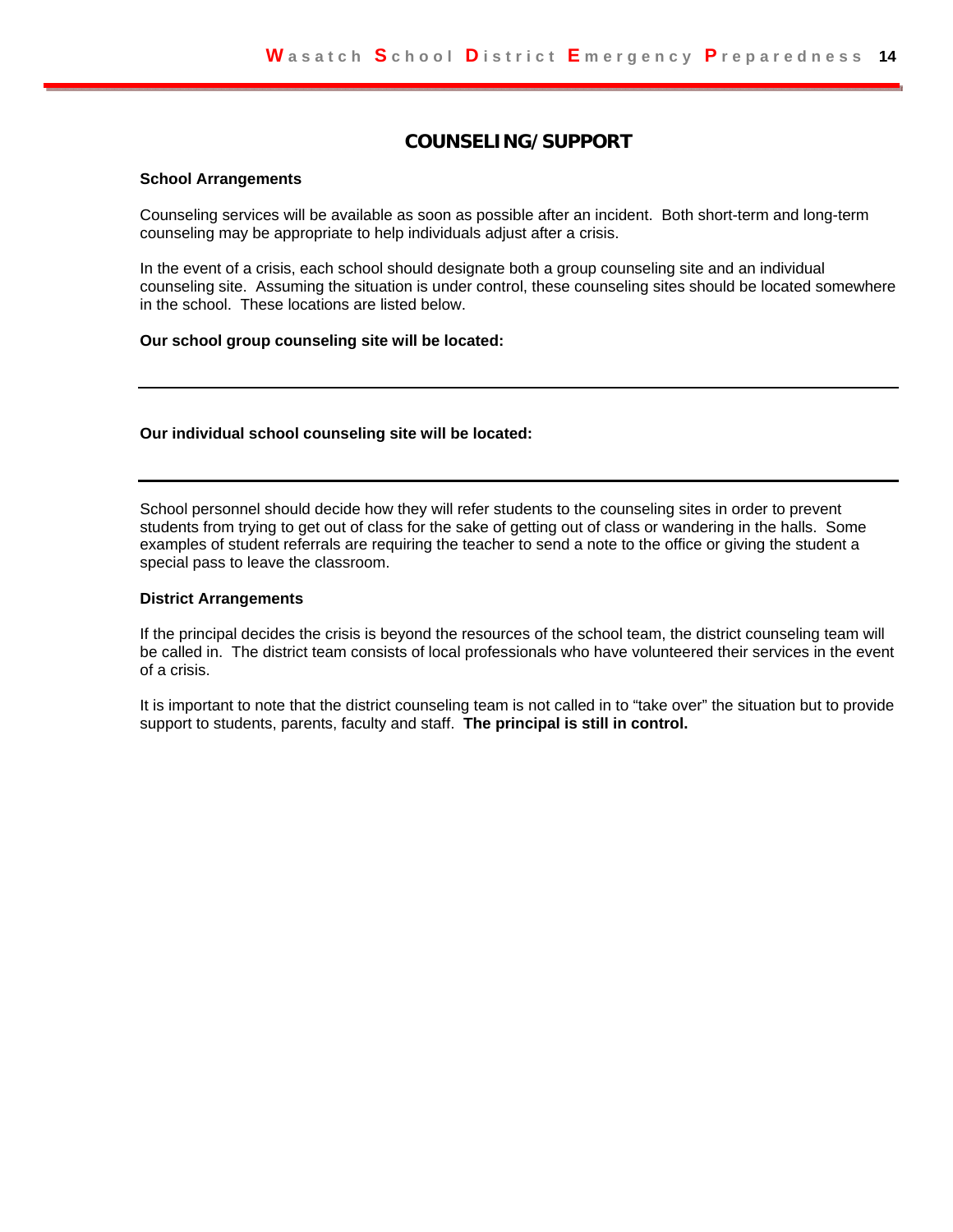# COUNSELING/SUPPORT

**School Arrangements**

Counseling services will be available as soon as possible after an incident. Both short-term and long-term counseling may be appropriate to help individuals adjust after a crisis.

In the event of a crisis, each school should designate both a group counseling site and an individual counseling site. Assuming the situation is under control, these counseling sites should be located somewhere in the school. These locations are listed below.

**Our school group counseling site will be located:**

---

**Our individual school counseling site will be located:**

---

School personnel should decide how they will refer students to the counseling sites in order to prevent students from trying to get out of class for the sake of getting out of class or wandering in the halls. Some examples of student referrals are requiring the teacher to send a note to the office or giving the student a special pass to leave the classroom.

**District Arrangements**

If the principal decides the crisis is beyond the resources of the school team, the district counseling team will be called in. The district team consists of local professionals who have volunteered their services in the event of a crisis.

It is important to note that the district counseling team is not called in to "take over" the situation but to provide support to students, parents, faculty and staff. **The principal is still in control.**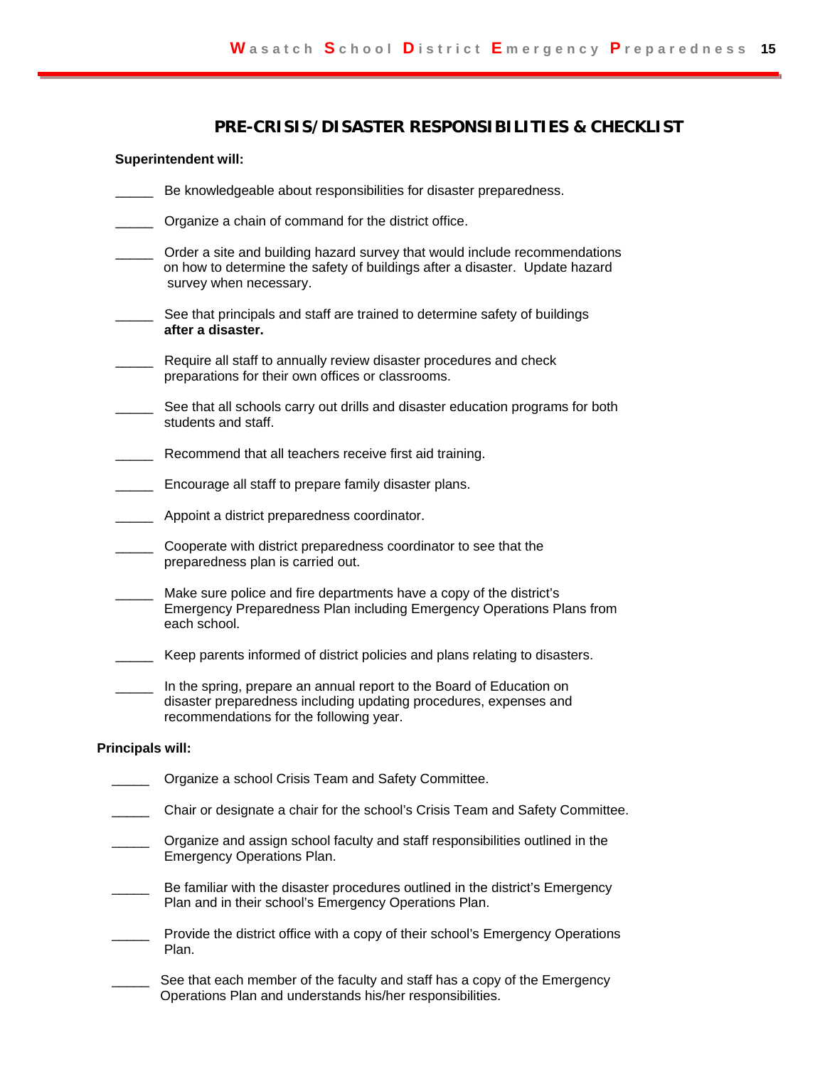## PRE-CRISIS/DISASTER RESPONSIBILITIES & CHECKLIST

**Superintendent will:**

_____ Be knowledgeable about responsibilities for disaster preparedness.

_____ Organize a chain of command for the district office.

_____ Order a site and building hazard survey that would include recommendations on how to determine the safety of buildings after a disaster. Update hazard survey when necessary.

_____ See that principals and staff are trained to determine safety of buildings **after a disaster.**

_____ Require all staff to annually review disaster procedures and check preparations for their own offices or classrooms.

_____ See that all schools carry out drills and disaster education programs for both students and staff.

_____ Recommend that all teachers receive first aid training.

_____ Encourage all staff to prepare family disaster plans.

_____ Appoint a district preparedness coordinator.

_____ Cooperate with district preparedness coordinator to see that the preparedness plan is carried out.

_____ Make sure police and fire departments have a copy of the district's Emergency Preparedness Plan including Emergency Operations Plans from each school.

_____ Keep parents informed of district policies and plans relating to disasters.

_____ In the spring, prepare an annual report to the Board of Education on disaster preparedness including updating procedures, expenses and recommendations for the following year.

**Principals will:**

_____ Organize a school Crisis Team and Safety Committee.

_____ Chair or designate a chair for the school's Crisis Team and Safety Committee.

_____ Organize and assign school faculty and staff responsibilities outlined in the Emergency Operations Plan.

_____ Be familiar with the disaster procedures outlined in the district's Emergency Plan and in their school's Emergency Operations Plan.

_____ Provide the district office with a copy of their school's Emergency Operations Plan.

_____ See that each member of the faculty and staff has a copy of the Emergency Operations Plan and understands his/her responsibilities.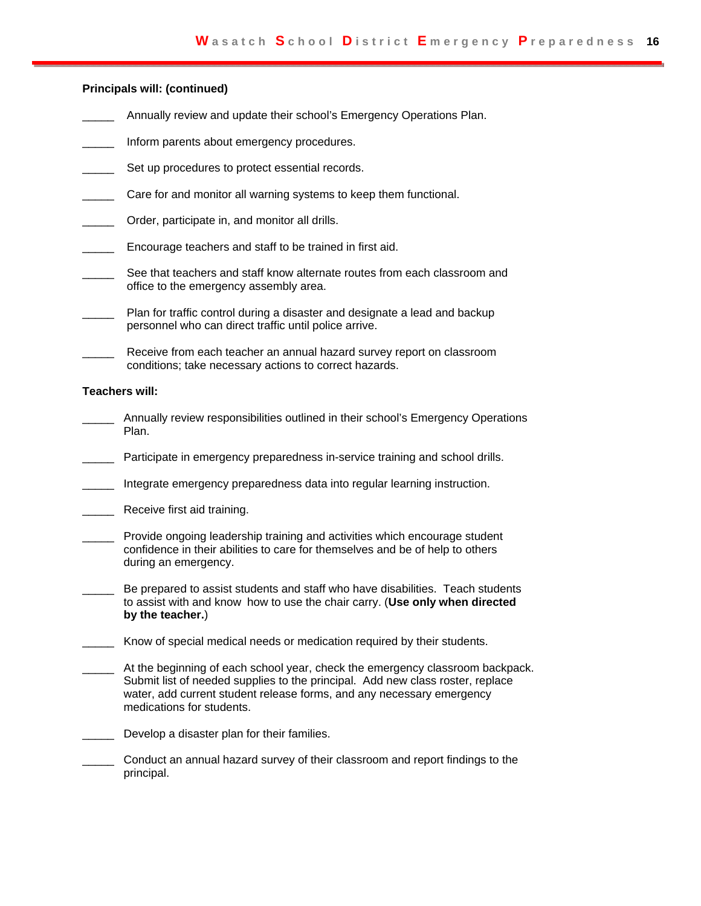**Principals will: (continued)**

_____ Annually review and update their school's Emergency Operations Plan.

_____ Inform parents about emergency procedures.

_____ Set up procedures to protect essential records.

_____ Care for and monitor all warning systems to keep them functional.

_____ Order, participate in, and monitor all drills.

_____ Encourage teachers and staff to be trained in first aid.

_____ See that teachers and staff know alternate routes from each classroom and office to the emergency assembly area.

_____ Plan for traffic control during a disaster and designate a lead and backup personnel who can direct traffic until police arrive.

_____ Receive from each teacher an annual hazard survey report on classroom conditions; take necessary actions to correct hazards.

**Teachers will:**

_____ Annually review responsibilities outlined in their school's Emergency Operations Plan.

_____ Participate in emergency preparedness in-service training and school drills.

_____ Integrate emergency preparedness data into regular learning instruction.

_____ Receive first aid training.

_____ Provide ongoing leadership training and activities which encourage student confidence in their abilities to care for themselves and be of help to others during an emergency.

_____ Be prepared to assist students and staff who have disabilities. Teach students to assist with and know how to use the chair carry. (**Use only when directed by the teacher.**)

_____ Know of special medical needs or medication required by their students.

_____ At the beginning of each school year, check the emergency classroom backpack. Submit list of needed supplies to the principal. Add new class roster, replace water, add current student release forms, and any necessary emergency medications for students.

_____ Develop a disaster plan for their families.

_____ Conduct an annual hazard survey of their classroom and report findings to the principal.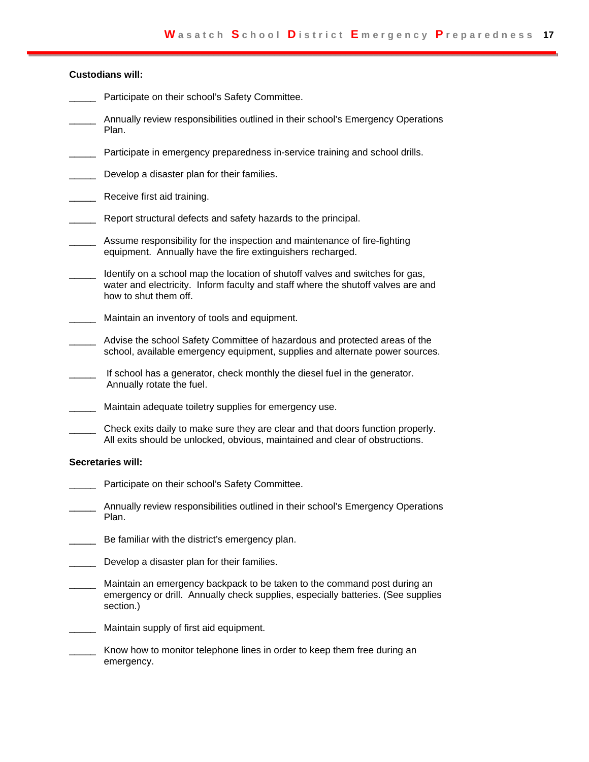**Custodians will:**

_____ Participate on their school's Safety Committee.

_____ Annually review responsibilities outlined in their school's Emergency Operations Plan.

_____ Participate in emergency preparedness in-service training and school drills.

_____ Develop a disaster plan for their families.

_____ Receive first aid training.

_____ Report structural defects and safety hazards to the principal.

_____ Assume responsibility for the inspection and maintenance of fire-fighting equipment. Annually have the fire extinguishers recharged.

_____ Identify on a school map the location of shutoff valves and switches for gas, water and electricity. Inform faculty and staff where the shutoff valves are and how to shut them off.

_____ Maintain an inventory of tools and equipment.

_____ Advise the school Safety Committee of hazardous and protected areas of the school, available emergency equipment, supplies and alternate power sources.

_____ If school has a generator, check monthly the diesel fuel in the generator. Annually rotate the fuel.

_____ Maintain adequate toiletry supplies for emergency use.

_____ Check exits daily to make sure they are clear and that doors function properly. All exits should be unlocked, obvious, maintained and clear of obstructions.

**Secretaries will:**

_____ Participate on their school's Safety Committee.

_____ Annually review responsibilities outlined in their school's Emergency Operations Plan.

_____ Be familiar with the district's emergency plan.

_____ Develop a disaster plan for their families.

_____ Maintain an emergency backpack to be taken to the command post during an emergency or drill. Annually check supplies, especially batteries. (See supplies section.)

_____ Maintain supply of first aid equipment.

_____ Know how to monitor telephone lines in order to keep them free during an emergency.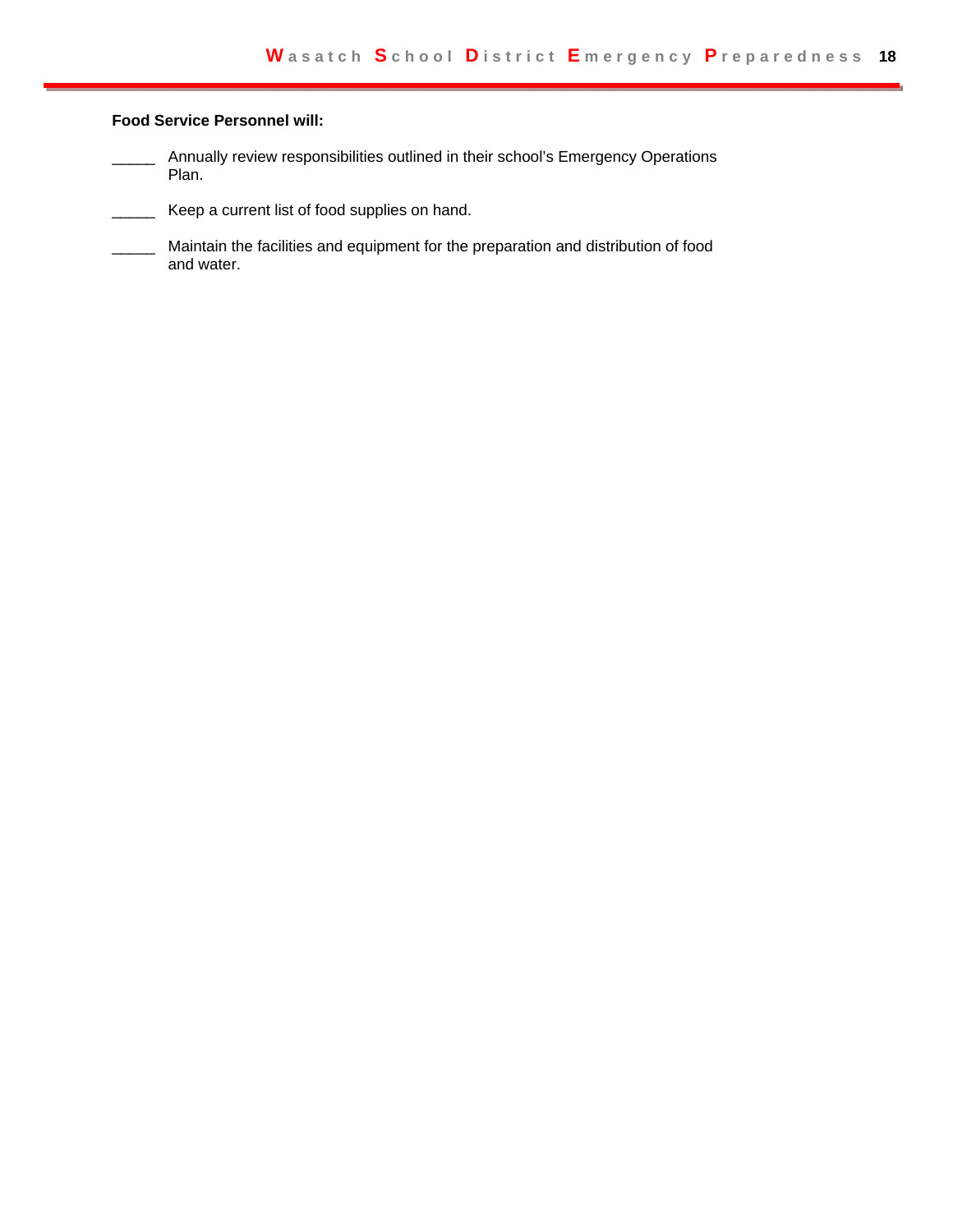**Food Service Personnel will:**

_____ Annually review responsibilities outlined in their school's Emergency Operations Plan.

_____ Keep a current list of food supplies on hand.

_____ Maintain the facilities and equipment for the preparation and distribution of food and water.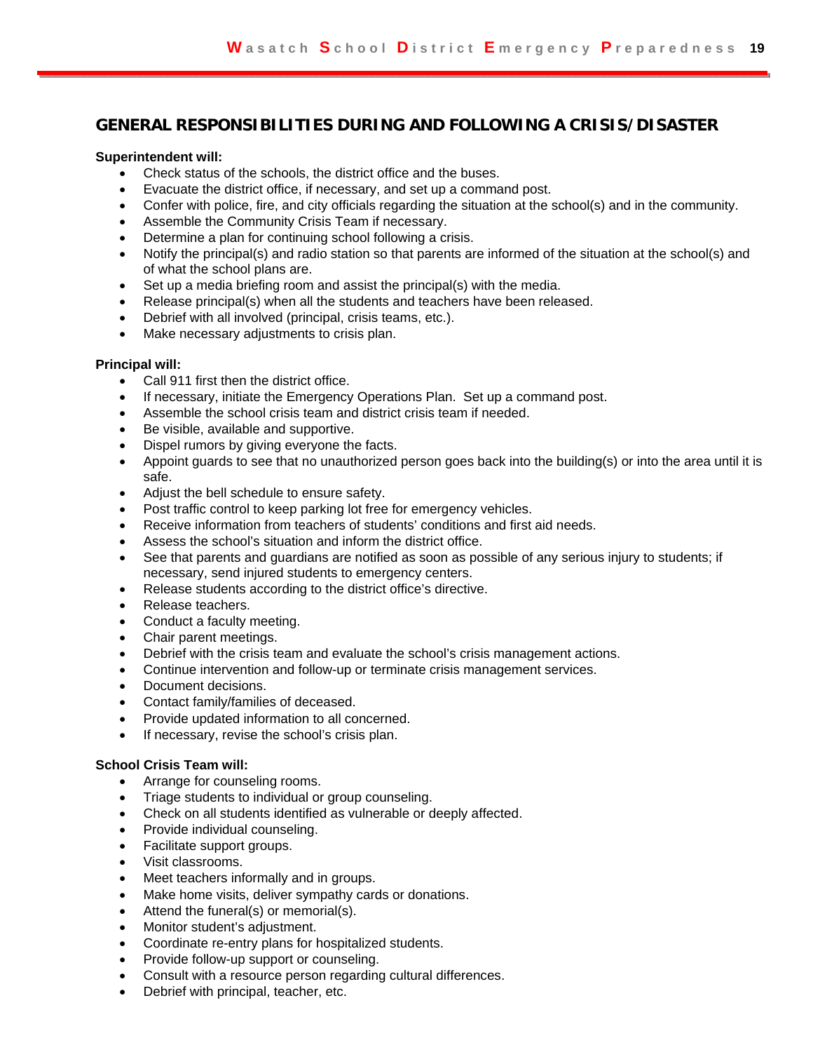## GENERAL RESPONSIBILITIES DURING AND FOLLOWING A CRISIS/DISASTER

**Superintendent will:**

- Check status of the schools, the district office and the buses.
- Evacuate the district office, if necessary, and set up a command post.
- Confer with police, fire, and city officials regarding the situation at the school(s) and in the community.
- Assemble the Community Crisis Team if necessary.
- Determine a plan for continuing school following a crisis.
- Notify the principal(s) and radio station so that parents are informed of the situation at the school(s) and of what the school plans are.
- Set up a media briefing room and assist the principal(s) with the media.
- Release principal(s) when all the students and teachers have been released.
- Debrief with all involved (principal, crisis teams, etc.).
- Make necessary adjustments to crisis plan.

**Principal will:**

- Call 911 first then the district office.
- If necessary, initiate the Emergency Operations Plan. Set up a command post.
- Assemble the school crisis team and district crisis team if needed.
- Be visible, available and supportive.
- Dispel rumors by giving everyone the facts.
- Appoint guards to see that no unauthorized person goes back into the building(s) or into the area until it is safe.
- Adjust the bell schedule to ensure safety.
- Post traffic control to keep parking lot free for emergency vehicles.
- Receive information from teachers of students' conditions and first aid needs.
- Assess the school's situation and inform the district office.
- See that parents and guardians are notified as soon as possible of any serious injury to students; if necessary, send injured students to emergency centers.
- Release students according to the district office's directive.
- Release teachers.
- Conduct a faculty meeting.
- Chair parent meetings.
- Debrief with the crisis team and evaluate the school's crisis management actions.
- Continue intervention and follow-up or terminate crisis management services.
- Document decisions.
- Contact family/families of deceased.
- Provide updated information to all concerned.
- If necessary, revise the school's crisis plan.

**School Crisis Team will:**

- Arrange for counseling rooms.
- Triage students to individual or group counseling.
- Check on all students identified as vulnerable or deeply affected.
- Provide individual counseling.
- Facilitate support groups.
- Visit classrooms.
- Meet teachers informally and in groups.
- Make home visits, deliver sympathy cards or donations.
- Attend the funeral(s) or memorial(s).
- Monitor student's adjustment.
- Coordinate re-entry plans for hospitalized students.
- Provide follow-up support or counseling.
- Consult with a resource person regarding cultural differences.
- Debrief with principal, teacher, etc.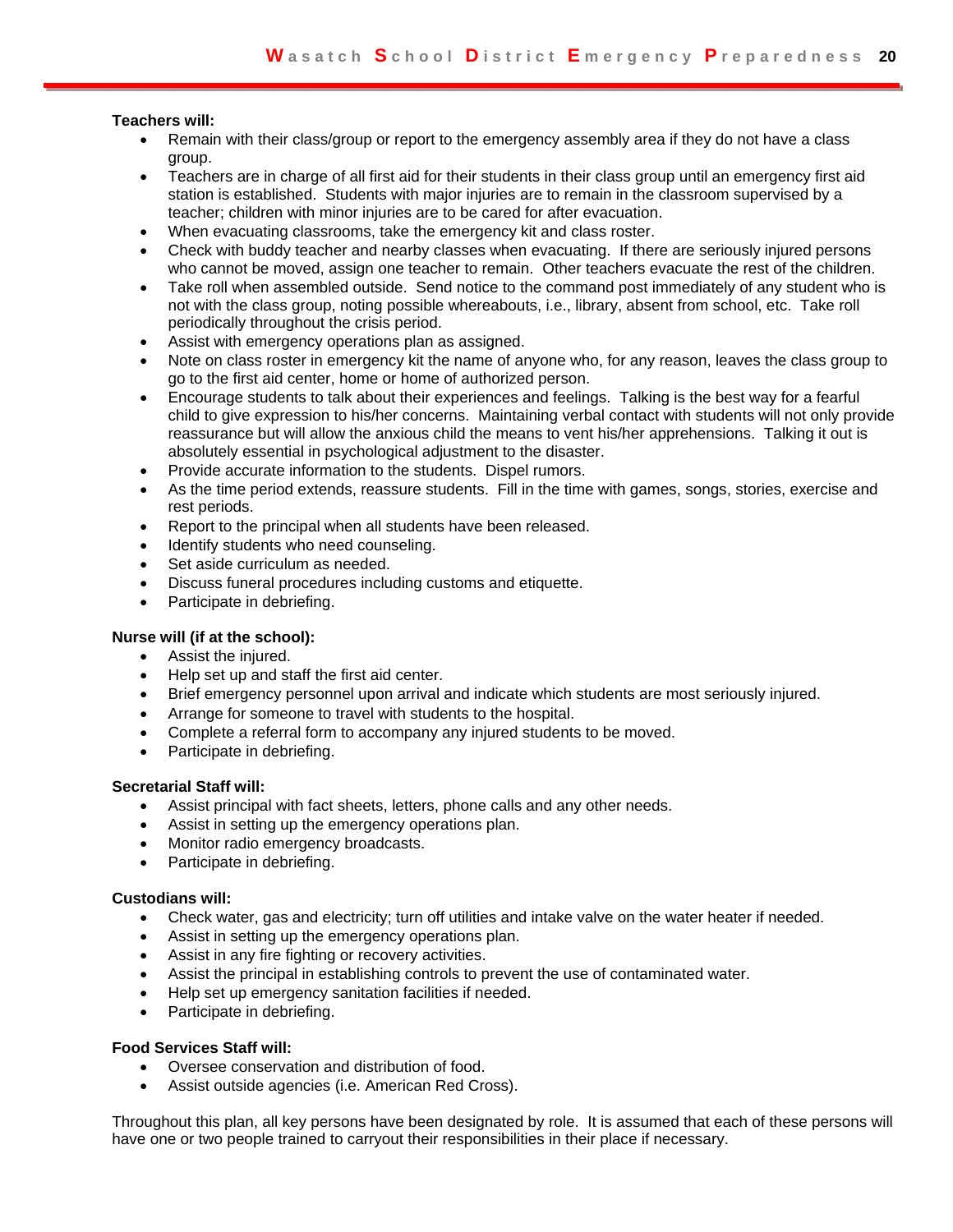**Teachers will:**

- Remain with their class/group or report to the emergency assembly area if they do not have a class group.
- Teachers are in charge of all first aid for their students in their class group until an emergency first aid station is established. Students with major injuries are to remain in the classroom supervised by a teacher; children with minor injuries are to be cared for after evacuation.
- When evacuating classrooms, take the emergency kit and class roster.
- Check with buddy teacher and nearby classes when evacuating. If there are seriously injured persons who cannot be moved, assign one teacher to remain. Other teachers evacuate the rest of the children.
- Take roll when assembled outside. Send notice to the command post immediately of any student who is not with the class group, noting possible whereabouts, i.e., library, absent from school, etc. Take roll periodically throughout the crisis period.
- Assist with emergency operations plan as assigned.
- Note on class roster in emergency kit the name of anyone who, for any reason, leaves the class group to go to the first aid center, home or home of authorized person.
- Encourage students to talk about their experiences and feelings. Talking is the best way for a fearful child to give expression to his/her concerns. Maintaining verbal contact with students will not only provide reassurance but will allow the anxious child the means to vent his/her apprehensions. Talking it out is absolutely essential in psychological adjustment to the disaster.
- Provide accurate information to the students. Dispel rumors.
- As the time period extends, reassure students. Fill in the time with games, songs, stories, exercise and rest periods.
- Report to the principal when all students have been released.
- Identify students who need counseling.
- Set aside curriculum as needed.
- Discuss funeral procedures including customs and etiquette.
- Participate in debriefing.

**Nurse will (if at the school):**

- Assist the injured.
- Help set up and staff the first aid center.
- Brief emergency personnel upon arrival and indicate which students are most seriously injured.
- Arrange for someone to travel with students to the hospital.
- Complete a referral form to accompany any injured students to be moved.
- Participate in debriefing.

**Secretarial Staff will:**

- Assist principal with fact sheets, letters, phone calls and any other needs.
- Assist in setting up the emergency operations plan.
- Monitor radio emergency broadcasts.
- Participate in debriefing.

**Custodians will:**

- Check water, gas and electricity; turn off utilities and intake valve on the water heater if needed.
- Assist in setting up the emergency operations plan.
- Assist in any fire fighting or recovery activities.
- Assist the principal in establishing controls to prevent the use of contaminated water.
- Help set up emergency sanitation facilities if needed.
- Participate in debriefing.

**Food Services Staff will:**

- Oversee conservation and distribution of food.
- Assist outside agencies (i.e. American Red Cross).

Throughout this plan, all key persons have been designated by role. It is assumed that each of these persons will have one or two people trained to carryout their responsibilities in their place if necessary.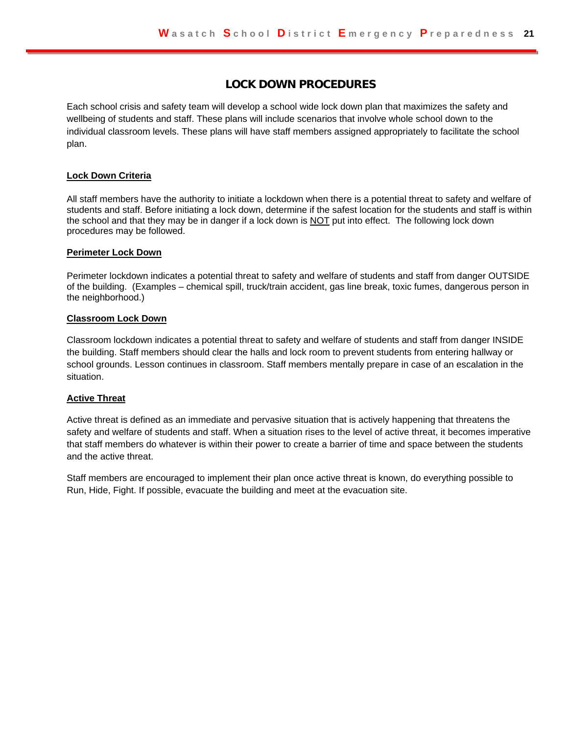# LOCK DOWN PROCEDURES

Each school crisis and safety team will develop a school wide lock down plan that maximizes the safety and wellbeing of students and staff. These plans will include scenarios that involve whole school down to the individual classroom levels. These plans will have staff members assigned appropriately to facilitate the school plan.

## Lock Down Criteria

All staff members have the authority to initiate a lockdown when there is a potential threat to safety and welfare of students and staff. Before initiating a lock down, determine if the safest location for the students and staff is within the school and that they may be in danger if a lock down is NOT put into effect. The following lock down procedures may be followed.

## Perimeter Lock Down

Perimeter lockdown indicates a potential threat to safety and welfare of students and staff from danger OUTSIDE of the building. (Examples – chemical spill, truck/train accident, gas line break, toxic fumes, dangerous person in the neighborhood.)

## Classroom Lock Down

Classroom lockdown indicates a potential threat to safety and welfare of students and staff from danger INSIDE the building. Staff members should clear the halls and lock room to prevent students from entering hallway or school grounds. Lesson continues in classroom. Staff members mentally prepare in case of an escalation in the situation.

## Active Threat

Active threat is defined as an immediate and pervasive situation that is actively happening that threatens the safety and welfare of students and staff. When a situation rises to the level of active threat, it becomes imperative that staff members do whatever is within their power to create a barrier of time and space between the students and the active threat.

Staff members are encouraged to implement their plan once active threat is known, do everything possible to Run, Hide, Fight. If possible, evacuate the building and meet at the evacuation site.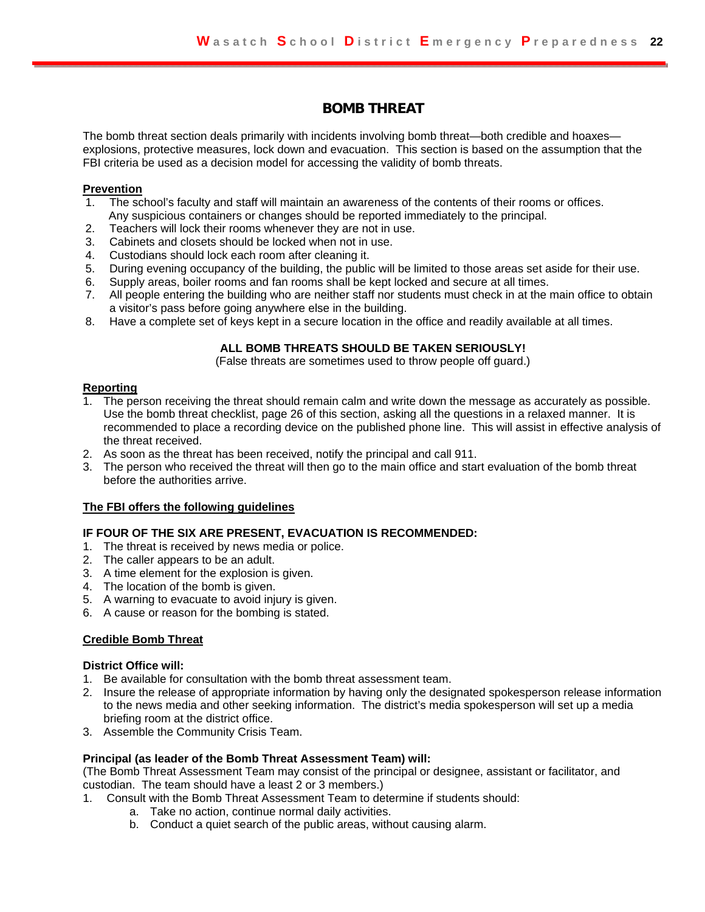# BOMB THREAT

The bomb threat section deals primarily with incidents involving bomb threat—both credible and hoaxes—explosions, protective measures, lock down and evacuation. This section is based on the assumption that the FBI criteria be used as a decision model for accessing the validity of bomb threats.

**Prevention**

1. The school's faculty and staff will maintain an awareness of the contents of their rooms or offices. Any suspicious containers or changes should be reported immediately to the principal.
2. Teachers will lock their rooms whenever they are not in use.
3. Cabinets and closets should be locked when not in use.
4. Custodians should lock each room after cleaning it.
5. During evening occupancy of the building, the public will be limited to those areas set aside for their use.
6. Supply areas, boiler rooms and fan rooms shall be kept locked and secure at all times.
7. All people entering the building who are neither staff nor students must check in at the main office to obtain a visitor's pass before going anywhere else in the building.
8. Have a complete set of keys kept in a secure location in the office and readily available at all times.

**ALL BOMB THREATS SHOULD BE TAKEN SERIOUSLY!**
(False threats are sometimes used to throw people off guard.)

**Reporting**

1. The person receiving the threat should remain calm and write down the message as accurately as possible. Use the bomb threat checklist, page 26 of this section, asking all the questions in a relaxed manner. It is recommended to place a recording device on the published phone line. This will assist in effective analysis of the threat received.
2. As soon as the threat has been received, notify the principal and call 911.
3. The person who received the threat will then go to the main office and start evaluation of the bomb threat before the authorities arrive.

**The FBI offers the following guidelines**

**IF FOUR OF THE SIX ARE PRESENT, EVACUATION IS RECOMMENDED:**

1. The threat is received by news media or police.
2. The caller appears to be an adult.
3. A time element for the explosion is given.
4. The location of the bomb is given.
5. A warning to evacuate to avoid injury is given.
6. A cause or reason for the bombing is stated.

**Credible Bomb Threat**

**District Office will:**

1. Be available for consultation with the bomb threat assessment team.
2. Insure the release of appropriate information by having only the designated spokesperson release information to the news media and other seeking information. The district's media spokesperson will set up a media briefing room at the district office.
3. Assemble the Community Crisis Team.

**Principal (as leader of the Bomb Threat Assessment Team) will:**
(The Bomb Threat Assessment Team may consist of the principal or designee, assistant or facilitator, and custodian. The team should have a least 2 or 3 members.)

1. Consult with the Bomb Threat Assessment Team to determine if students should:
   a. Take no action, continue normal daily activities.
   b. Conduct a quiet search of the public areas, without causing alarm.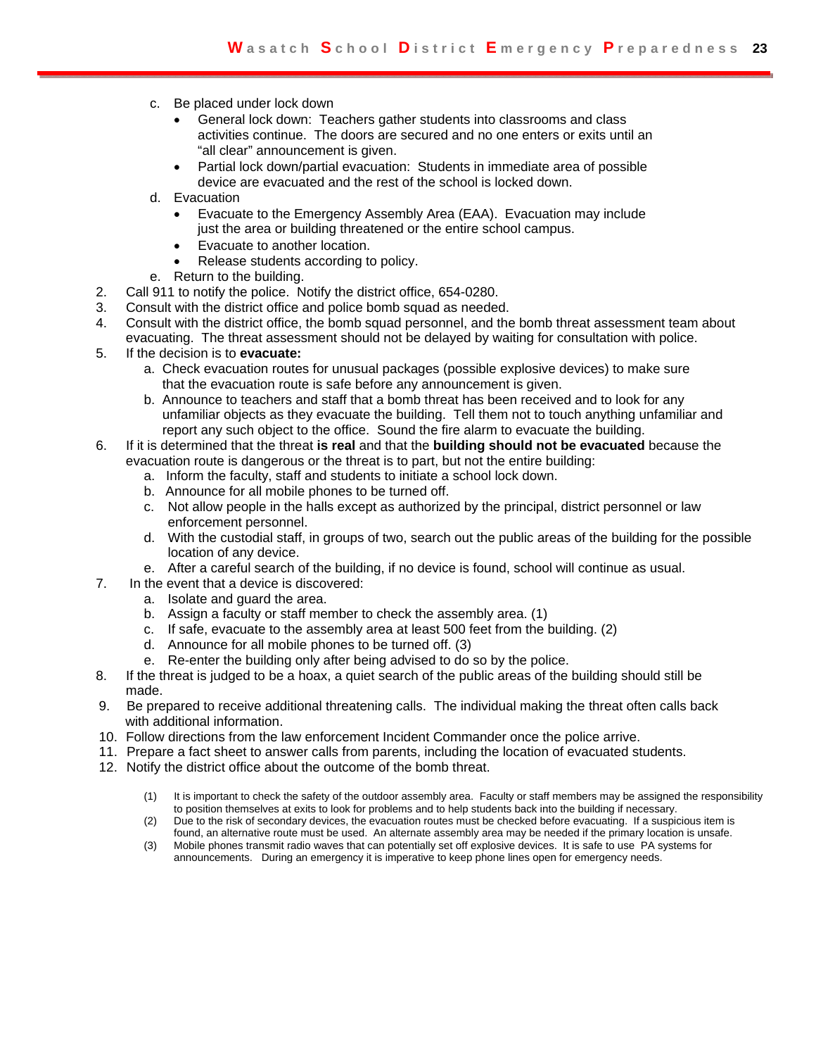c. Be placed under lock down
      - General lock down: Teachers gather students into classrooms and class activities continue. The doors are secured and no one enters or exits until an "all clear" announcement is given.
      - Partial lock down/partial evacuation: Students in immediate area of possible device are evacuated and the rest of the school is locked down.
   d. Evacuation
      - Evacuate to the Emergency Assembly Area (EAA). Evacuation may include just the area or building threatened or the entire school campus.
      - Evacuate to another location.
      - Release students according to policy.
   e. Return to the building.
2. Call 911 to notify the police. Notify the district office, 654-0280.
3. Consult with the district office and police bomb squad as needed.
4. Consult with the district office, the bomb squad personnel, and the bomb threat assessment team about evacuating. The threat assessment should not be delayed by waiting for consultation with police.
5. If the decision is to **evacuate:**
   a. Check evacuation routes for unusual packages (possible explosive devices) to make sure that the evacuation route is safe before any announcement is given.
   b. Announce to teachers and staff that a bomb threat has been received and to look for any unfamiliar objects as they evacuate the building. Tell them not to touch anything unfamiliar and report any such object to the office. Sound the fire alarm to evacuate the building.
6. If it is determined that the threat **is real** and that the **building should not be evacuated** because the evacuation route is dangerous or the threat is to part, but not the entire building:
   a. Inform the faculty, staff and students to initiate a school lock down.
   b. Announce for all mobile phones to be turned off.
   c. Not allow people in the halls except as authorized by the principal, district personnel or law enforcement personnel.
   d. With the custodial staff, in groups of two, search out the public areas of the building for the possible location of any device.
   e. After a careful search of the building, if no device is found, school will continue as usual.
7. In the event that a device is discovered:
   a. Isolate and guard the area.
   b. Assign a faculty or staff member to check the assembly area. (1)
   c. If safe, evacuate to the assembly area at least 500 feet from the building. (2)
   d. Announce for all mobile phones to be turned off. (3)
   e. Re-enter the building only after being advised to do so by the police.
8. If the threat is judged to be a hoax, a quiet search of the public areas of the building should still be made.
9. Be prepared to receive additional threatening calls. The individual making the threat often calls back with additional information.
10. Follow directions from the law enforcement Incident Commander once the police arrive.
11. Prepare a fact sheet to answer calls from parents, including the location of evacuated students.
12. Notify the district office about the outcome of the bomb threat.

(1) It is important to check the safety of the outdoor assembly area. Faculty or staff members may be assigned the responsibility to position themselves at exits to look for problems and to help students back into the building if necessary.

(2) Due to the risk of secondary devices, the evacuation routes must be checked before evacuating. If a suspicious item is found, an alternative route must be used. An alternate assembly area may be needed if the primary location is unsafe.

(3) Mobile phones transmit radio waves that can potentially set off explosive devices. It is safe to use PA systems for announcements. During an emergency it is imperative to keep phone lines open for emergency needs.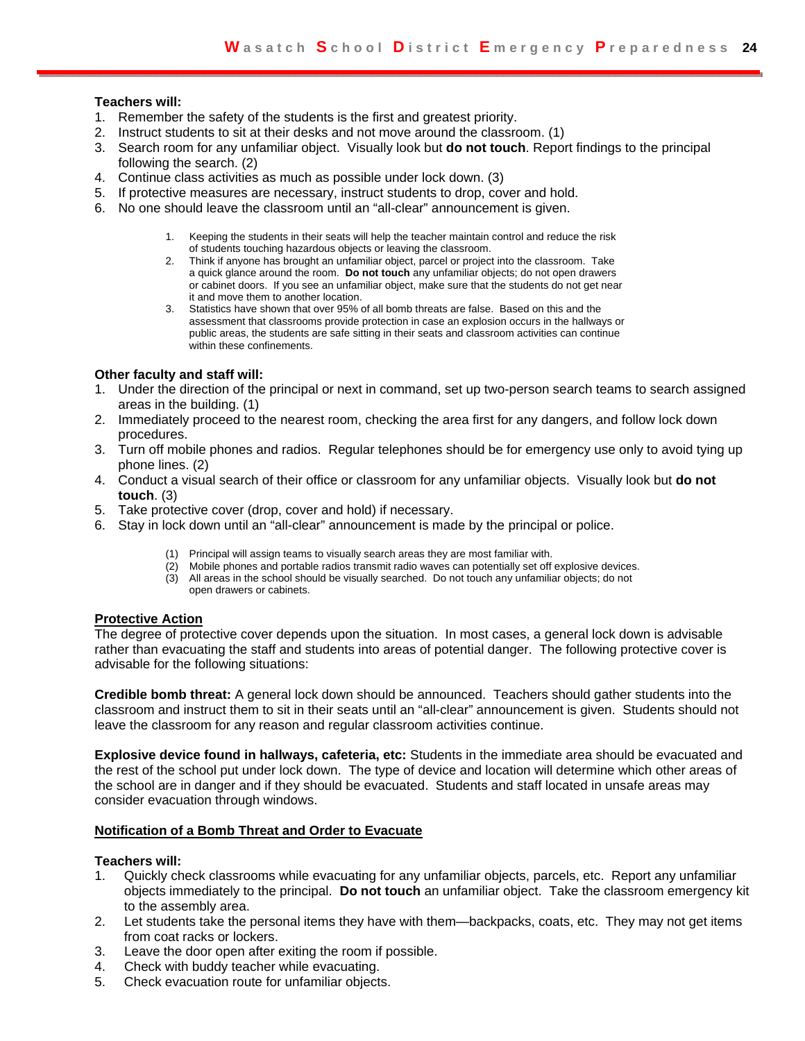**Teachers will:**

1. Remember the safety of the students is the first and greatest priority.
2. Instruct students to sit at their desks and not move around the classroom. (1)
3. Search room for any unfamiliar object. Visually look but **do not touch**. Report findings to the principal following the search. (2)
4. Continue class activities as much as possible under lock down. (3)
5. If protective measures are necessary, instruct students to drop, cover and hold.
6. No one should leave the classroom until an "all-clear" announcement is given.

> 1. Keeping the students in their seats will help the teacher maintain control and reduce the risk of students touching hazardous objects or leaving the classroom.
> 2. Think if anyone has brought an unfamiliar object, parcel or project into the classroom. Take a quick glance around the room. **Do not touch** any unfamiliar objects; do not open drawers or cabinet doors. If you see an unfamiliar object, make sure that the students do not get near it and move them to another location.
> 3. Statistics have shown that over 95% of all bomb threats are false. Based on this and the assessment that classrooms provide protection in case an explosion occurs in the hallways or public areas, the students are safe sitting in their seats and classroom activities can continue within these confinements.

**Other faculty and staff will:**

1. Under the direction of the principal or next in command, set up two-person search teams to search assigned areas in the building. (1)
2. Immediately proceed to the nearest room, checking the area first for any dangers, and follow lock down procedures.
3. Turn off mobile phones and radios. Regular telephones should be for emergency use only to avoid tying up phone lines. (2)
4. Conduct a visual search of their office or classroom for any unfamiliar objects. Visually look but **do not touch**. (3)
5. Take protective cover (drop, cover and hold) if necessary.
6. Stay in lock down until an "all-clear" announcement is made by the principal or police.

> (1) Principal will assign teams to visually search areas they are most familiar with.
> (2) Mobile phones and portable radios transmit radio waves can potentially set off explosive devices.
> (3) All areas in the school should be visually searched. Do not touch any unfamiliar objects; do not open drawers or cabinets.

**<u>Protective Action</u>**

The degree of protective cover depends upon the situation. In most cases, a general lock down is advisable rather than evacuating the staff and students into areas of potential danger. The following protective cover is advisable for the following situations:

**Credible bomb threat:** A general lock down should be announced. Teachers should gather students into the classroom and instruct them to sit in their seats until an "all-clear" announcement is given. Students should not leave the classroom for any reason and regular classroom activities continue.

**Explosive device found in hallways, cafeteria, etc:** Students in the immediate area should be evacuated and the rest of the school put under lock down. The type of device and location will determine which other areas of the school are in danger and if they should be evacuated. Students and staff located in unsafe areas may consider evacuation through windows.

**<u>Notification of a Bomb Threat and Order to Evacuate</u>**

**Teachers will:**

1. Quickly check classrooms while evacuating for any unfamiliar objects, parcels, etc. Report any unfamiliar objects immediately to the principal. **Do not touch** an unfamiliar object. Take the classroom emergency kit to the assembly area.
2. Let students take the personal items they have with them—backpacks, coats, etc. They may not get items from coat racks or lockers.
3. Leave the door open after exiting the room if possible.
4. Check with buddy teacher while evacuating.
5. Check evacuation route for unfamiliar objects.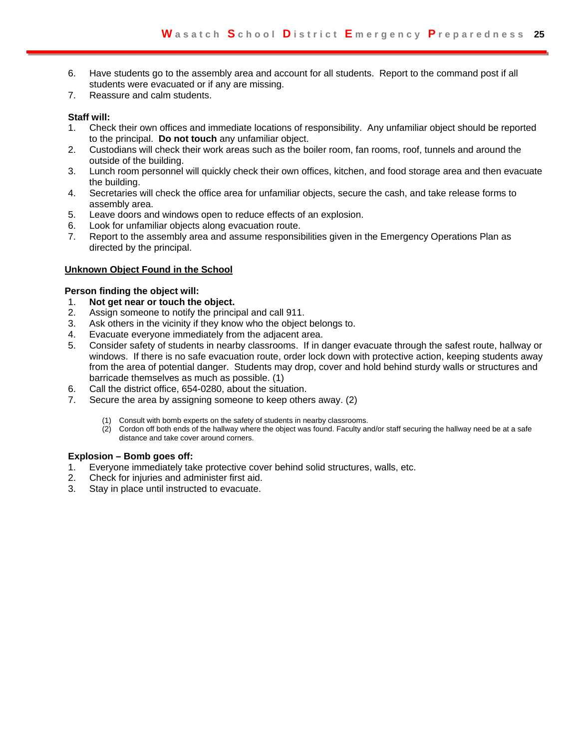6. Have students go to the assembly area and account for all students. Report to the command post if all students were evacuated or if any are missing.
7. Reassure and calm students.

**Staff will:**

1. Check their own offices and immediate locations of responsibility. Any unfamiliar object should be reported to the principal. **Do not touch** any unfamiliar object.
2. Custodians will check their work areas such as the boiler room, fan rooms, roof, tunnels and around the outside of the building.
3. Lunch room personnel will quickly check their own offices, kitchen, and food storage area and then evacuate the building.
4. Secretaries will check the office area for unfamiliar objects, secure the cash, and take release forms to assembly area.
5. Leave doors and windows open to reduce effects of an explosion.
6. Look for unfamiliar objects along evacuation route.
7. Report to the assembly area and assume responsibilities given in the Emergency Operations Plan as directed by the principal.

## Unknown Object Found in the School

**Person finding the object will:**

1. **Not get near or touch the object.**
2. Assign someone to notify the principal and call 911.
3. Ask others in the vicinity if they know who the object belongs to.
4. Evacuate everyone immediately from the adjacent area.
5. Consider safety of students in nearby classrooms. If in danger evacuate through the safest route, hallway or windows. If there is no safe evacuation route, order lock down with protective action, keeping students away from the area of potential danger. Students may drop, cover and hold behind sturdy walls or structures and barricade themselves as much as possible. (1)
6. Call the district office, 654-0280, about the situation.
7. Secure the area by assigning someone to keep others away. (2)

(1) Consult with bomb experts on the safety of students in nearby classrooms.
(2) Cordon off both ends of the hallway where the object was found. Faculty and/or staff securing the hallway need be at a safe distance and take cover around corners.

**Explosion – Bomb goes off:**

1. Everyone immediately take protective cover behind solid structures, walls, etc.
2. Check for injuries and administer first aid.
3. Stay in place until instructed to evacuate.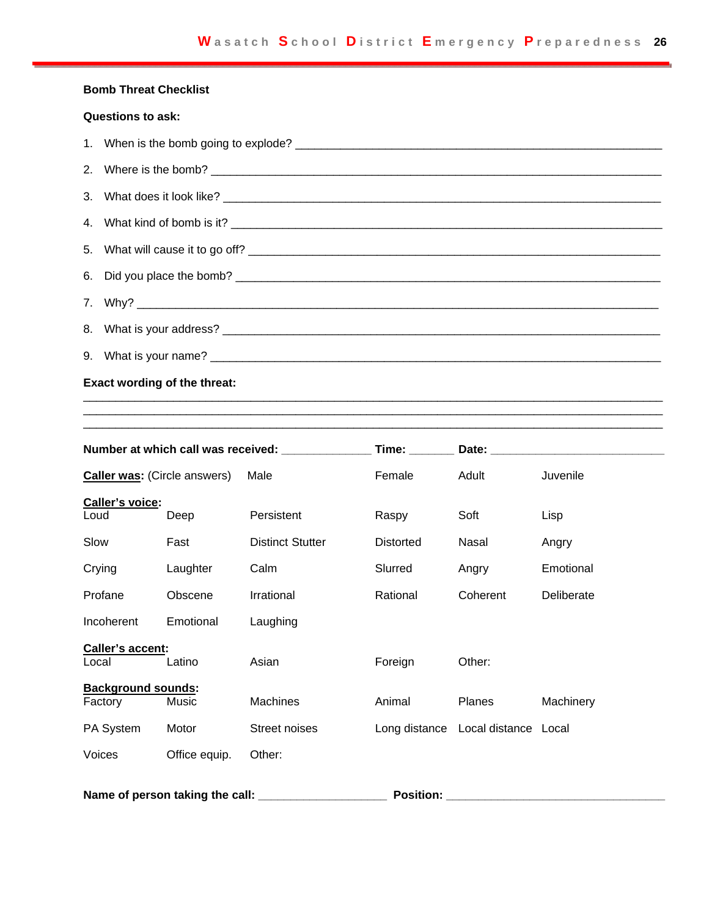**Bomb Threat Checklist**

**Questions to ask:**

1. When is the bomb going to explode? ____________________________________________________________
2. Where is the bomb? ____________________________________________________________
3. What does it look like? ____________________________________________________________
4. What kind of bomb is it? ____________________________________________________________
5. What will cause it to go off? ____________________________________________________________
6. Did you place the bomb? ____________________________________________________________
7. Why? ____________________________________________________________
8. What is your address? ____________________________________________________________
9. What is your name? ____________________________________________________________

**Exact wording of the threat:**

____________________________________________________________________________
____________________________________________________________________________
____________________________________________________________________________

**Number at which call was received:** ______________ **Time:** _______ **Date:** ___________________________

**Caller was:** (Circle answers) Male Female Adult Juvenile

**Caller's voice:**

| | | | | | |
|---|---|---|---|---|---|
| Loud | Deep | Persistent | Raspy | Soft | Lisp |
| Slow | Fast | Distinct Stutter | Distorted | Nasal | Angry |
| Crying | Laughter | Calm | Slurred | Angry | Emotional |
| Profane | Obscene | Irrational | Rational | Coherent | Deliberate |
| Incoherent | Emotional | Laughing | | | |

**Caller's accent:**

| | | | | |
|---|---|---|---|---|
| Local | Latino | Asian | Foreign | Other: |

**Background sounds:**

| | | | | | |
|---|---|---|---|---|---|
| Factory | Music | Machines | Animal | Planes | Machinery |
| PA System | Motor | Street noises | Long distance | Local distance | Local |
| Voices | Office equip. | Other: | | | |

**Name of person taking the call:** ____________________ **Position:** __________________________________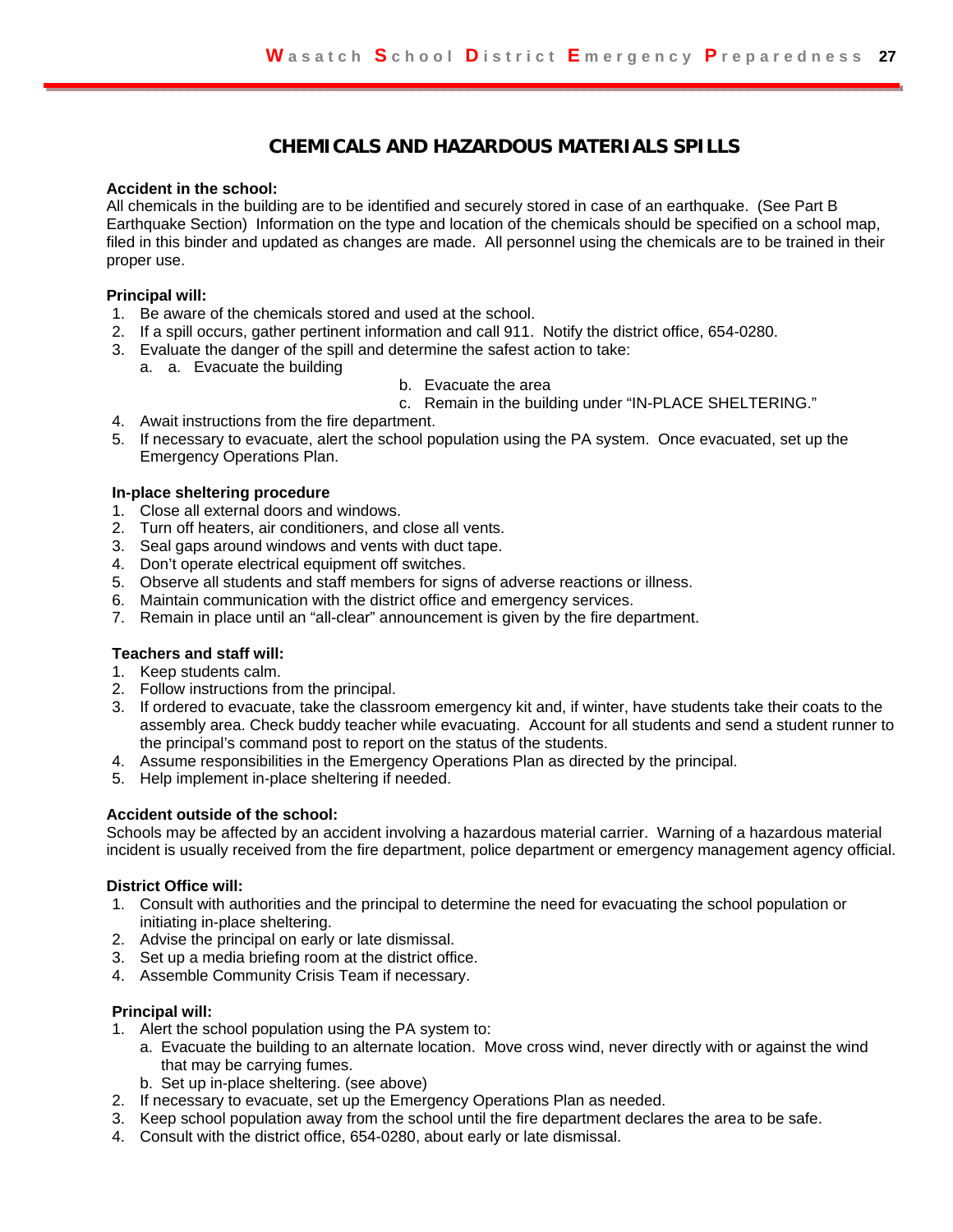## CHEMICALS AND HAZARDOUS MATERIALS SPILLS

**Accident in the school:**
All chemicals in the building are to be identified and securely stored in case of an earthquake. (See Part B Earthquake Section) Information on the type and location of the chemicals should be specified on a school map, filed in this binder and updated as changes are made. All personnel using the chemicals are to be trained in their proper use.

**Principal will:**

1. Be aware of the chemicals stored and used at the school.
2. If a spill occurs, gather pertinent information and call 911. Notify the district office, 654-0280.
3. Evaluate the danger of the spill and determine the safest action to take:
   a. a. Evacuate the building
   b. Evacuate the area
   c. Remain in the building under "IN-PLACE SHELTERING."
4. Await instructions from the fire department.
5. If necessary to evacuate, alert the school population using the PA system. Once evacuated, set up the Emergency Operations Plan.

**In-place sheltering procedure**

1. Close all external doors and windows.
2. Turn off heaters, air conditioners, and close all vents.
3. Seal gaps around windows and vents with duct tape.
4. Don't operate electrical equipment off switches.
5. Observe all students and staff members for signs of adverse reactions or illness.
6. Maintain communication with the district office and emergency services.
7. Remain in place until an "all-clear" announcement is given by the fire department.

**Teachers and staff will:**

1. Keep students calm.
2. Follow instructions from the principal.
3. If ordered to evacuate, take the classroom emergency kit and, if winter, have students take their coats to the assembly area. Check buddy teacher while evacuating. Account for all students and send a student runner to the principal's command post to report on the status of the students.
4. Assume responsibilities in the Emergency Operations Plan as directed by the principal.
5. Help implement in-place sheltering if needed.

**Accident outside of the school:**
Schools may be affected by an accident involving a hazardous material carrier. Warning of a hazardous material incident is usually received from the fire department, police department or emergency management agency official.

**District Office will:**

1. Consult with authorities and the principal to determine the need for evacuating the school population or initiating in-place sheltering.
2. Advise the principal on early or late dismissal.
3. Set up a media briefing room at the district office.
4. Assemble Community Crisis Team if necessary.

**Principal will:**

1. Alert the school population using the PA system to:
   a. Evacuate the building to an alternate location. Move cross wind, never directly with or against the wind that may be carrying fumes.
   b. Set up in-place sheltering. (see above)
2. If necessary to evacuate, set up the Emergency Operations Plan as needed.
3. Keep school population away from the school until the fire department declares the area to be safe.
4. Consult with the district office, 654-0280, about early or late dismissal.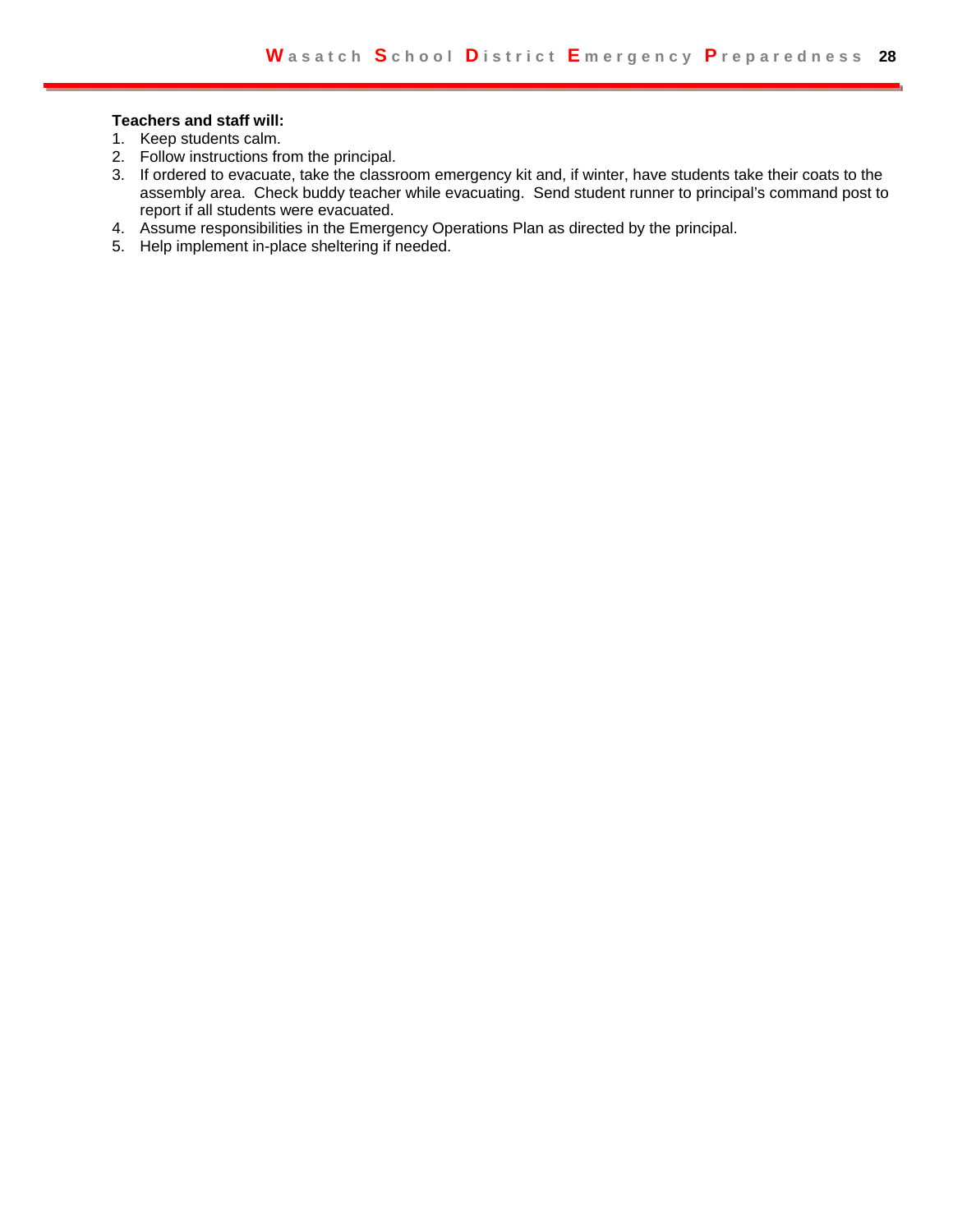**Teachers and staff will:**

1. Keep students calm.
2. Follow instructions from the principal.
3. If ordered to evacuate, take the classroom emergency kit and, if winter, have students take their coats to the assembly area. Check buddy teacher while evacuating. Send student runner to principal's command post to report if all students were evacuated.
4. Assume responsibilities in the Emergency Operations Plan as directed by the principal.
5. Help implement in-place sheltering if needed.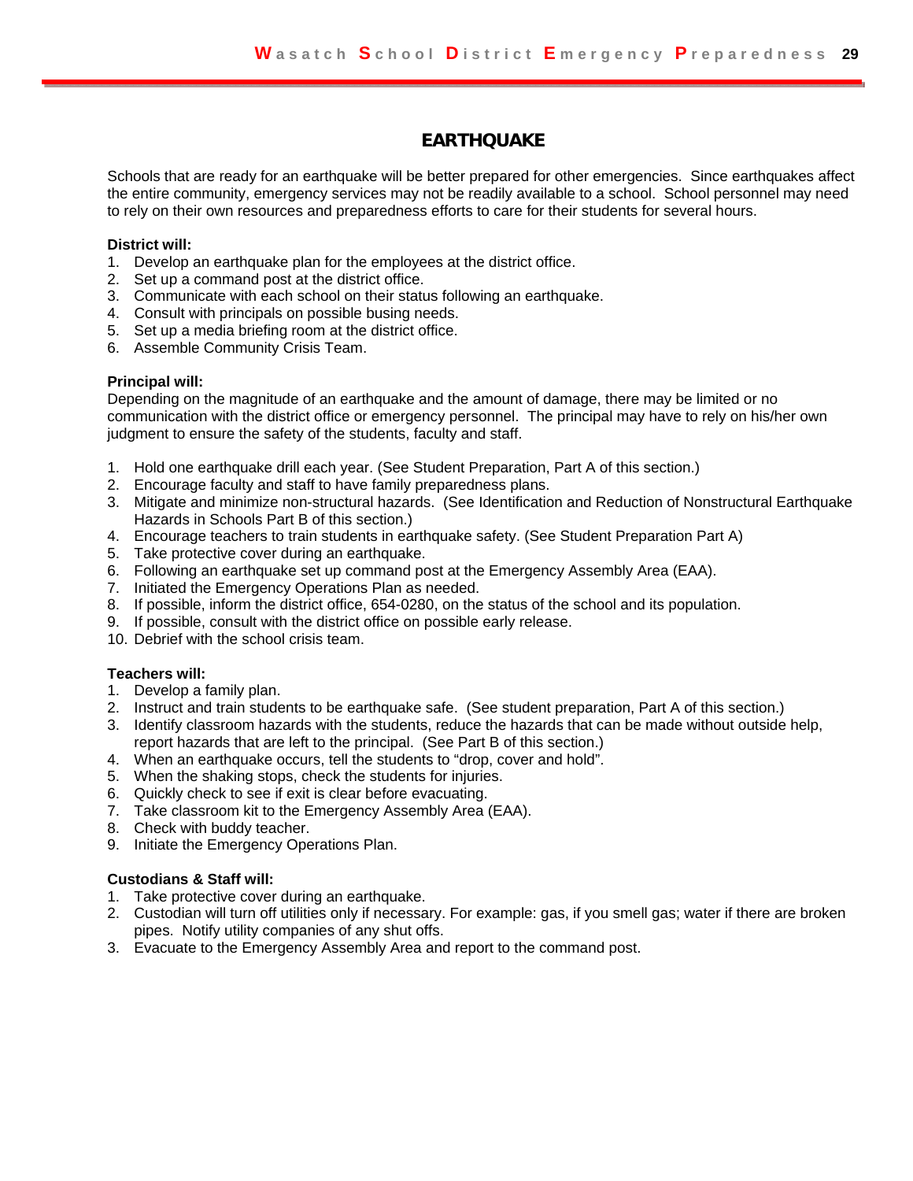# EARTHQUAKE

Schools that are ready for an earthquake will be better prepared for other emergencies. Since earthquakes affect the entire community, emergency services may not be readily available to a school. School personnel may need to rely on their own resources and preparedness efforts to care for their students for several hours.

**District will:**

1. Develop an earthquake plan for the employees at the district office.
2. Set up a command post at the district office.
3. Communicate with each school on their status following an earthquake.
4. Consult with principals on possible busing needs.
5. Set up a media briefing room at the district office.
6. Assemble Community Crisis Team.

**Principal will:**

Depending on the magnitude of an earthquake and the amount of damage, there may be limited or no communication with the district office or emergency personnel. The principal may have to rely on his/her own judgment to ensure the safety of the students, faculty and staff.

1. Hold one earthquake drill each year. (See Student Preparation, Part A of this section.)
2. Encourage faculty and staff to have family preparedness plans.
3. Mitigate and minimize non-structural hazards. (See Identification and Reduction of Nonstructural Earthquake Hazards in Schools Part B of this section.)
4. Encourage teachers to train students in earthquake safety. (See Student Preparation Part A)
5. Take protective cover during an earthquake.
6. Following an earthquake set up command post at the Emergency Assembly Area (EAA).
7. Initiated the Emergency Operations Plan as needed.
8. If possible, inform the district office, 654-0280, on the status of the school and its population.
9. If possible, consult with the district office on possible early release.
10. Debrief with the school crisis team.

**Teachers will:**

1. Develop a family plan.
2. Instruct and train students to be earthquake safe. (See student preparation, Part A of this section.)
3. Identify classroom hazards with the students, reduce the hazards that can be made without outside help, report hazards that are left to the principal. (See Part B of this section.)
4. When an earthquake occurs, tell the students to "drop, cover and hold".
5. When the shaking stops, check the students for injuries.
6. Quickly check to see if exit is clear before evacuating.
7. Take classroom kit to the Emergency Assembly Area (EAA).
8. Check with buddy teacher.
9. Initiate the Emergency Operations Plan.

**Custodians & Staff will:**

1. Take protective cover during an earthquake.
2. Custodian will turn off utilities only if necessary. For example: gas, if you smell gas; water if there are broken pipes. Notify utility companies of any shut offs.
3. Evacuate to the Emergency Assembly Area and report to the command post.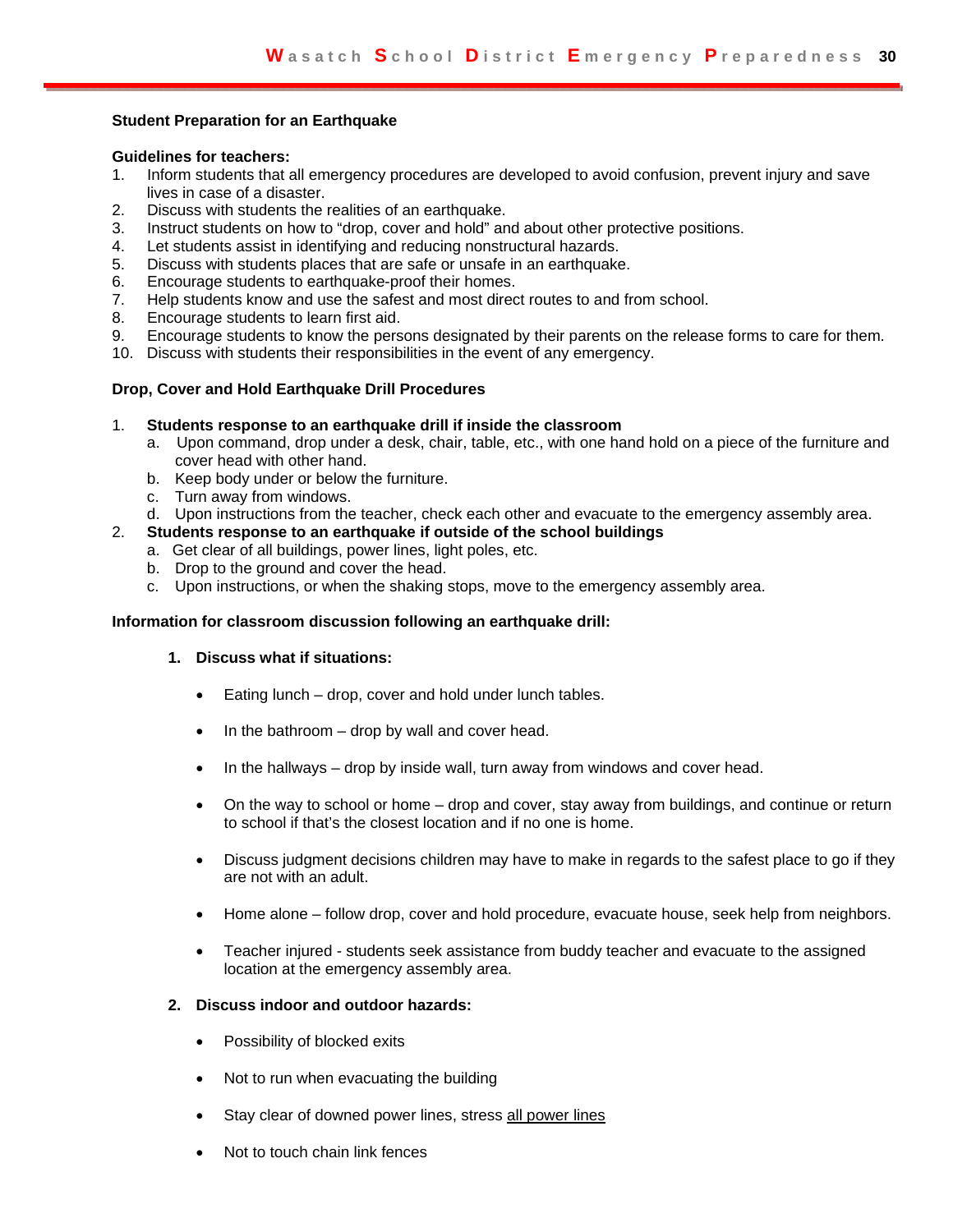**Student Preparation for an Earthquake**

**Guidelines for teachers:**

1. Inform students that all emergency procedures are developed to avoid confusion, prevent injury and save lives in case of a disaster.
2. Discuss with students the realities of an earthquake.
3. Instruct students on how to "drop, cover and hold" and about other protective positions.
4. Let students assist in identifying and reducing nonstructural hazards.
5. Discuss with students places that are safe or unsafe in an earthquake.
6. Encourage students to earthquake-proof their homes.
7. Help students know and use the safest and most direct routes to and from school.
8. Encourage students to learn first aid.
9. Encourage students to know the persons designated by their parents on the release forms to care for them.
10. Discuss with students their responsibilities in the event of any emergency.

**Drop, Cover and Hold Earthquake Drill Procedures**

1. **Students response to an earthquake drill if inside the classroom**
   a. Upon command, drop under a desk, chair, table, etc., with one hand hold on a piece of the furniture and cover head with other hand.
   b. Keep body under or below the furniture.
   c. Turn away from windows.
   d. Upon instructions from the teacher, check each other and evacuate to the emergency assembly area.
2. **Students response to an earthquake if outside of the school buildings**
   a. Get clear of all buildings, power lines, light poles, etc.
   b. Drop to the ground and cover the head.
   c. Upon instructions, or when the shaking stops, move to the emergency assembly area.

**Information for classroom discussion following an earthquake drill:**

1. **Discuss what if situations:**
   - Eating lunch – drop, cover and hold under lunch tables.
   - In the bathroom – drop by wall and cover head.
   - In the hallways – drop by inside wall, turn away from windows and cover head.
   - On the way to school or home – drop and cover, stay away from buildings, and continue or return to school if that's the closest location and if no one is home.
   - Discuss judgment decisions children may have to make in regards to the safest place to go if they are not with an adult.
   - Home alone – follow drop, cover and hold procedure, evacuate house, seek help from neighbors.
   - Teacher injured - students seek assistance from buddy teacher and evacuate to the assigned location at the emergency assembly area.
2. **Discuss indoor and outdoor hazards:**
   - Possibility of blocked exits
   - Not to run when evacuating the building
   - Stay clear of downed power lines, stress <u>all power lines</u>
   - Not to touch chain link fences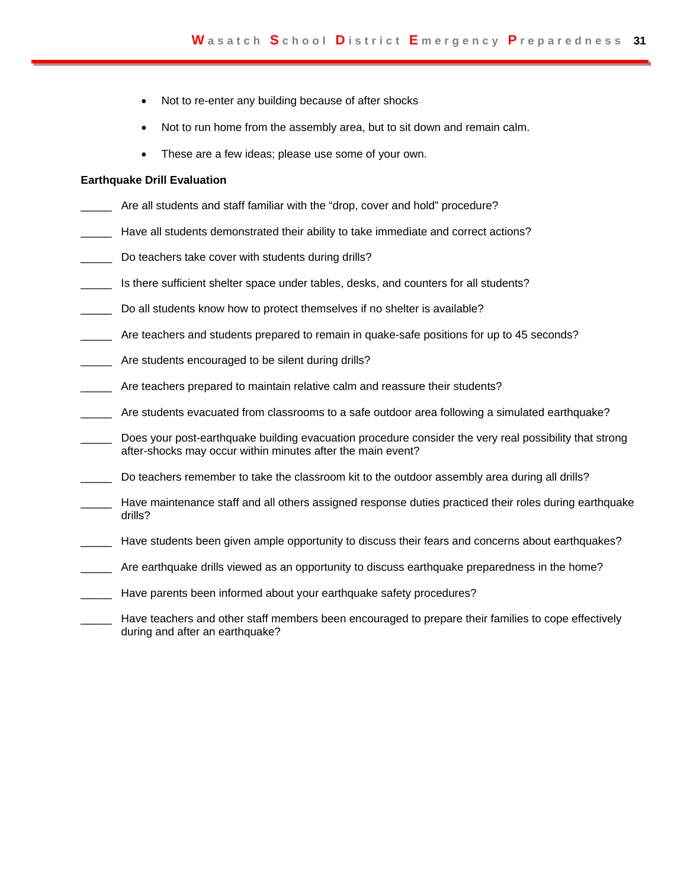- Not to re-enter any building because of after shocks
- Not to run home from the assembly area, but to sit down and remain calm.
- These are a few ideas; please use some of your own.

**Earthquake Drill Evaluation**

_____ Are all students and staff familiar with the "drop, cover and hold" procedure?

_____ Have all students demonstrated their ability to take immediate and correct actions?

_____ Do teachers take cover with students during drills?

_____ Is there sufficient shelter space under tables, desks, and counters for all students?

_____ Do all students know how to protect themselves if no shelter is available?

_____ Are teachers and students prepared to remain in quake-safe positions for up to 45 seconds?

_____ Are students encouraged to be silent during drills?

_____ Are teachers prepared to maintain relative calm and reassure their students?

_____ Are students evacuated from classrooms to a safe outdoor area following a simulated earthquake?

_____ Does your post-earthquake building evacuation procedure consider the very real possibility that strong after-shocks may occur within minutes after the main event?

_____ Do teachers remember to take the classroom kit to the outdoor assembly area during all drills?

_____ Have maintenance staff and all others assigned response duties practiced their roles during earthquake drills?

_____ Have students been given ample opportunity to discuss their fears and concerns about earthquakes?

_____ Are earthquake drills viewed as an opportunity to discuss earthquake preparedness in the home?

_____ Have parents been informed about your earthquake safety procedures?

_____ Have teachers and other staff members been encouraged to prepare their families to cope effectively during and after an earthquake?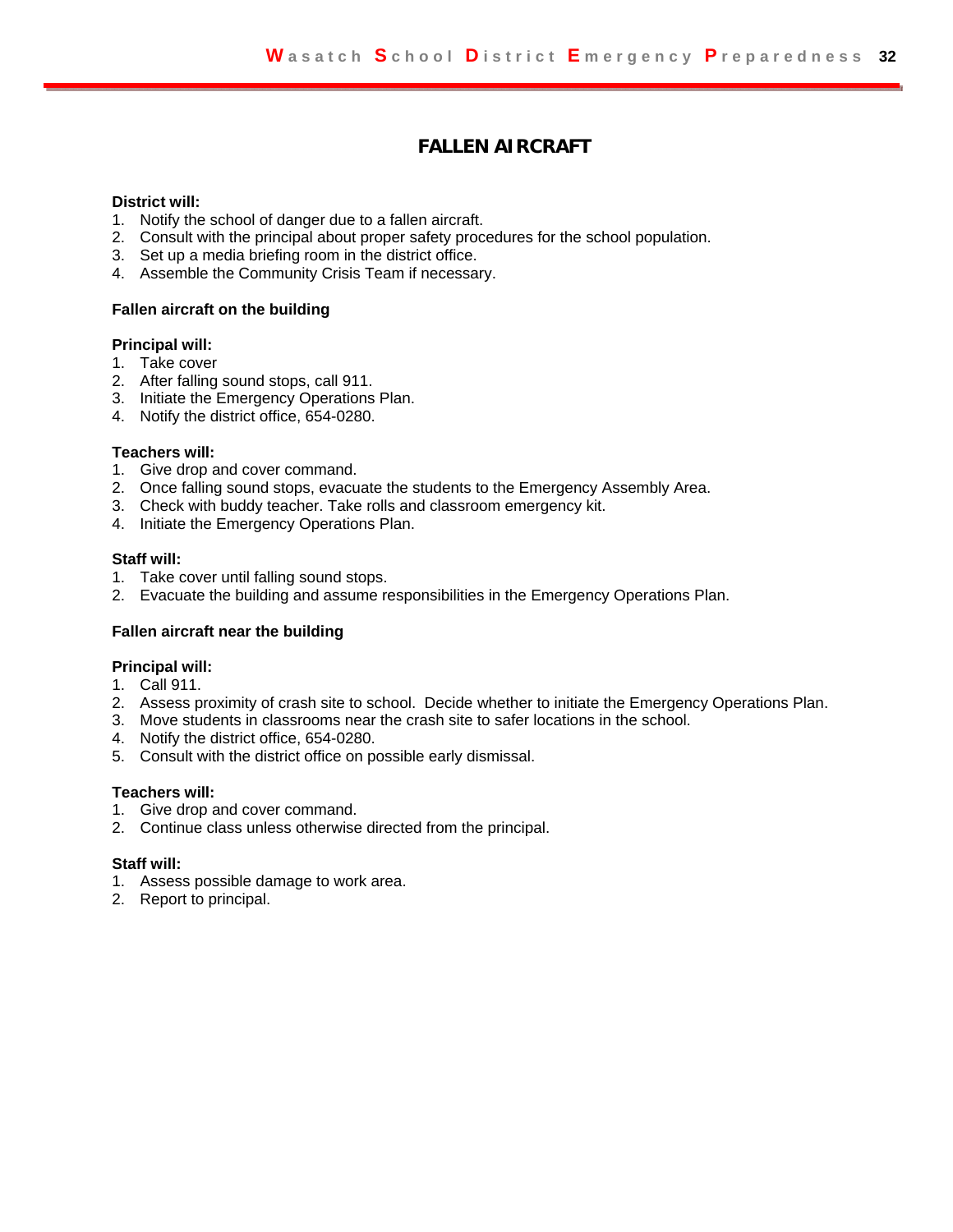# FALLEN AIRCRAFT

**District will:**

1. Notify the school of danger due to a fallen aircraft.
2. Consult with the principal about proper safety procedures for the school population.
3. Set up a media briefing room in the district office.
4. Assemble the Community Crisis Team if necessary.

## Fallen aircraft on the building

**Principal will:**

1. Take cover
2. After falling sound stops, call 911.
3. Initiate the Emergency Operations Plan.
4. Notify the district office, 654-0280.

**Teachers will:**

1. Give drop and cover command.
2. Once falling sound stops, evacuate the students to the Emergency Assembly Area.
3. Check with buddy teacher. Take rolls and classroom emergency kit.
4. Initiate the Emergency Operations Plan.

**Staff will:**

1. Take cover until falling sound stops.
2. Evacuate the building and assume responsibilities in the Emergency Operations Plan.

## Fallen aircraft near the building

**Principal will:**

1. Call 911.
2. Assess proximity of crash site to school. Decide whether to initiate the Emergency Operations Plan.
3. Move students in classrooms near the crash site to safer locations in the school.
4. Notify the district office, 654-0280.
5. Consult with the district office on possible early dismissal.

**Teachers will:**

1. Give drop and cover command.
2. Continue class unless otherwise directed from the principal.

**Staff will:**

1. Assess possible damage to work area.
2. Report to principal.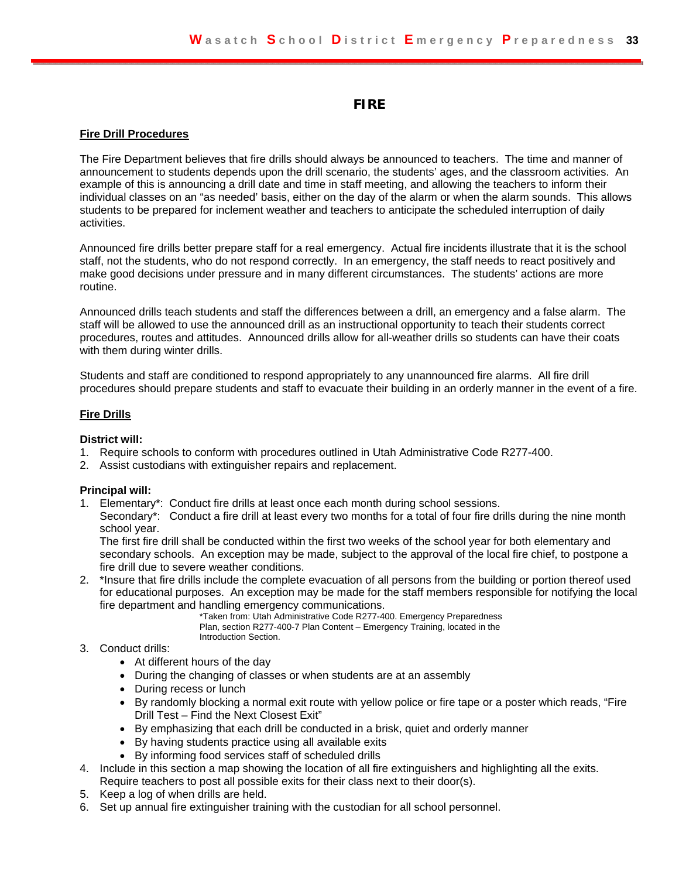# FIRE

## Fire Drill Procedures

The Fire Department believes that fire drills should always be announced to teachers. The time and manner of announcement to students depends upon the drill scenario, the students' ages, and the classroom activities. An example of this is announcing a drill date and time in staff meeting, and allowing the teachers to inform their individual classes on an "as needed' basis, either on the day of the alarm or when the alarm sounds. This allows students to be prepared for inclement weather and teachers to anticipate the scheduled interruption of daily activities.

Announced fire drills better prepare staff for a real emergency. Actual fire incidents illustrate that it is the school staff, not the students, who do not respond correctly. In an emergency, the staff needs to react positively and make good decisions under pressure and in many different circumstances. The students' actions are more routine.

Announced drills teach students and staff the differences between a drill, an emergency and a false alarm. The staff will be allowed to use the announced drill as an instructional opportunity to teach their students correct procedures, routes and attitudes. Announced drills allow for all-weather drills so students can have their coats with them during winter drills.

Students and staff are conditioned to respond appropriately to any unannounced fire alarms. All fire drill procedures should prepare students and staff to evacuate their building in an orderly manner in the event of a fire.

## Fire Drills

**District will:**

1. Require schools to conform with procedures outlined in Utah Administrative Code R277-400.
2. Assist custodians with extinguisher repairs and replacement.

**Principal will:**

1. Elementary*: Conduct fire drills at least once each month during school sessions.
   Secondary*: Conduct a fire drill at least every two months for a total of four fire drills during the nine month school year.
   The first fire drill shall be conducted within the first two weeks of the school year for both elementary and secondary schools. An exception may be made, subject to the approval of the local fire chief, to postpone a fire drill due to severe weather conditions.
2. *Insure that fire drills include the complete evacuation of all persons from the building or portion thereof used for educational purposes. An exception may be made for the staff members responsible for notifying the local fire department and handling emergency communications.

   *Taken from: Utah Administrative Code R277-400. Emergency Preparedness Plan, section R277-400-7 Plan Content – Emergency Training, located in the Introduction Section.

3. Conduct drills:
   - At different hours of the day
   - During the changing of classes or when students are at an assembly
   - During recess or lunch
   - By randomly blocking a normal exit route with yellow police or fire tape or a poster which reads, "Fire Drill Test – Find the Next Closest Exit"
   - By emphasizing that each drill be conducted in a brisk, quiet and orderly manner
   - By having students practice using all available exits
   - By informing food services staff of scheduled drills
4. Include in this section a map showing the location of all fire extinguishers and highlighting all the exits. Require teachers to post all possible exits for their class next to their door(s).
5. Keep a log of when drills are held.
6. Set up annual fire extinguisher training with the custodian for all school personnel.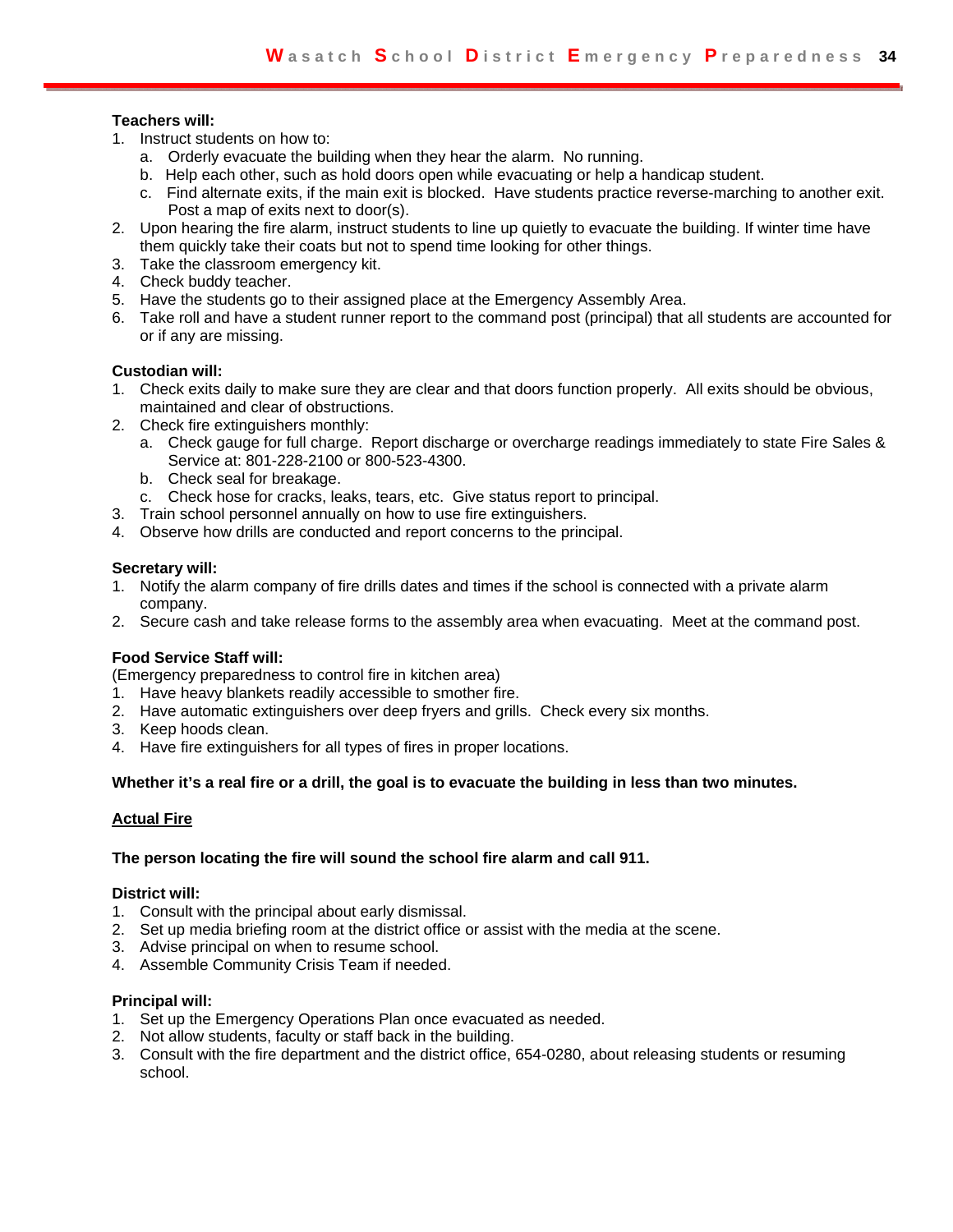**Teachers will:**

1. Instruct students on how to:
   a. Orderly evacuate the building when they hear the alarm. No running.
   b. Help each other, such as hold doors open while evacuating or help a handicap student.
   c. Find alternate exits, if the main exit is blocked. Have students practice reverse-marching to another exit. Post a map of exits next to door(s).
2. Upon hearing the fire alarm, instruct students to line up quietly to evacuate the building. If winter time have them quickly take their coats but not to spend time looking for other things.
3. Take the classroom emergency kit.
4. Check buddy teacher.
5. Have the students go to their assigned place at the Emergency Assembly Area.
6. Take roll and have a student runner report to the command post (principal) that all students are accounted for or if any are missing.

**Custodian will:**

1. Check exits daily to make sure they are clear and that doors function properly. All exits should be obvious, maintained and clear of obstructions.
2. Check fire extinguishers monthly:
   a. Check gauge for full charge. Report discharge or overcharge readings immediately to state Fire Sales & Service at: 801-228-2100 or 800-523-4300.
   b. Check seal for breakage.
   c. Check hose for cracks, leaks, tears, etc. Give status report to principal.
3. Train school personnel annually on how to use fire extinguishers.
4. Observe how drills are conducted and report concerns to the principal.

**Secretary will:**

1. Notify the alarm company of fire drills dates and times if the school is connected with a private alarm company.
2. Secure cash and take release forms to the assembly area when evacuating. Meet at the command post.

**Food Service Staff will:**

(Emergency preparedness to control fire in kitchen area)

1. Have heavy blankets readily accessible to smother fire.
2. Have automatic extinguishers over deep fryers and grills. Check every six months.
3. Keep hoods clean.
4. Have fire extinguishers for all types of fires in proper locations.

**Whether it's a real fire or a drill, the goal is to evacuate the building in less than two minutes.**

## Actual Fire

**The person locating the fire will sound the school fire alarm and call 911.**

**District will:**

1. Consult with the principal about early dismissal.
2. Set up media briefing room at the district office or assist with the media at the scene.
3. Advise principal on when to resume school.
4. Assemble Community Crisis Team if needed.

**Principal will:**

1. Set up the Emergency Operations Plan once evacuated as needed.
2. Not allow students, faculty or staff back in the building.
3. Consult with the fire department and the district office, 654-0280, about releasing students or resuming school.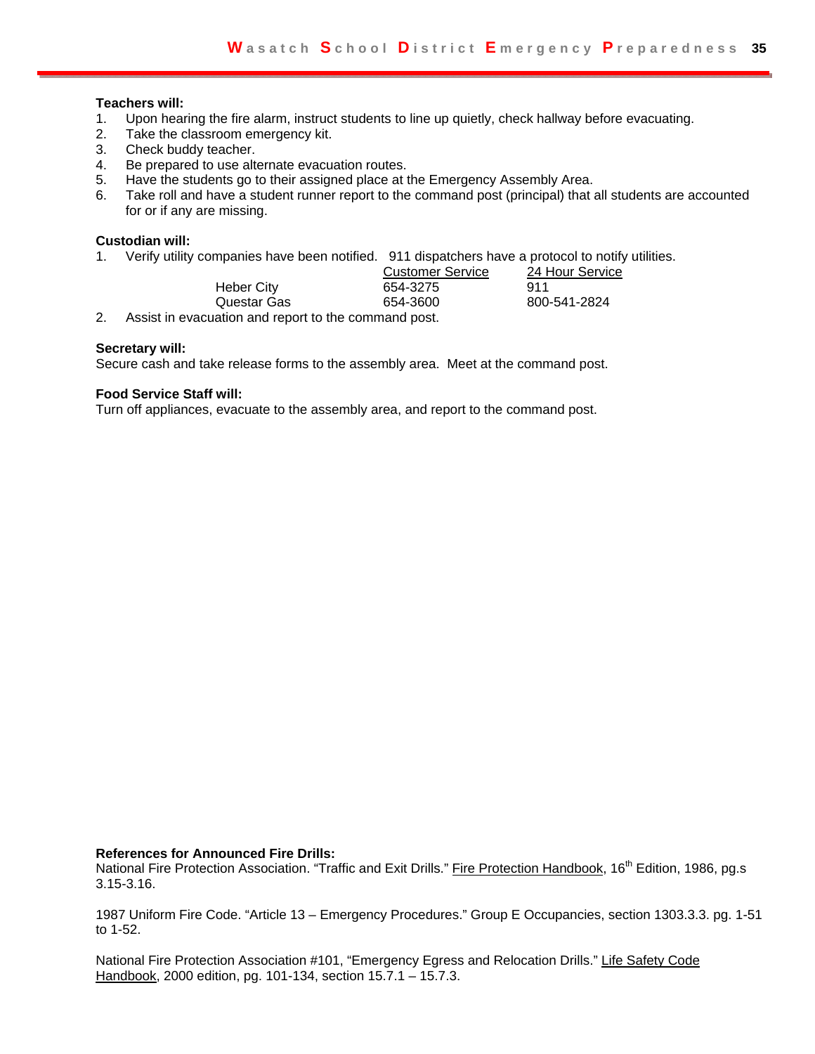**Teachers will:**

1. Upon hearing the fire alarm, instruct students to line up quietly, check hallway before evacuating.
2. Take the classroom emergency kit.
3. Check buddy teacher.
4. Be prepared to use alternate evacuation routes.
5. Have the students go to their assigned place at the Emergency Assembly Area.
6. Take roll and have a student runner report to the command post (principal) that all students are accounted for or if any are missing.

**Custodian will:**

1. Verify utility companies have been notified. 911 dispatchers have a protocol to notify utilities.

| | Customer Service | 24 Hour Service |
|---|---|---|
| Heber City | 654-3275 | 911 |
| Questar Gas | 654-3600 | 800-541-2824 |

2. Assist in evacuation and report to the command post.

**Secretary will:**

Secure cash and take release forms to the assembly area. Meet at the command post.

**Food Service Staff will:**

Turn off appliances, evacuate to the assembly area, and report to the command post.

**References for Announced Fire Drills:**

National Fire Protection Association. "Traffic and Exit Drills." Fire Protection Handbook, 16th Edition, 1986, pg.s 3.15-3.16.

1987 Uniform Fire Code. "Article 13 – Emergency Procedures." Group E Occupancies, section 1303.3.3. pg. 1-51 to 1-52.

National Fire Protection Association #101, "Emergency Egress and Relocation Drills." Life Safety Code Handbook, 2000 edition, pg. 101-134, section 15.7.1 – 15.7.3.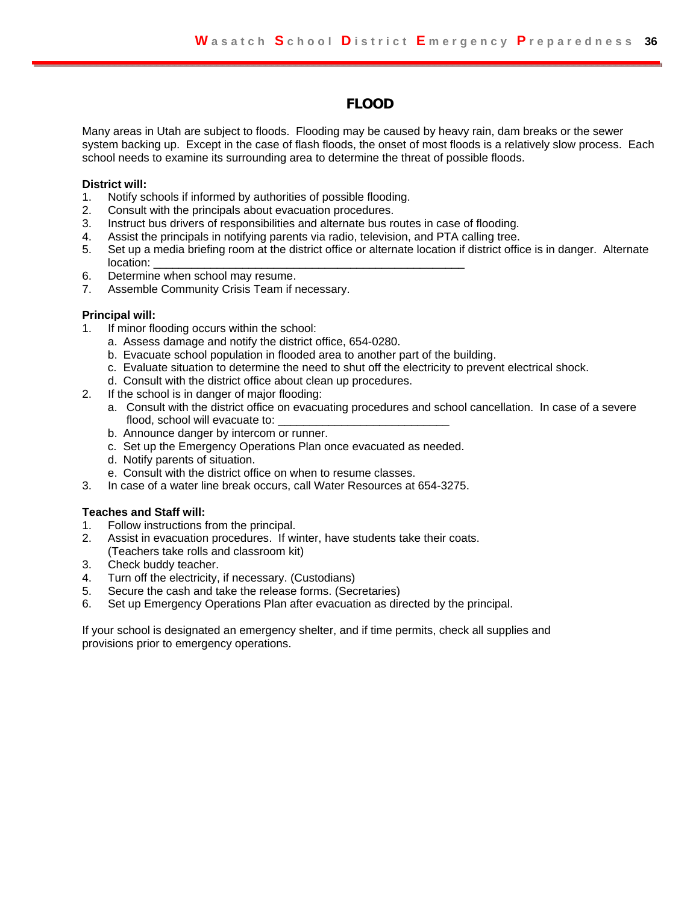# FLOOD

Many areas in Utah are subject to floods. Flooding may be caused by heavy rain, dam breaks or the sewer system backing up. Except in the case of flash floods, the onset of most floods is a relatively slow process. Each school needs to examine its surrounding area to determine the threat of possible floods.

**District will:**

1. Notify schools if informed by authorities of possible flooding.
2. Consult with the principals about evacuation procedures.
3. Instruct bus drivers of responsibilities and alternate bus routes in case of flooding.
4. Assist the principals in notifying parents via radio, television, and PTA calling tree.
5. Set up a media briefing room at the district office or alternate location if district office is in danger. Alternate location: ________________________________________________
6. Determine when school may resume.
7. Assemble Community Crisis Team if necessary.

**Principal will:**

1. If minor flooding occurs within the school:
   a. Assess damage and notify the district office, 654-0280.
   b. Evacuate school population in flooded area to another part of the building.
   c. Evaluate situation to determine the need to shut off the electricity to prevent electrical shock.
   d. Consult with the district office about clean up procedures.
2. If the school is in danger of major flooding:
   a. Consult with the district office on evacuating procedures and school cancellation. In case of a severe flood, school will evacuate to: __________________________
   b. Announce danger by intercom or runner.
   c. Set up the Emergency Operations Plan once evacuated as needed.
   d. Notify parents of situation.
   e. Consult with the district office on when to resume classes.
3. In case of a water line break occurs, call Water Resources at 654-3275.

**Teaches and Staff will:**

1. Follow instructions from the principal.
2. Assist in evacuation procedures. If winter, have students take their coats. (Teachers take rolls and classroom kit)
3. Check buddy teacher.
4. Turn off the electricity, if necessary. (Custodians)
5. Secure the cash and take the release forms. (Secretaries)
6. Set up Emergency Operations Plan after evacuation as directed by the principal.

If your school is designated an emergency shelter, and if time permits, check all supplies and provisions prior to emergency operations.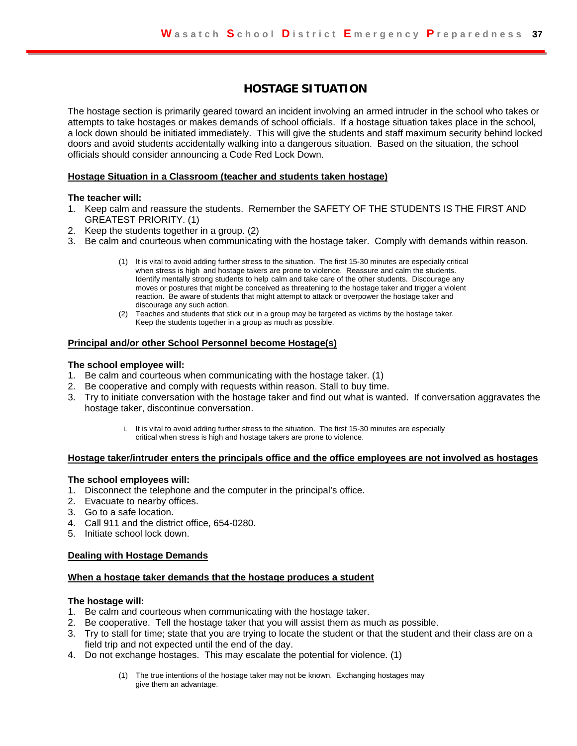## HOSTAGE SITUATION

The hostage section is primarily geared toward an incident involving an armed intruder in the school who takes or attempts to take hostages or makes demands of school officials. If a hostage situation takes place in the school, a lock down should be initiated immediately. This will give the students and staff maximum security behind locked doors and avoid students accidentally walking into a dangerous situation. Based on the situation, the school officials should consider announcing a Code Red Lock Down.

### Hostage Situation in a Classroom (teacher and students taken hostage)

**The teacher will:**

1. Keep calm and reassure the students. Remember the SAFETY OF THE STUDENTS IS THE FIRST AND GREATEST PRIORITY. (1)
2. Keep the students together in a group. (2)
3. Be calm and courteous when communicating with the hostage taker. Comply with demands within reason.

(1) It is vital to avoid adding further stress to the situation. The first 15-30 minutes are especially critical when stress is high and hostage takers are prone to violence. Reassure and calm the students. Identify mentally strong students to help calm and take care of the other students. Discourage any moves or postures that might be conceived as threatening to the hostage taker and trigger a violent reaction. Be aware of students that might attempt to attack or overpower the hostage taker and discourage any such action.

(2) Teaches and students that stick out in a group may be targeted as victims by the hostage taker. Keep the students together in a group as much as possible.

### Principal and/or other School Personnel become Hostage(s)

**The school employee will:**

1. Be calm and courteous when communicating with the hostage taker. (1)
2. Be cooperative and comply with requests within reason. Stall to buy time.
3. Try to initiate conversation with the hostage taker and find out what is wanted. If conversation aggravates the hostage taker, discontinue conversation.

i. It is vital to avoid adding further stress to the situation. The first 15-30 minutes are especially critical when stress is high and hostage takers are prone to violence.

### Hostage taker/intruder enters the principals office and the office employees are not involved as hostages

**The school employees will:**

1. Disconnect the telephone and the computer in the principal's office.
2. Evacuate to nearby offices.
3. Go to a safe location.
4. Call 911 and the district office, 654-0280.
5. Initiate school lock down.

### Dealing with Hostage Demands

### When a hostage taker demands that the hostage produces a student

**The hostage will:**

1. Be calm and courteous when communicating with the hostage taker.
2. Be cooperative. Tell the hostage taker that you will assist them as much as possible.
3. Try to stall for time; state that you are trying to locate the student or that the student and their class are on a field trip and not expected until the end of the day.
4. Do not exchange hostages. This may escalate the potential for violence. (1)

(1) The true intentions of the hostage taker may not be known. Exchanging hostages may give them an advantage.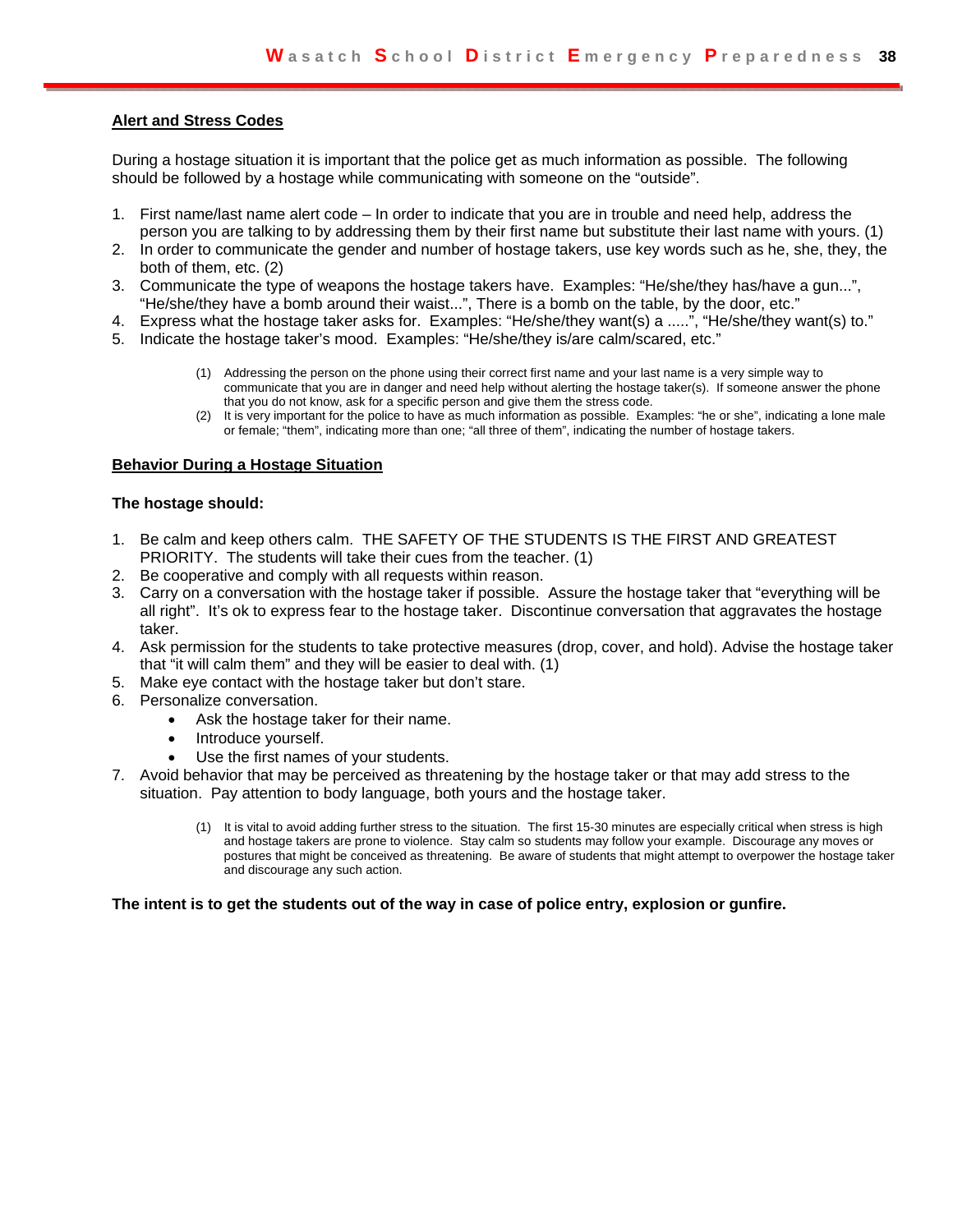## Alert and Stress Codes

During a hostage situation it is important that the police get as much information as possible. The following should be followed by a hostage while communicating with someone on the "outside".

1. First name/last name alert code – In order to indicate that you are in trouble and need help, address the person you are talking to by addressing them by their first name but substitute their last name with yours. (1)
2. In order to communicate the gender and number of hostage takers, use key words such as he, she, they, the both of them, etc. (2)
3. Communicate the type of weapons the hostage takers have. Examples: "He/she/they has/have a gun...", "He/she/they have a bomb around their waist...", There is a bomb on the table, by the door, etc."
4. Express what the hostage taker asks for. Examples: "He/she/they want(s) a .....", "He/she/they want(s) to."
5. Indicate the hostage taker's mood. Examples: "He/she/they is/are calm/scared, etc."

> (1) Addressing the person on the phone using their correct first name and your last name is a very simple way to communicate that you are in danger and need help without alerting the hostage taker(s). If someone answer the phone that you do not know, ask for a specific person and give them the stress code.
>
> (2) It is very important for the police to have as much information as possible. Examples: "he or she", indicating a lone male or female; "them", indicating more than one; "all three of them", indicating the number of hostage takers.

## Behavior During a Hostage Situation

**The hostage should:**

1. Be calm and keep others calm. THE SAFETY OF THE STUDENTS IS THE FIRST AND GREATEST PRIORITY. The students will take their cues from the teacher. (1)
2. Be cooperative and comply with all requests within reason.
3. Carry on a conversation with the hostage taker if possible. Assure the hostage taker that "everything will be all right". It's ok to express fear to the hostage taker. Discontinue conversation that aggravates the hostage taker.
4. Ask permission for the students to take protective measures (drop, cover, and hold). Advise the hostage taker that "it will calm them" and they will be easier to deal with. (1)
5. Make eye contact with the hostage taker but don't stare.
6. Personalize conversation.
   - Ask the hostage taker for their name.
   - Introduce yourself.
   - Use the first names of your students.
7. Avoid behavior that may be perceived as threatening by the hostage taker or that may add stress to the situation. Pay attention to body language, both yours and the hostage taker.

> (1) It is vital to avoid adding further stress to the situation. The first 15-30 minutes are especially critical when stress is high and hostage takers are prone to violence. Stay calm so students may follow your example. Discourage any moves or postures that might be conceived as threatening. Be aware of students that might attempt to overpower the hostage taker and discourage any such action.

**The intent is to get the students out of the way in case of police entry, explosion or gunfire.**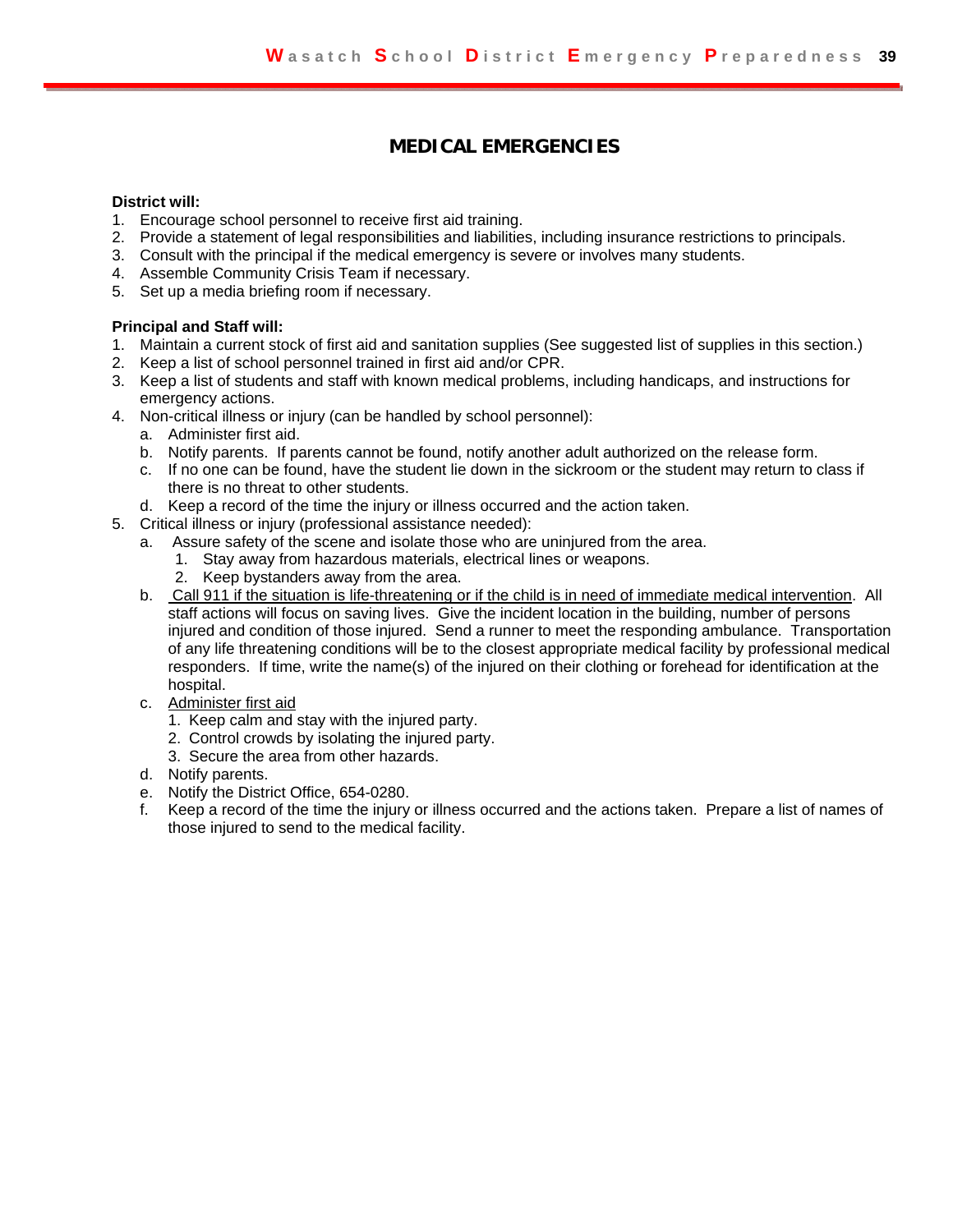## MEDICAL EMERGENCIES

**District will:**

1. Encourage school personnel to receive first aid training.
2. Provide a statement of legal responsibilities and liabilities, including insurance restrictions to principals.
3. Consult with the principal if the medical emergency is severe or involves many students.
4. Assemble Community Crisis Team if necessary.
5. Set up a media briefing room if necessary.

**Principal and Staff will:**

1. Maintain a current stock of first aid and sanitation supplies (See suggested list of supplies in this section.)
2. Keep a list of school personnel trained in first aid and/or CPR.
3. Keep a list of students and staff with known medical problems, including handicaps, and instructions for emergency actions.
4. Non-critical illness or injury (can be handled by school personnel):
   a. Administer first aid.
   b. Notify parents. If parents cannot be found, notify another adult authorized on the release form.
   c. If no one can be found, have the student lie down in the sickroom or the student may return to class if there is no threat to other students.
   d. Keep a record of the time the injury or illness occurred and the action taken.
5. Critical illness or injury (professional assistance needed):
   a. Assure safety of the scene and isolate those who are uninjured from the area.
      1. Stay away from hazardous materials, electrical lines or weapons.
      2. Keep bystanders away from the area.
   b. <u>Call 911 if the situation is life-threatening or if the child is in need of immediate medical intervention</u>. All staff actions will focus on saving lives. Give the incident location in the building, number of persons injured and condition of those injured. Send a runner to meet the responding ambulance. Transportation of any life threatening conditions will be to the closest appropriate medical facility by professional medical responders. If time, write the name(s) of the injured on their clothing or forehead for identification at the hospital.
   c. <u>Administer first aid</u>
      1. Keep calm and stay with the injured party.
      2. Control crowds by isolating the injured party.
      3. Secure the area from other hazards.
   d. Notify parents.
   e. Notify the District Office, 654-0280.
   f. Keep a record of the time the injury or illness occurred and the actions taken. Prepare a list of names of those injured to send to the medical facility.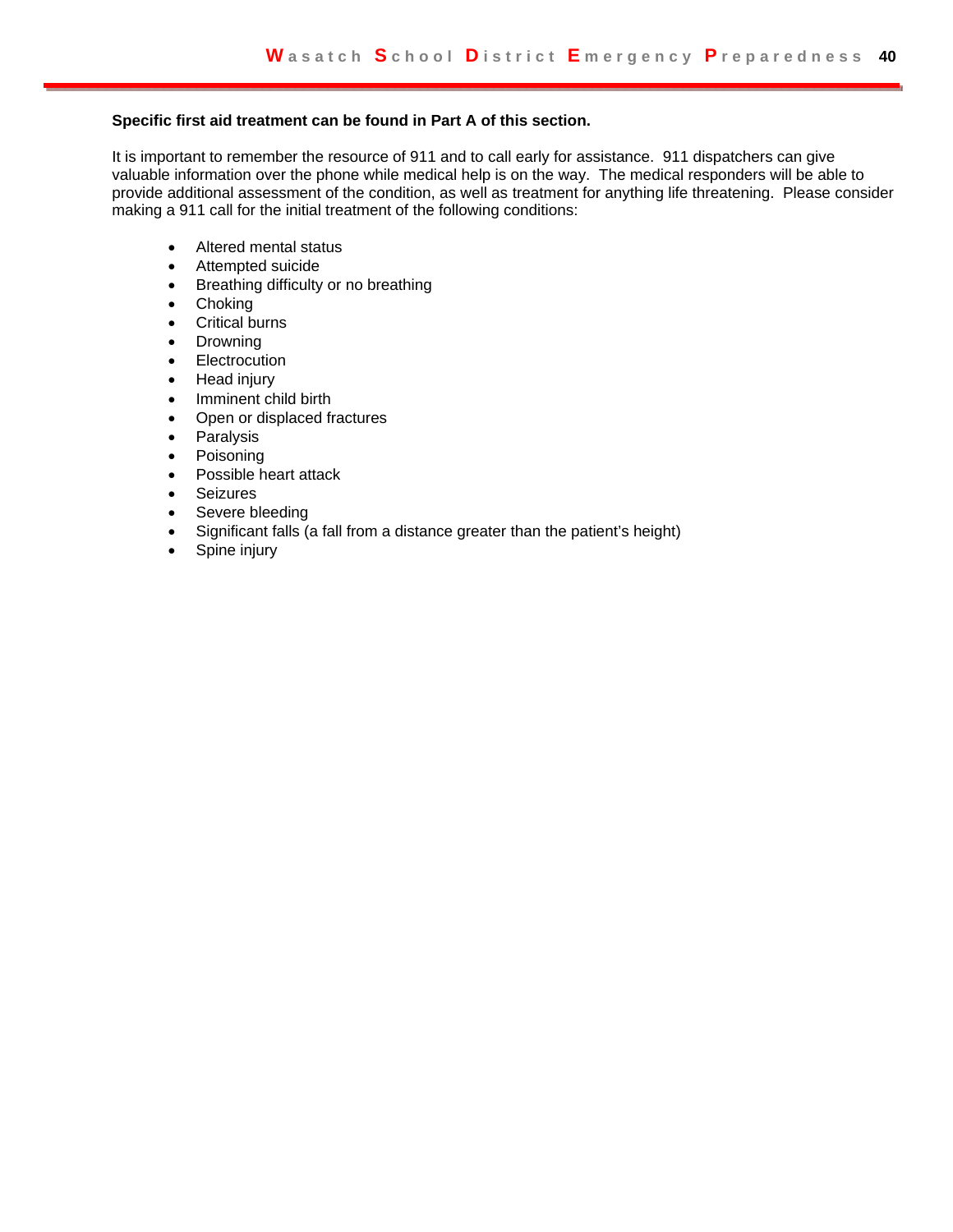**Specific first aid treatment can be found in Part A of this section.**

It is important to remember the resource of 911 and to call early for assistance. 911 dispatchers can give valuable information over the phone while medical help is on the way. The medical responders will be able to provide additional assessment of the condition, as well as treatment for anything life threatening. Please consider making a 911 call for the initial treatment of the following conditions:

- Altered mental status
- Attempted suicide
- Breathing difficulty or no breathing
- Choking
- Critical burns
- Drowning
- Electrocution
- Head injury
- Imminent child birth
- Open or displaced fractures
- Paralysis
- Poisoning
- Possible heart attack
- Seizures
- Severe bleeding
- Significant falls (a fall from a distance greater than the patient's height)
- Spine injury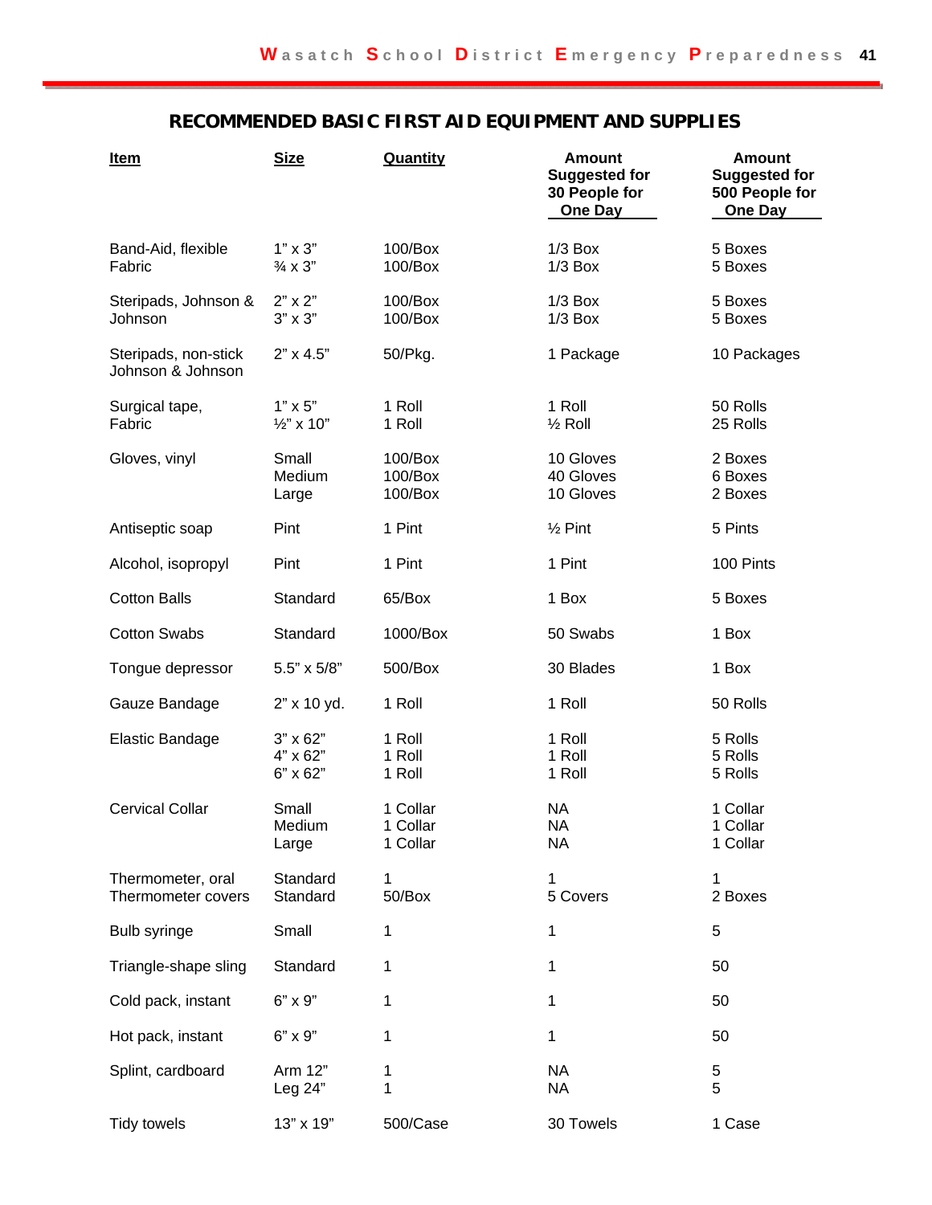## RECOMMENDED BASIC FIRST AID EQUIPMENT AND SUPPLIES

| Item | Size | Quantity | Amount Suggested for 30 People for One Day | Amount Suggested for 500 People for One Day |
|---|---|---|---|---|
| Band-Aid, flexible | 1" x 3" | 100/Box | 1/3 Box | 5 Boxes |
| Fabric | ¾ x 3" | 100/Box | 1/3 Box | 5 Boxes |
| Steripads, Johnson & Johnson | 2" x 2" | 100/Box | 1/3 Box | 5 Boxes |
| | 3" x 3" | 100/Box | 1/3 Box | 5 Boxes |
| Steripads, non-stick Johnson & Johnson | 2" x 4.5" | 50/Pkg. | 1 Package | 10 Packages |
| Surgical tape, | 1" x 5" | 1 Roll | 1 Roll | 50 Rolls |
| Fabric | ½" x 10" | 1 Roll | ½ Roll | 25 Rolls |
| Gloves, vinyl | Small | 100/Box | 10 Gloves | 2 Boxes |
| | Medium | 100/Box | 40 Gloves | 6 Boxes |
| | Large | 100/Box | 10 Gloves | 2 Boxes |
| Antiseptic soap | Pint | 1 Pint | ½ Pint | 5 Pints |
| Alcohol, isopropyl | Pint | 1 Pint | 1 Pint | 100 Pints |
| Cotton Balls | Standard | 65/Box | 1 Box | 5 Boxes |
| Cotton Swabs | Standard | 1000/Box | 50 Swabs | 1 Box |
| Tongue depressor | 5.5" x 5/8" | 500/Box | 30 Blades | 1 Box |
| Gauze Bandage | 2" x 10 yd. | 1 Roll | 1 Roll | 50 Rolls |
| Elastic Bandage | 3" x 62" | 1 Roll | 1 Roll | 5 Rolls |
| | 4" x 62" | 1 Roll | 1 Roll | 5 Rolls |
| | 6" x 62" | 1 Roll | 1 Roll | 5 Rolls |
| Cervical Collar | Small | 1 Collar | NA | 1 Collar |
| | Medium | 1 Collar | NA | 1 Collar |
| | Large | 1 Collar | NA | 1 Collar |
| Thermometer, oral | Standard | 1 | 1 | 1 |
| Thermometer covers | Standard | 50/Box | 5 Covers | 2 Boxes |
| Bulb syringe | Small | 1 | 1 | 5 |
| Triangle-shape sling | Standard | 1 | 1 | 50 |
| Cold pack, instant | 6" x 9" | 1 | 1 | 50 |
| Hot pack, instant | 6" x 9" | 1 | 1 | 50 |
| Splint, cardboard | Arm 12" | 1 | NA | 5 |
| | Leg 24" | 1 | NA | 5 |
| Tidy towels | 13" x 19" | 500/Case | 30 Towels | 1 Case |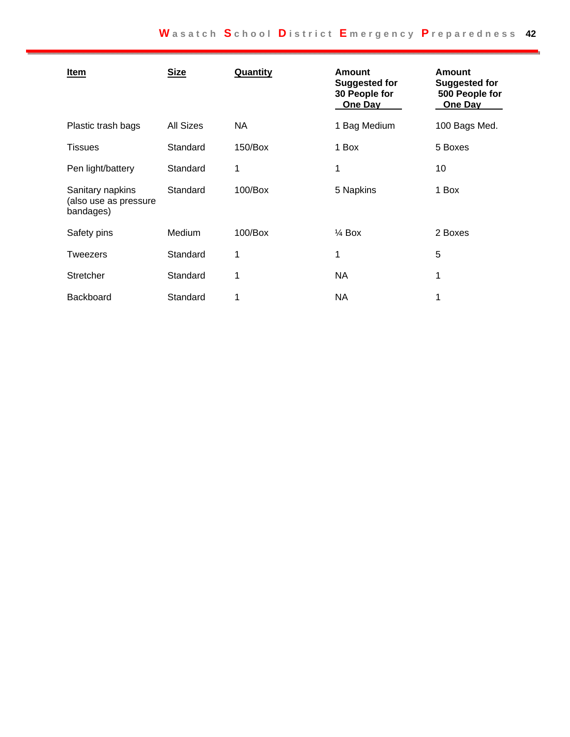| Item | Size | Quantity | Amount Suggested for 30 People for One Day | Amount Suggested for 500 People for One Day |
|---|---|---|---|---|
| Plastic trash bags | All Sizes | NA | 1 Bag Medium | 100 Bags Med. |
| Tissues | Standard | 150/Box | 1 Box | 5 Boxes |
| Pen light/battery | Standard | 1 | 1 | 10 |
| Sanitary napkins (also use as pressure bandages) | Standard | 100/Box | 5 Napkins | 1 Box |
| Safety pins | Medium | 100/Box | ¼ Box | 2 Boxes |
| Tweezers | Standard | 1 | 1 | 5 |
| Stretcher | Standard | 1 | NA | 1 |
| Backboard | Standard | 1 | NA | 1 |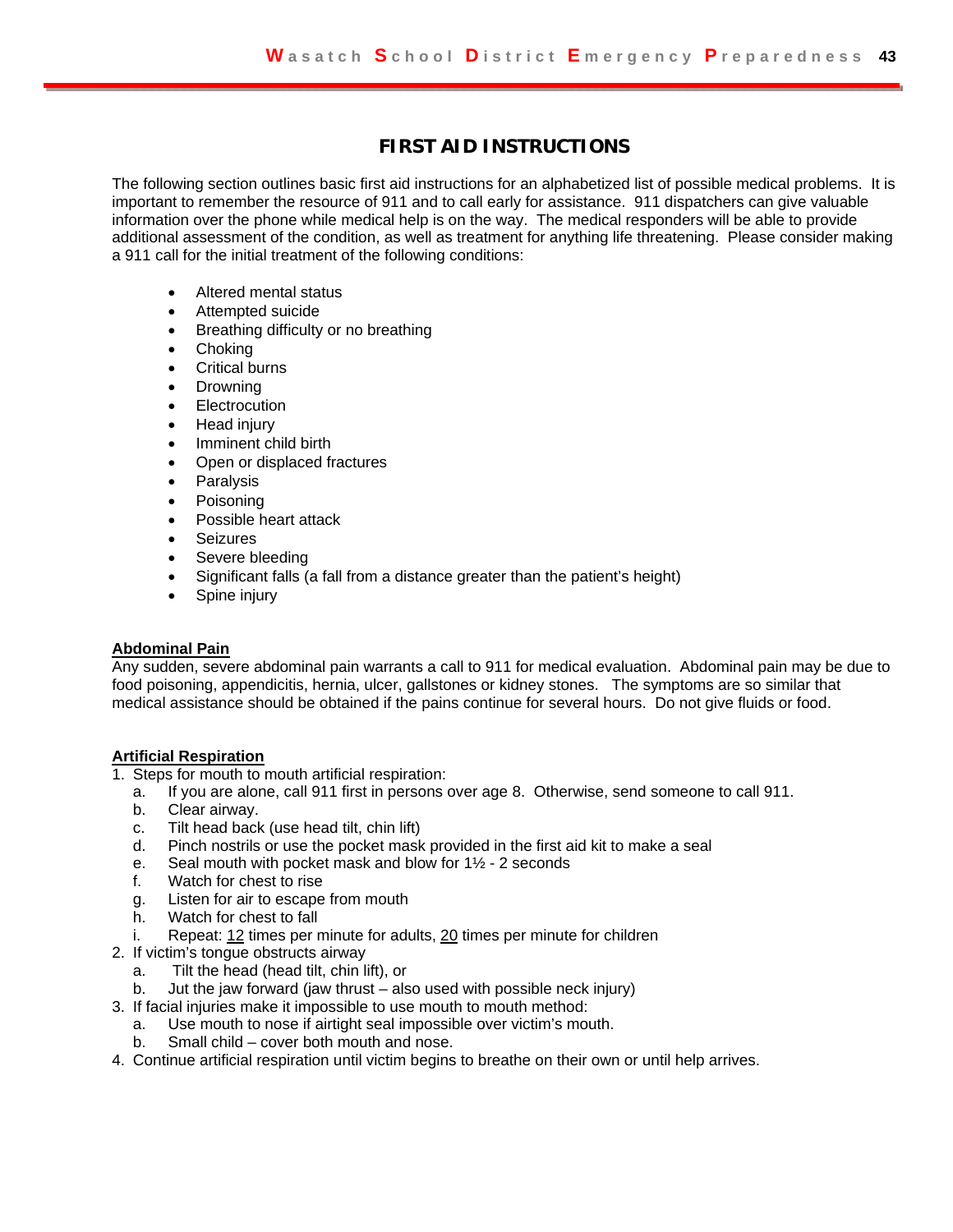# FIRST AID INSTRUCTIONS

The following section outlines basic first aid instructions for an alphabetized list of possible medical problems. It is important to remember the resource of 911 and to call early for assistance. 911 dispatchers can give valuable information over the phone while medical help is on the way. The medical responders will be able to provide additional assessment of the condition, as well as treatment for anything life threatening. Please consider making a 911 call for the initial treatment of the following conditions:

- Altered mental status
- Attempted suicide
- Breathing difficulty or no breathing
- Choking
- Critical burns
- Drowning
- Electrocution
- Head injury
- Imminent child birth
- Open or displaced fractures
- Paralysis
- Poisoning
- Possible heart attack
- Seizures
- Severe bleeding
- Significant falls (a fall from a distance greater than the patient's height)
- Spine injury

**Abdominal Pain**

Any sudden, severe abdominal pain warrants a call to 911 for medical evaluation. Abdominal pain may be due to food poisoning, appendicitis, hernia, ulcer, gallstones or kidney stones. The symptoms are so similar that medical assistance should be obtained if the pains continue for several hours. Do not give fluids or food.

**Artificial Respiration**

1. Steps for mouth to mouth artificial respiration:
   a. If you are alone, call 911 first in persons over age 8. Otherwise, send someone to call 911.
   b. Clear airway.
   c. Tilt head back (use head tilt, chin lift)
   d. Pinch nostrils or use the pocket mask provided in the first aid kit to make a seal
   e. Seal mouth with pocket mask and blow for 1½ - 2 seconds
   f. Watch for chest to rise
   g. Listen for air to escape from mouth
   h. Watch for chest to fall
   i. Repeat: 12 times per minute for adults, 20 times per minute for children
2. If victim's tongue obstructs airway
   a. Tilt the head (head tilt, chin lift), or
   b. Jut the jaw forward (jaw thrust – also used with possible neck injury)
3. If facial injuries make it impossible to use mouth to mouth method:
   a. Use mouth to nose if airtight seal impossible over victim's mouth.
   b. Small child – cover both mouth and nose.
4. Continue artificial respiration until victim begins to breathe on their own or until help arrives.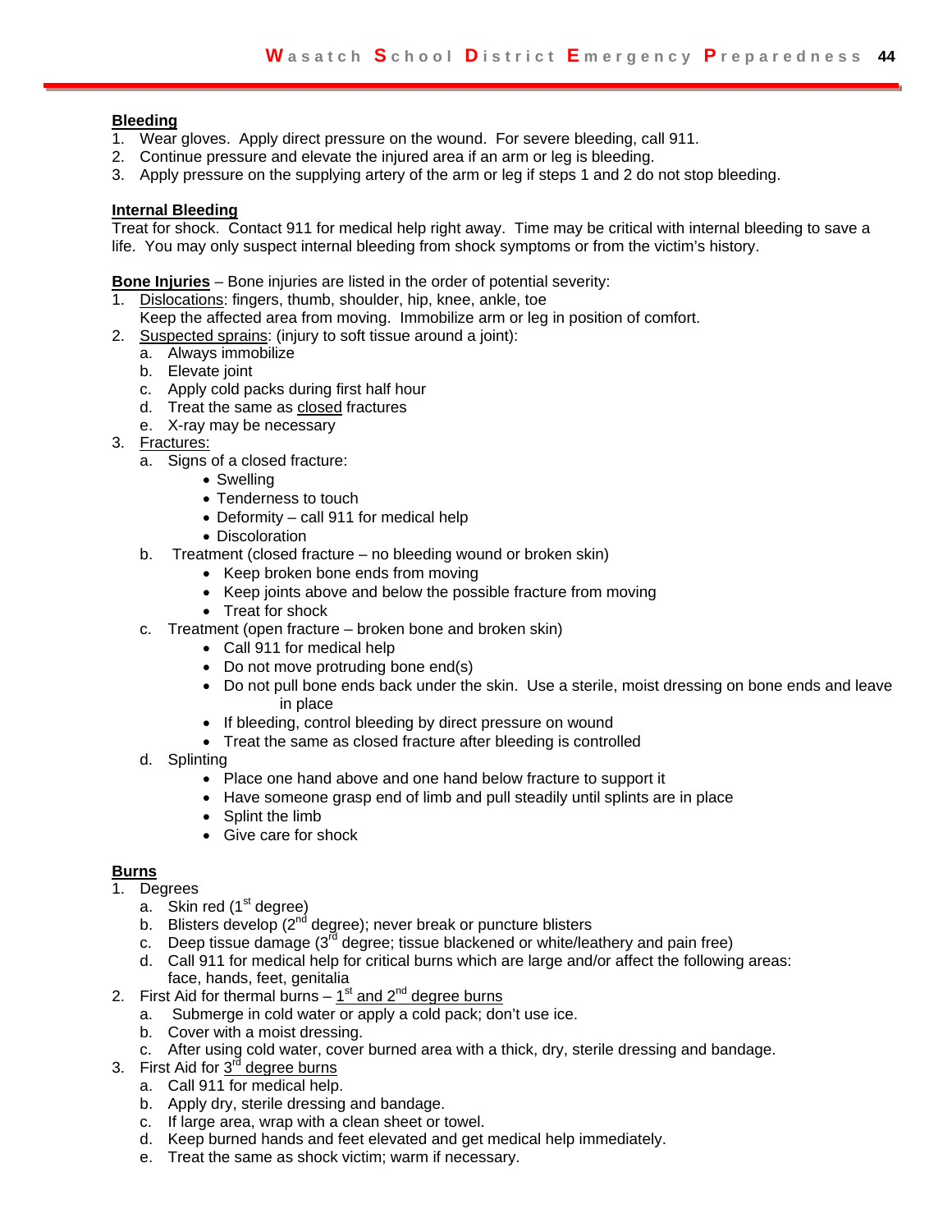**Bleeding**

1. Wear gloves. Apply direct pressure on the wound. For severe bleeding, call 911.
2. Continue pressure and elevate the injured area if an arm or leg is bleeding.
3. Apply pressure on the supplying artery of the arm or leg if steps 1 and 2 do not stop bleeding.

**Internal Bleeding**

Treat for shock. Contact 911 for medical help right away. Time may be critical with internal bleeding to save a life. You may only suspect internal bleeding from shock symptoms or from the victim's history.

**Bone Injuries** – Bone injuries are listed in the order of potential severity:

1. Dislocations: fingers, thumb, shoulder, hip, knee, ankle, toe
   Keep the affected area from moving. Immobilize arm or leg in position of comfort.
2. Suspected sprains: (injury to soft tissue around a joint):
   a. Always immobilize
   b. Elevate joint
   c. Apply cold packs during first half hour
   d. Treat the same as closed fractures
   e. X-ray may be necessary
3. Fractures:
   a. Signs of a closed fracture:
      - Swelling
      - Tenderness to touch
      - Deformity – call 911 for medical help
      - Discoloration
   b. Treatment (closed fracture – no bleeding wound or broken skin)
      - Keep broken bone ends from moving
      - Keep joints above and below the possible fracture from moving
      - Treat for shock
   c. Treatment (open fracture – broken bone and broken skin)
      - Call 911 for medical help
      - Do not move protruding bone end(s)
      - Do not pull bone ends back under the skin. Use a sterile, moist dressing on bone ends and leave in place
      - If bleeding, control bleeding by direct pressure on wound
      - Treat the same as closed fracture after bleeding is controlled
   d. Splinting
      - Place one hand above and one hand below fracture to support it
      - Have someone grasp end of limb and pull steadily until splints are in place
      - Splint the limb
      - Give care for shock

**Burns**

1. Degrees
   a. Skin red (1st degree)
   b. Blisters develop (2nd degree); never break or puncture blisters
   c. Deep tissue damage (3rd degree; tissue blackened or white/leathery and pain free)
   d. Call 911 for medical help for critical burns which are large and/or affect the following areas: face, hands, feet, genitalia
2. First Aid for thermal burns – 1st and 2nd degree burns
   a. Submerge in cold water or apply a cold pack; don't use ice.
   b. Cover with a moist dressing.
   c. After using cold water, cover burned area with a thick, dry, sterile dressing and bandage.
3. First Aid for 3rd degree burns
   a. Call 911 for medical help.
   b. Apply dry, sterile dressing and bandage.
   c. If large area, wrap with a clean sheet or towel.
   d. Keep burned hands and feet elevated and get medical help immediately.
   e. Treat the same as shock victim; warm if necessary.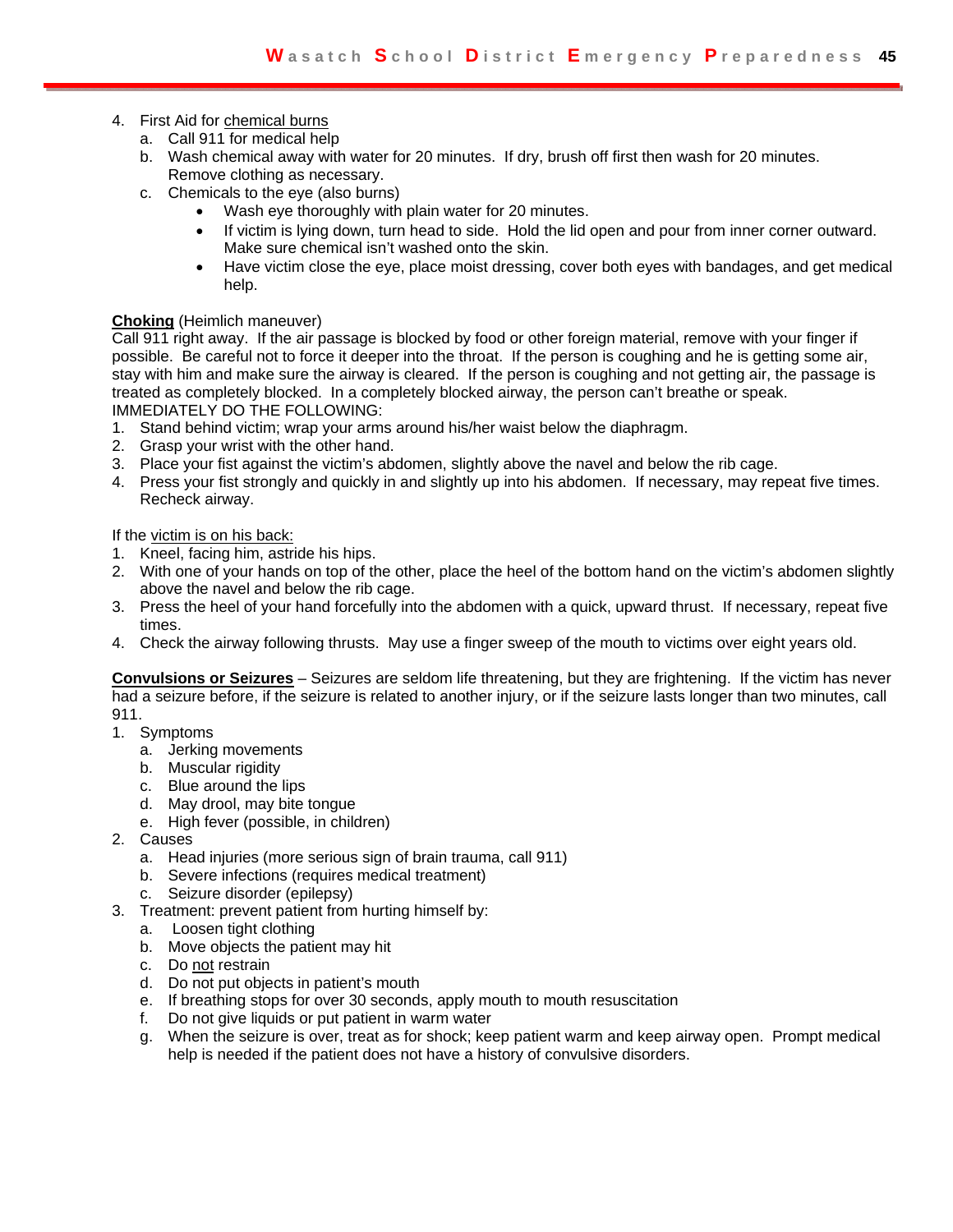4. First Aid for chemical burns
   a. Call 911 for medical help
   b. Wash chemical away with water for 20 minutes. If dry, brush off first then wash for 20 minutes. Remove clothing as necessary.
   c. Chemicals to the eye (also burns)
      - Wash eye thoroughly with plain water for 20 minutes.
      - If victim is lying down, turn head to side. Hold the lid open and pour from inner corner outward. Make sure chemical isn't washed onto the skin.
      - Have victim close the eye, place moist dressing, cover both eyes with bandages, and get medical help.

**Choking** (Heimlich maneuver)
Call 911 right away. If the air passage is blocked by food or other foreign material, remove with your finger if possible. Be careful not to force it deeper into the throat. If the person is coughing and he is getting some air, stay with him and make sure the airway is cleared. If the person is coughing and not getting air, the passage is treated as completely blocked. In a completely blocked airway, the person can't breathe or speak.
IMMEDIATELY DO THE FOLLOWING:
1. Stand behind victim; wrap your arms around his/her waist below the diaphragm.
2. Grasp your wrist with the other hand.
3. Place your fist against the victim's abdomen, slightly above the navel and below the rib cage.
4. Press your fist strongly and quickly in and slightly up into his abdomen. If necessary, may repeat five times. Recheck airway.

If the victim is on his back:
1. Kneel, facing him, astride his hips.
2. With one of your hands on top of the other, place the heel of the bottom hand on the victim's abdomen slightly above the navel and below the rib cage.
3. Press the heel of your hand forcefully into the abdomen with a quick, upward thrust. If necessary, repeat five times.
4. Check the airway following thrusts. May use a finger sweep of the mouth to victims over eight years old.

**Convulsions or Seizures** – Seizures are seldom life threatening, but they are frightening. If the victim has never had a seizure before, if the seizure is related to another injury, or if the seizure lasts longer than two minutes, call 911.
1. Symptoms
   a. Jerking movements
   b. Muscular rigidity
   c. Blue around the lips
   d. May drool, may bite tongue
   e. High fever (possible, in children)
2. Causes
   a. Head injuries (more serious sign of brain trauma, call 911)
   b. Severe infections (requires medical treatment)
   c. Seizure disorder (epilepsy)
3. Treatment: prevent patient from hurting himself by:
   a. Loosen tight clothing
   b. Move objects the patient may hit
   c. Do not restrain
   d. Do not put objects in patient's mouth
   e. If breathing stops for over 30 seconds, apply mouth to mouth resuscitation
   f. Do not give liquids or put patient in warm water
   g. When the seizure is over, treat as for shock; keep patient warm and keep airway open. Prompt medical help is needed if the patient does not have a history of convulsive disorders.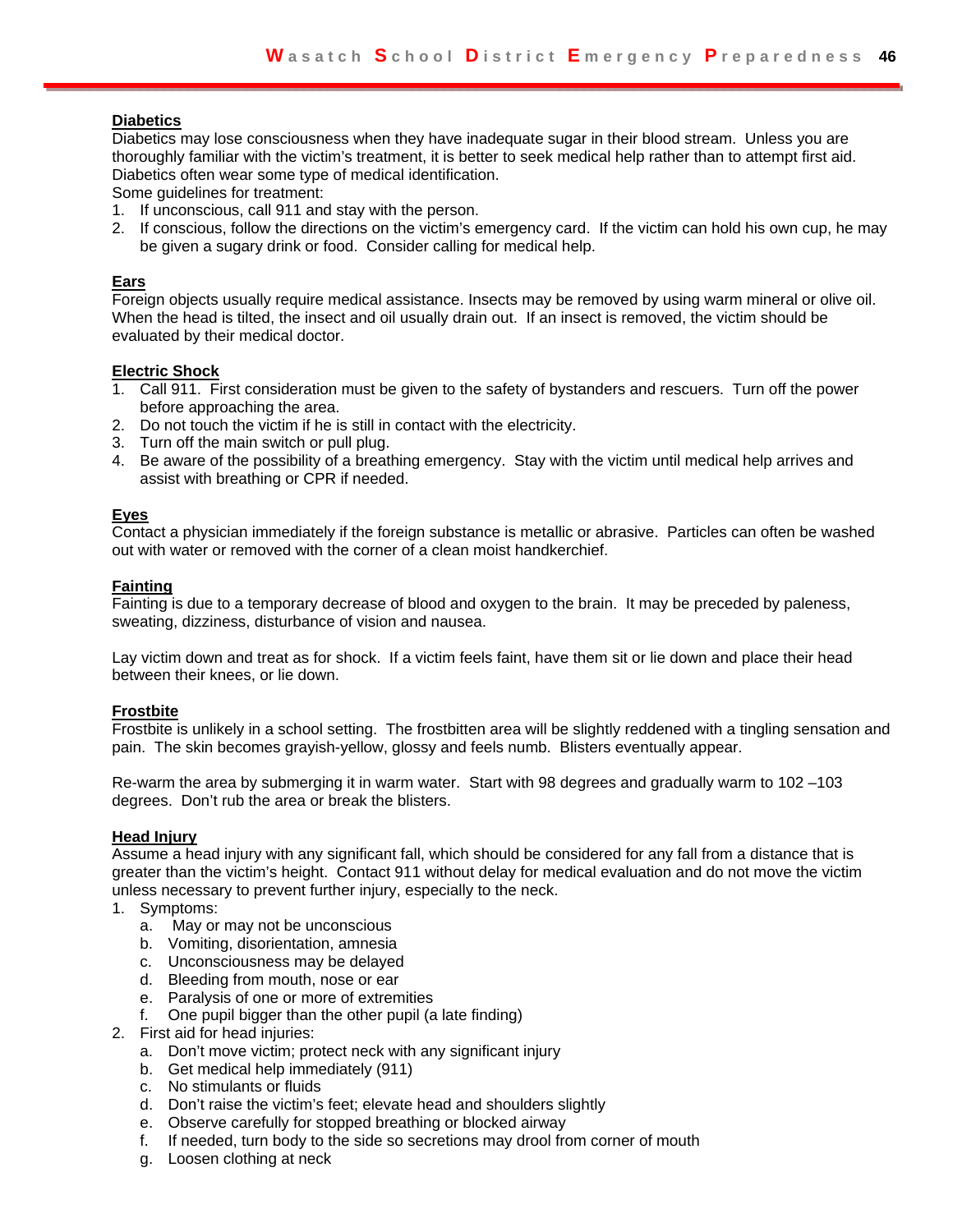**Diabetics**

Diabetics may lose consciousness when they have inadequate sugar in their blood stream. Unless you are thoroughly familiar with the victim's treatment, it is better to seek medical help rather than to attempt first aid. Diabetics often wear some type of medical identification.

Some guidelines for treatment:

1. If unconscious, call 911 and stay with the person.
2. If conscious, follow the directions on the victim's emergency card. If the victim can hold his own cup, he may be given a sugary drink or food. Consider calling for medical help.

**Ears**

Foreign objects usually require medical assistance. Insects may be removed by using warm mineral or olive oil. When the head is tilted, the insect and oil usually drain out. If an insect is removed, the victim should be evaluated by their medical doctor.

**Electric Shock**

1. Call 911. First consideration must be given to the safety of bystanders and rescuers. Turn off the power before approaching the area.
2. Do not touch the victim if he is still in contact with the electricity.
3. Turn off the main switch or pull plug.
4. Be aware of the possibility of a breathing emergency. Stay with the victim until medical help arrives and assist with breathing or CPR if needed.

**Eyes**

Contact a physician immediately if the foreign substance is metallic or abrasive. Particles can often be washed out with water or removed with the corner of a clean moist handkerchief.

**Fainting**

Fainting is due to a temporary decrease of blood and oxygen to the brain. It may be preceded by paleness, sweating, dizziness, disturbance of vision and nausea.

Lay victim down and treat as for shock. If a victim feels faint, have them sit or lie down and place their head between their knees, or lie down.

**Frostbite**

Frostbite is unlikely in a school setting. The frostbitten area will be slightly reddened with a tingling sensation and pain. The skin becomes grayish-yellow, glossy and feels numb. Blisters eventually appear.

Re-warm the area by submerging it in warm water. Start with 98 degrees and gradually warm to 102 –103 degrees. Don't rub the area or break the blisters.

**Head Injury**

Assume a head injury with any significant fall, which should be considered for any fall from a distance that is greater than the victim's height. Contact 911 without delay for medical evaluation and do not move the victim unless necessary to prevent further injury, especially to the neck.

1. Symptoms:
   a. May or may not be unconscious
   b. Vomiting, disorientation, amnesia
   c. Unconsciousness may be delayed
   d. Bleeding from mouth, nose or ear
   e. Paralysis of one or more of extremities
   f. One pupil bigger than the other pupil (a late finding)
2. First aid for head injuries:
   a. Don't move victim; protect neck with any significant injury
   b. Get medical help immediately (911)
   c. No stimulants or fluids
   d. Don't raise the victim's feet; elevate head and shoulders slightly
   e. Observe carefully for stopped breathing or blocked airway
   f. If needed, turn body to the side so secretions may drool from corner of mouth
   g. Loosen clothing at neck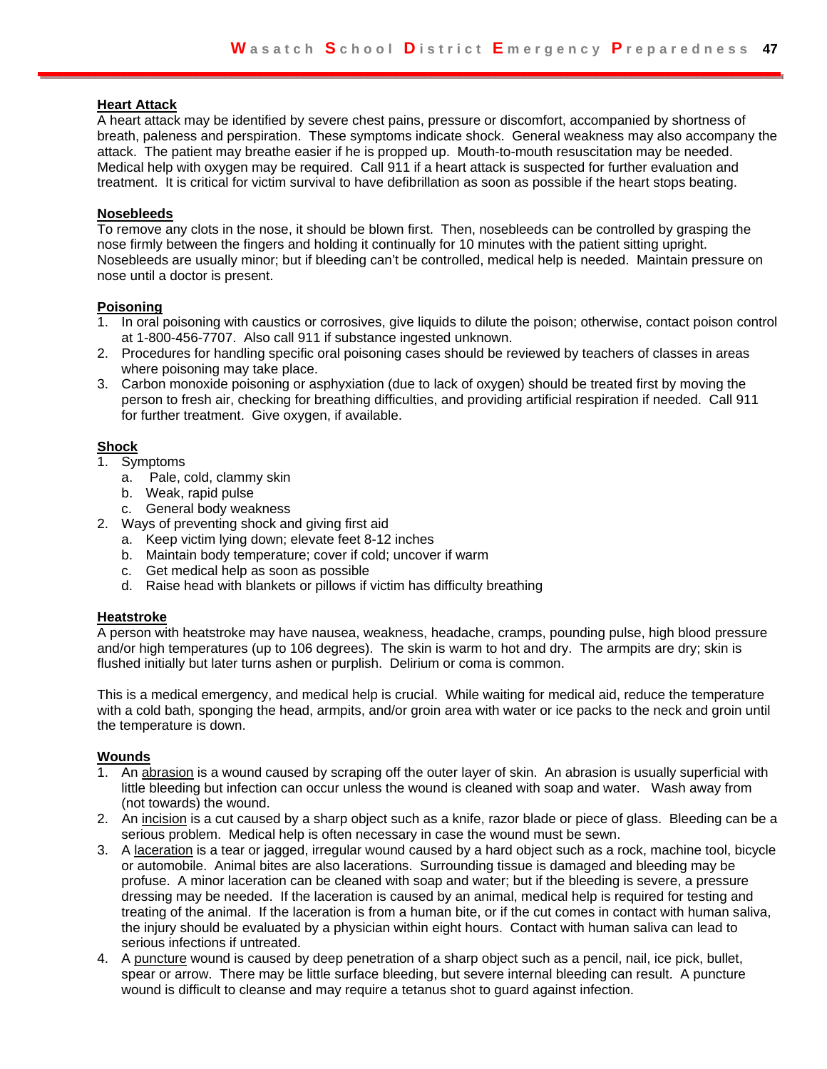**Heart Attack**

A heart attack may be identified by severe chest pains, pressure or discomfort, accompanied by shortness of breath, paleness and perspiration. These symptoms indicate shock. General weakness may also accompany the attack. The patient may breathe easier if he is propped up. Mouth-to-mouth resuscitation may be needed. Medical help with oxygen may be required. Call 911 if a heart attack is suspected for further evaluation and treatment. It is critical for victim survival to have defibrillation as soon as possible if the heart stops beating.

**Nosebleeds**

To remove any clots in the nose, it should be blown first. Then, nosebleeds can be controlled by grasping the nose firmly between the fingers and holding it continually for 10 minutes with the patient sitting upright. Nosebleeds are usually minor; but if bleeding can't be controlled, medical help is needed. Maintain pressure on nose until a doctor is present.

**Poisoning**

1. In oral poisoning with caustics or corrosives, give liquids to dilute the poison; otherwise, contact poison control at 1-800-456-7707. Also call 911 if substance ingested unknown.
2. Procedures for handling specific oral poisoning cases should be reviewed by teachers of classes in areas where poisoning may take place.
3. Carbon monoxide poisoning or asphyxiation (due to lack of oxygen) should be treated first by moving the person to fresh air, checking for breathing difficulties, and providing artificial respiration if needed. Call 911 for further treatment. Give oxygen, if available.

**Shock**

1. Symptoms
   a. Pale, cold, clammy skin
   b. Weak, rapid pulse
   c. General body weakness
2. Ways of preventing shock and giving first aid
   a. Keep victim lying down; elevate feet 8-12 inches
   b. Maintain body temperature; cover if cold; uncover if warm
   c. Get medical help as soon as possible
   d. Raise head with blankets or pillows if victim has difficulty breathing

**Heatstroke**

A person with heatstroke may have nausea, weakness, headache, cramps, pounding pulse, high blood pressure and/or high temperatures (up to 106 degrees). The skin is warm to hot and dry. The armpits are dry; skin is flushed initially but later turns ashen or purplish. Delirium or coma is common.

This is a medical emergency, and medical help is crucial. While waiting for medical aid, reduce the temperature with a cold bath, sponging the head, armpits, and/or groin area with water or ice packs to the neck and groin until the temperature is down.

**Wounds**

1. An abrasion is a wound caused by scraping off the outer layer of skin. An abrasion is usually superficial with little bleeding but infection can occur unless the wound is cleaned with soap and water. Wash away from (not towards) the wound.
2. An incision is a cut caused by a sharp object such as a knife, razor blade or piece of glass. Bleeding can be a serious problem. Medical help is often necessary in case the wound must be sewn.
3. A laceration is a tear or jagged, irregular wound caused by a hard object such as a rock, machine tool, bicycle or automobile. Animal bites are also lacerations. Surrounding tissue is damaged and bleeding may be profuse. A minor laceration can be cleaned with soap and water; but if the bleeding is severe, a pressure dressing may be needed. If the laceration is caused by an animal, medical help is required for testing and treating of the animal. If the laceration is from a human bite, or if the cut comes in contact with human saliva, the injury should be evaluated by a physician within eight hours. Contact with human saliva can lead to serious infections if untreated.
4. A puncture wound is caused by deep penetration of a sharp object such as a pencil, nail, ice pick, bullet, spear or arrow. There may be little surface bleeding, but severe internal bleeding can result. A puncture wound is difficult to cleanse and may require a tetanus shot to guard against infection.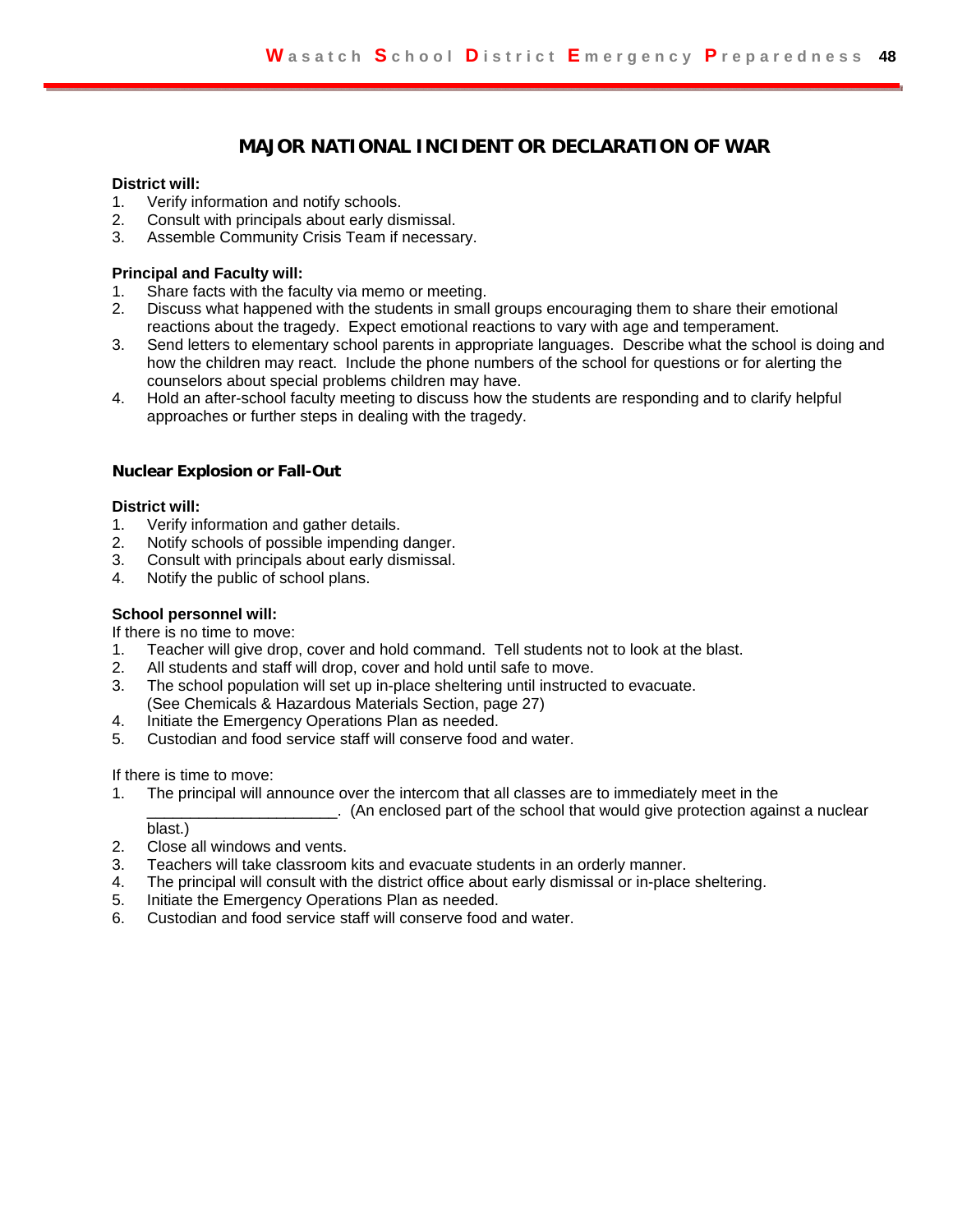# MAJOR NATIONAL INCIDENT OR DECLARATION OF WAR

**District will:**

1. Verify information and notify schools.
2. Consult with principals about early dismissal.
3. Assemble Community Crisis Team if necessary.

**Principal and Faculty will:**

1. Share facts with the faculty via memo or meeting.
2. Discuss what happened with the students in small groups encouraging them to share their emotional reactions about the tragedy. Expect emotional reactions to vary with age and temperament.
3. Send letters to elementary school parents in appropriate languages. Describe what the school is doing and how the children may react. Include the phone numbers of the school for questions or for alerting the counselors about special problems children may have.
4. Hold an after-school faculty meeting to discuss how the students are responding and to clarify helpful approaches or further steps in dealing with the tragedy.

## Nuclear Explosion or Fall-Out

**District will:**

1. Verify information and gather details.
2. Notify schools of possible impending danger.
3. Consult with principals about early dismissal.
4. Notify the public of school plans.

**School personnel will:**

If there is no time to move:

1. Teacher will give drop, cover and hold command. Tell students not to look at the blast.
2. All students and staff will drop, cover and hold until safe to move.
3. The school population will set up in-place sheltering until instructed to evacuate. (See Chemicals & Hazardous Materials Section, page 27)
4. Initiate the Emergency Operations Plan as needed.
5. Custodian and food service staff will conserve food and water.

If there is time to move:

1. The principal will announce over the intercom that all classes are to immediately meet in the _____________________. (An enclosed part of the school that would give protection against a nuclear blast.)
2. Close all windows and vents.
3. Teachers will take classroom kits and evacuate students in an orderly manner.
4. The principal will consult with the district office about early dismissal or in-place sheltering.
5. Initiate the Emergency Operations Plan as needed.
6. Custodian and food service staff will conserve food and water.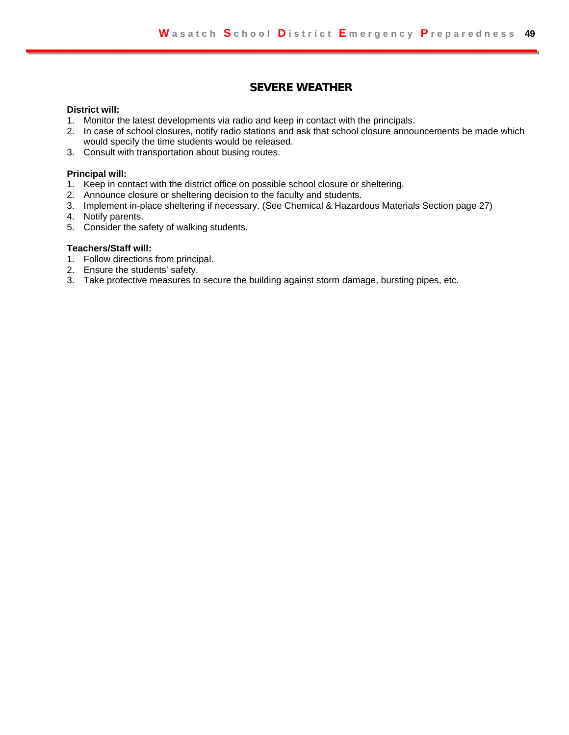# SEVERE WEATHER

**District will:**

1. Monitor the latest developments via radio and keep in contact with the principals.
2. In case of school closures, notify radio stations and ask that school closure announcements be made which would specify the time students would be released.
3. Consult with transportation about busing routes.

**Principal will:**

1. Keep in contact with the district office on possible school closure or sheltering.
2. Announce closure or sheltering decision to the faculty and students.
3. Implement in-place sheltering if necessary. (See Chemical & Hazardous Materials Section page 27)
4. Notify parents.
5. Consider the safety of walking students.

**Teachers/Staff will:**

1. Follow directions from principal.
2. Ensure the students' safety.
3. Take protective measures to secure the building against storm damage, bursting pipes, etc.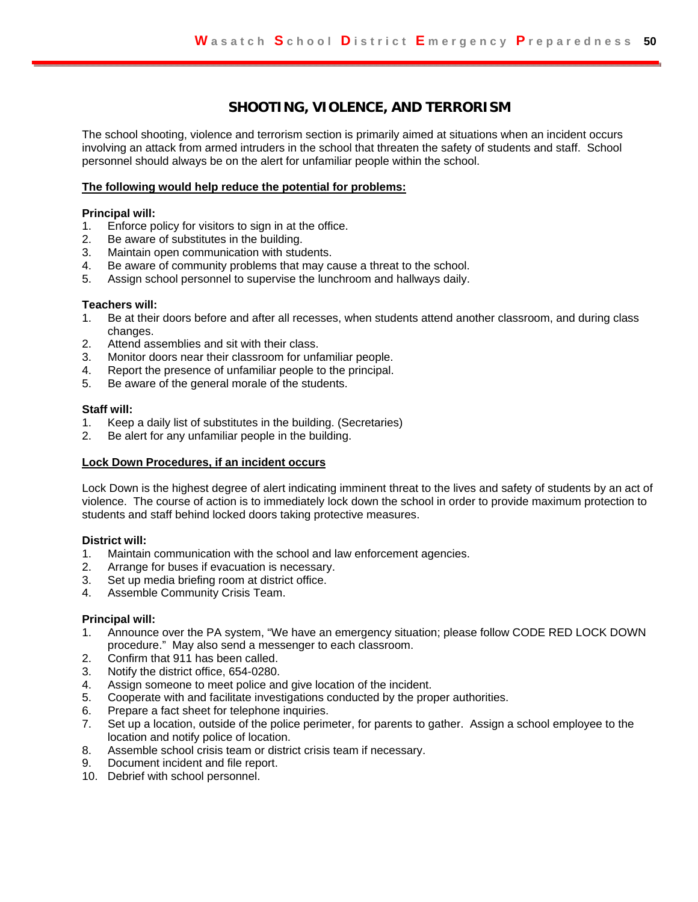# SHOOTING, VIOLENCE, AND TERRORISM

The school shooting, violence and terrorism section is primarily aimed at situations when an incident occurs involving an attack from armed intruders in the school that threaten the safety of students and staff. School personnel should always be on the alert for unfamiliar people within the school.

**The following would help reduce the potential for problems:**

**Principal will:**

1. Enforce policy for visitors to sign in at the office.
2. Be aware of substitutes in the building.
3. Maintain open communication with students.
4. Be aware of community problems that may cause a threat to the school.
5. Assign school personnel to supervise the lunchroom and hallways daily.

**Teachers will:**

1. Be at their doors before and after all recesses, when students attend another classroom, and during class changes.
2. Attend assemblies and sit with their class.
3. Monitor doors near their classroom for unfamiliar people.
4. Report the presence of unfamiliar people to the principal.
5. Be aware of the general morale of the students.

**Staff will:**

1. Keep a daily list of substitutes in the building. (Secretaries)
2. Be alert for any unfamiliar people in the building.

**Lock Down Procedures, if an incident occurs**

Lock Down is the highest degree of alert indicating imminent threat to the lives and safety of students by an act of violence. The course of action is to immediately lock down the school in order to provide maximum protection to students and staff behind locked doors taking protective measures.

**District will:**

1. Maintain communication with the school and law enforcement agencies.
2. Arrange for buses if evacuation is necessary.
3. Set up media briefing room at district office.
4. Assemble Community Crisis Team.

**Principal will:**

1. Announce over the PA system, "We have an emergency situation; please follow CODE RED LOCK DOWN procedure." May also send a messenger to each classroom.
2. Confirm that 911 has been called.
3. Notify the district office, 654-0280.
4. Assign someone to meet police and give location of the incident.
5. Cooperate with and facilitate investigations conducted by the proper authorities.
6. Prepare a fact sheet for telephone inquiries.
7. Set up a location, outside of the police perimeter, for parents to gather. Assign a school employee to the location and notify police of location.
8. Assemble school crisis team or district crisis team if necessary.
9. Document incident and file report.
10. Debrief with school personnel.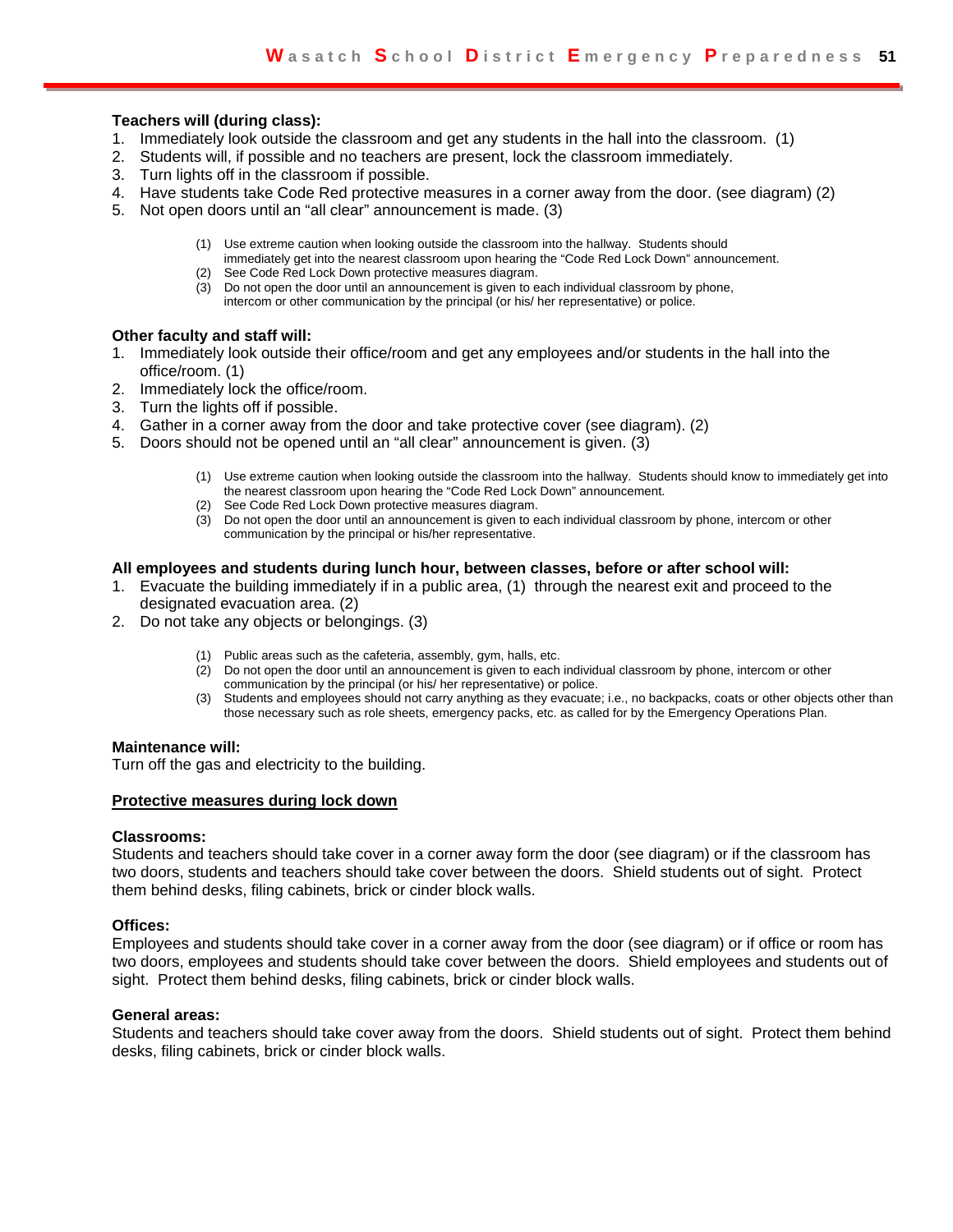**Teachers will (during class):**

1. Immediately look outside the classroom and get any students in the hall into the classroom. (1)
2. Students will, if possible and no teachers are present, lock the classroom immediately.
3. Turn lights off in the classroom if possible.
4. Have students take Code Red protective measures in a corner away from the door. (see diagram) (2)
5. Not open doors until an "all clear" announcement is made. (3)

(1) Use extreme caution when looking outside the classroom into the hallway. Students should immediately get into the nearest classroom upon hearing the "Code Red Lock Down" announcement.
(2) See Code Red Lock Down protective measures diagram.
(3) Do not open the door until an announcement is given to each individual classroom by phone, intercom or other communication by the principal (or his/ her representative) or police.

**Other faculty and staff will:**

1. Immediately look outside their office/room and get any employees and/or students in the hall into the office/room. (1)
2. Immediately lock the office/room.
3. Turn the lights off if possible.
4. Gather in a corner away from the door and take protective cover (see diagram). (2)
5. Doors should not be opened until an "all clear" announcement is given. (3)

(1) Use extreme caution when looking outside the classroom into the hallway. Students should know to immediately get into the nearest classroom upon hearing the "Code Red Lock Down" announcement.
(2) See Code Red Lock Down protective measures diagram.
(3) Do not open the door until an announcement is given to each individual classroom by phone, intercom or other communication by the principal or his/her representative.

**All employees and students during lunch hour, between classes, before or after school will:**

1. Evacuate the building immediately if in a public area, (1) through the nearest exit and proceed to the designated evacuation area. (2)
2. Do not take any objects or belongings. (3)

(1) Public areas such as the cafeteria, assembly, gym, halls, etc.
(2) Do not open the door until an announcement is given to each individual classroom by phone, intercom or other communication by the principal (or his/ her representative) or police.
(3) Students and employees should not carry anything as they evacuate; i.e., no backpacks, coats or other objects other than those necessary such as role sheets, emergency packs, etc. as called for by the Emergency Operations Plan.

**Maintenance will:**

Turn off the gas and electricity to the building.

**<u>Protective measures during lock down</u>**

**Classrooms:**

Students and teachers should take cover in a corner away form the door (see diagram) or if the classroom has two doors, students and teachers should take cover between the doors. Shield students out of sight. Protect them behind desks, filing cabinets, brick or cinder block walls.

**Offices:**

Employees and students should take cover in a corner away from the door (see diagram) or if office or room has two doors, employees and students should take cover between the doors. Shield employees and students out of sight. Protect them behind desks, filing cabinets, brick or cinder block walls.

**General areas:**

Students and teachers should take cover away from the doors. Shield students out of sight. Protect them behind desks, filing cabinets, brick or cinder block walls.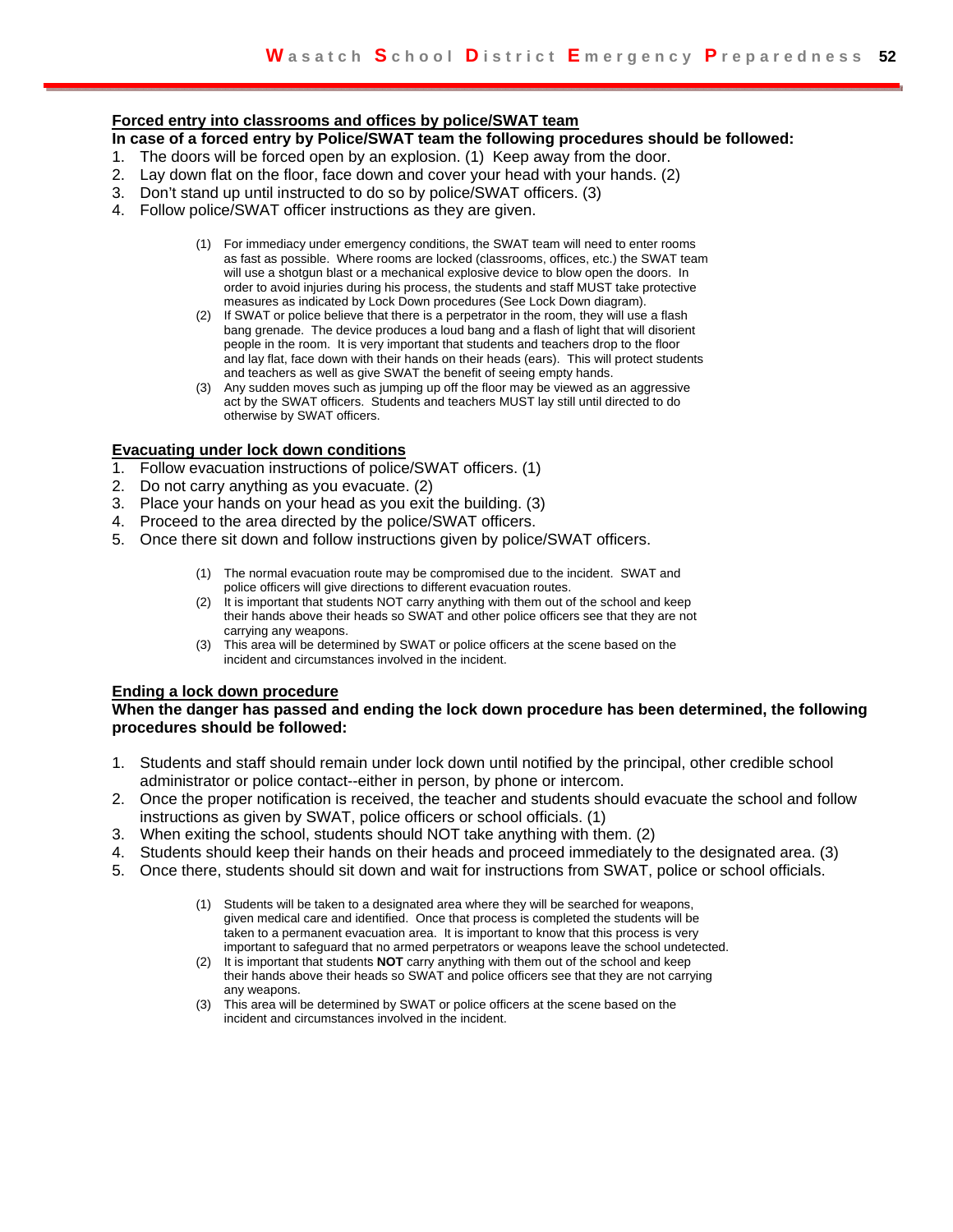**Forced entry into classrooms and offices by police/SWAT team**

**In case of a forced entry by Police/SWAT team the following procedures should be followed:**

1. The doors will be forced open by an explosion. (1) Keep away from the door.
2. Lay down flat on the floor, face down and cover your head with your hands. (2)
3. Don't stand up until instructed to do so by police/SWAT officers. (3)
4. Follow police/SWAT officer instructions as they are given.

(1) For immediacy under emergency conditions, the SWAT team will need to enter rooms as fast as possible. Where rooms are locked (classrooms, offices, etc.) the SWAT team will use a shotgun blast or a mechanical explosive device to blow open the doors. In order to avoid injuries during his process, the students and staff MUST take protective measures as indicated by Lock Down procedures (See Lock Down diagram).

(2) If SWAT or police believe that there is a perpetrator in the room, they will use a flash bang grenade. The device produces a loud bang and a flash of light that will disorient people in the room. It is very important that students and teachers drop to the floor and lay flat, face down with their hands on their heads (ears). This will protect students and teachers as well as give SWAT the benefit of seeing empty hands.

(3) Any sudden moves such as jumping up off the floor may be viewed as an aggressive act by the SWAT officers. Students and teachers MUST lay still until directed to do otherwise by SWAT officers.

**Evacuating under lock down conditions**

1. Follow evacuation instructions of police/SWAT officers. (1)
2. Do not carry anything as you evacuate. (2)
3. Place your hands on your head as you exit the building. (3)
4. Proceed to the area directed by the police/SWAT officers.
5. Once there sit down and follow instructions given by police/SWAT officers.

(1) The normal evacuation route may be compromised due to the incident. SWAT and police officers will give directions to different evacuation routes.

(2) It is important that students NOT carry anything with them out of the school and keep their hands above their heads so SWAT and other police officers see that they are not carrying any weapons.

(3) This area will be determined by SWAT or police officers at the scene based on the incident and circumstances involved in the incident.

**Ending a lock down procedure**

**When the danger has passed and ending the lock down procedure has been determined, the following procedures should be followed:**

1. Students and staff should remain under lock down until notified by the principal, other credible school administrator or police contact--either in person, by phone or intercom.
2. Once the proper notification is received, the teacher and students should evacuate the school and follow instructions as given by SWAT, police officers or school officials. (1)
3. When exiting the school, students should NOT take anything with them. (2)
4. Students should keep their hands on their heads and proceed immediately to the designated area. (3)
5. Once there, students should sit down and wait for instructions from SWAT, police or school officials.

(1) Students will be taken to a designated area where they will be searched for weapons, given medical care and identified. Once that process is completed the students will be taken to a permanent evacuation area. It is important to know that this process is very important to safeguard that no armed perpetrators or weapons leave the school undetected.

(2) It is important that students **NOT** carry anything with them out of the school and keep their hands above their heads so SWAT and police officers see that they are not carrying any weapons.

(3) This area will be determined by SWAT or police officers at the scene based on the incident and circumstances involved in the incident.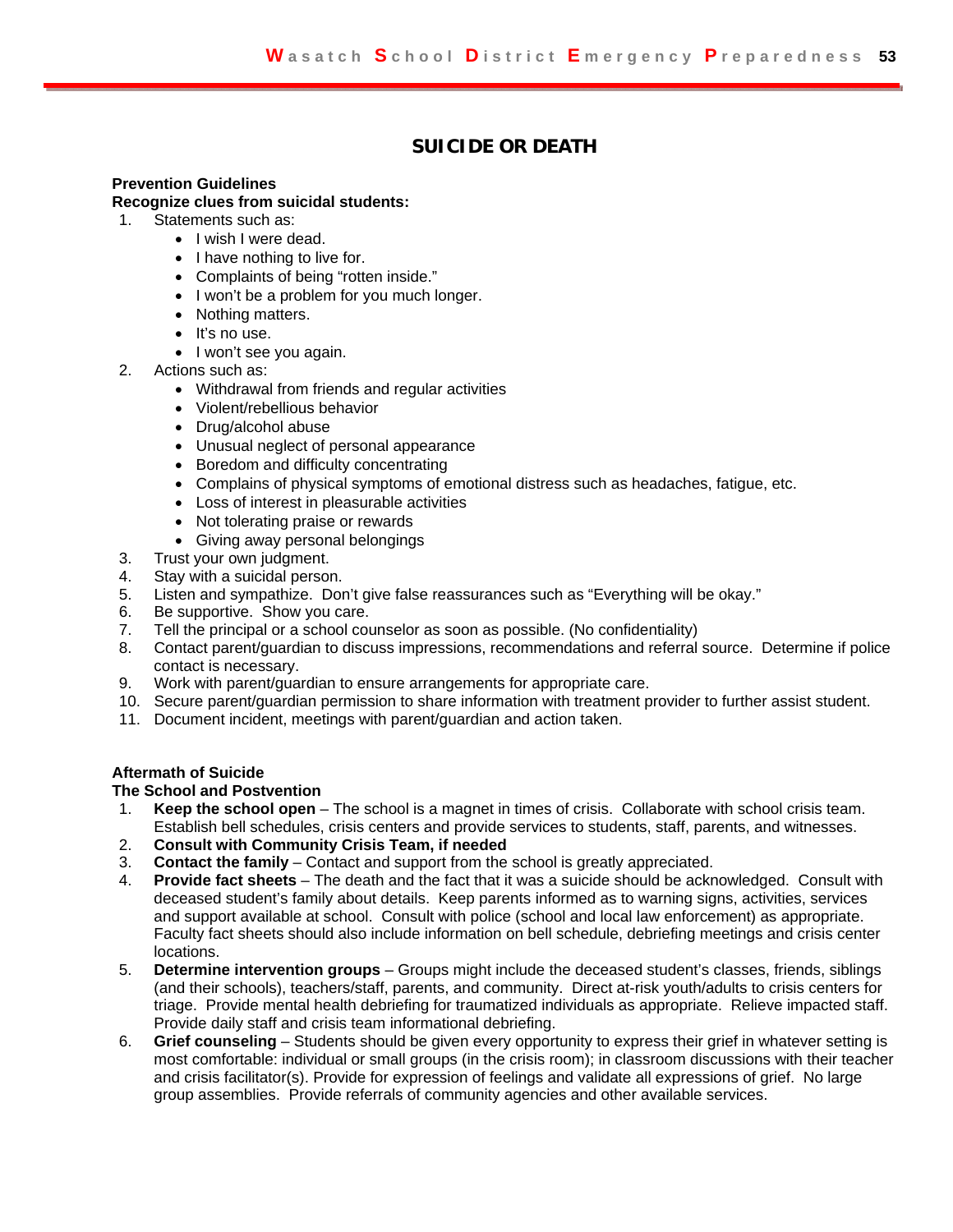# SUICIDE OR DEATH

**Prevention Guidelines**
**Recognize clues from suicidal students:**

1. Statements such as:
   - I wish I were dead.
   - I have nothing to live for.
   - Complaints of being "rotten inside."
   - I won't be a problem for you much longer.
   - Nothing matters.
   - It's no use.
   - I won't see you again.
2. Actions such as:
   - Withdrawal from friends and regular activities
   - Violent/rebellious behavior
   - Drug/alcohol abuse
   - Unusual neglect of personal appearance
   - Boredom and difficulty concentrating
   - Complains of physical symptoms of emotional distress such as headaches, fatigue, etc.
   - Loss of interest in pleasurable activities
   - Not tolerating praise or rewards
   - Giving away personal belongings
3. Trust your own judgment.
4. Stay with a suicidal person.
5. Listen and sympathize. Don't give false reassurances such as "Everything will be okay."
6. Be supportive. Show you care.
7. Tell the principal or a school counselor as soon as possible. (No confidentiality)
8. Contact parent/guardian to discuss impressions, recommendations and referral source. Determine if police contact is necessary.
9. Work with parent/guardian to ensure arrangements for appropriate care.
10. Secure parent/guardian permission to share information with treatment provider to further assist student.
11. Document incident, meetings with parent/guardian and action taken.

**Aftermath of Suicide**
**The School and Postvention**

1. **Keep the school open** – The school is a magnet in times of crisis. Collaborate with school crisis team. Establish bell schedules, crisis centers and provide services to students, staff, parents, and witnesses.
2. **Consult with Community Crisis Team, if needed**
3. **Contact the family** – Contact and support from the school is greatly appreciated.
4. **Provide fact sheets** – The death and the fact that it was a suicide should be acknowledged. Consult with deceased student's family about details. Keep parents informed as to warning signs, activities, services and support available at school. Consult with police (school and local law enforcement) as appropriate. Faculty fact sheets should also include information on bell schedule, debriefing meetings and crisis center locations.
5. **Determine intervention groups** – Groups might include the deceased student's classes, friends, siblings (and their schools), teachers/staff, parents, and community. Direct at-risk youth/adults to crisis centers for triage. Provide mental health debriefing for traumatized individuals as appropriate. Relieve impacted staff. Provide daily staff and crisis team informational debriefing.
6. **Grief counseling** – Students should be given every opportunity to express their grief in whatever setting is most comfortable: individual or small groups (in the crisis room); in classroom discussions with their teacher and crisis facilitator(s). Provide for expression of feelings and validate all expressions of grief. No large group assemblies. Provide referrals of community agencies and other available services.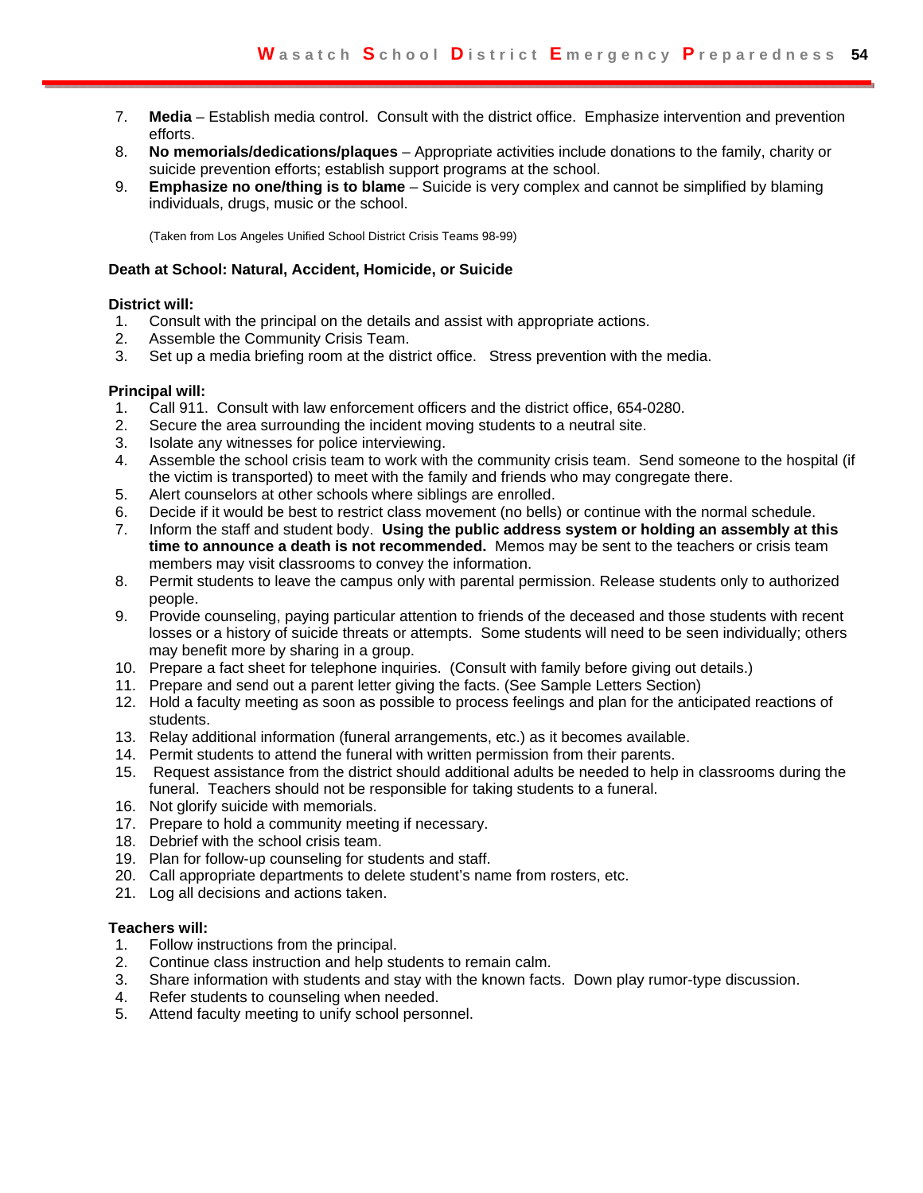7. **Media** – Establish media control. Consult with the district office. Emphasize intervention and prevention efforts.
8. **No memorials/dedications/plaques** – Appropriate activities include donations to the family, charity or suicide prevention efforts; establish support programs at the school.
9. **Emphasize no one/thing is to blame** – Suicide is very complex and cannot be simplified by blaming individuals, drugs, music or the school.

(Taken from Los Angeles Unified School District Crisis Teams 98-99)

**Death at School: Natural, Accident, Homicide, or Suicide**

**District will:**

1. Consult with the principal on the details and assist with appropriate actions.
2. Assemble the Community Crisis Team.
3. Set up a media briefing room at the district office. Stress prevention with the media.

**Principal will:**

1. Call 911. Consult with law enforcement officers and the district office, 654-0280.
2. Secure the area surrounding the incident moving students to a neutral site.
3. Isolate any witnesses for police interviewing.
4. Assemble the school crisis team to work with the community crisis team. Send someone to the hospital (if the victim is transported) to meet with the family and friends who may congregate there.
5. Alert counselors at other schools where siblings are enrolled.
6. Decide if it would be best to restrict class movement (no bells) or continue with the normal schedule.
7. Inform the staff and student body. **Using the public address system or holding an assembly at this time to announce a death is not recommended.** Memos may be sent to the teachers or crisis team members may visit classrooms to convey the information.
8. Permit students to leave the campus only with parental permission. Release students only to authorized people.
9. Provide counseling, paying particular attention to friends of the deceased and those students with recent losses or a history of suicide threats or attempts. Some students will need to be seen individually; others may benefit more by sharing in a group.
10. Prepare a fact sheet for telephone inquiries. (Consult with family before giving out details.)
11. Prepare and send out a parent letter giving the facts. (See Sample Letters Section)
12. Hold a faculty meeting as soon as possible to process feelings and plan for the anticipated reactions of students.
13. Relay additional information (funeral arrangements, etc.) as it becomes available.
14. Permit students to attend the funeral with written permission from their parents.
15. Request assistance from the district should additional adults be needed to help in classrooms during the funeral. Teachers should not be responsible for taking students to a funeral.
16. Not glorify suicide with memorials.
17. Prepare to hold a community meeting if necessary.
18. Debrief with the school crisis team.
19. Plan for follow-up counseling for students and staff.
20. Call appropriate departments to delete student's name from rosters, etc.
21. Log all decisions and actions taken.

**Teachers will:**

1. Follow instructions from the principal.
2. Continue class instruction and help students to remain calm.
3. Share information with students and stay with the known facts. Down play rumor-type discussion.
4. Refer students to counseling when needed.
5. Attend faculty meeting to unify school personnel.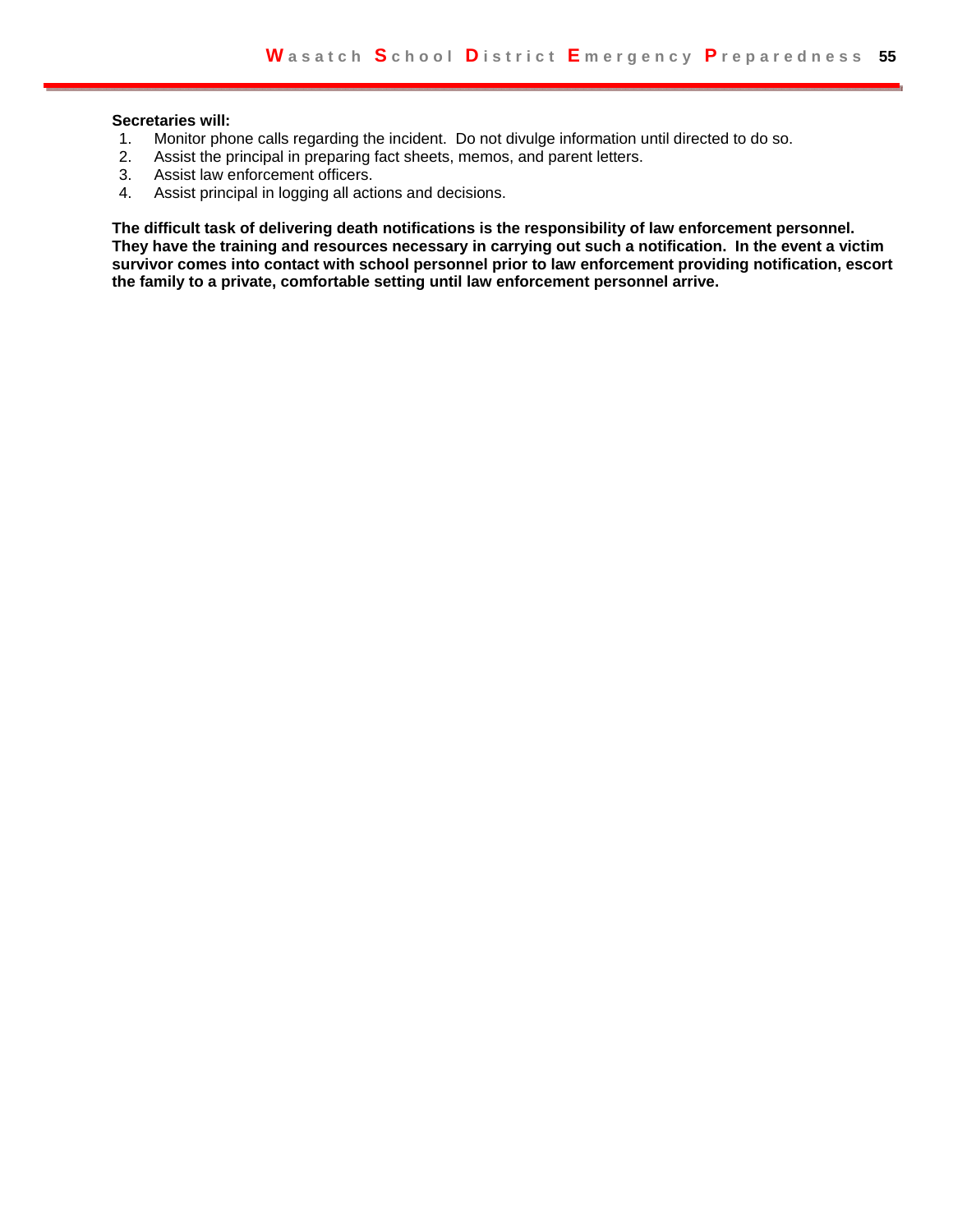**Secretaries will:**

1. Monitor phone calls regarding the incident. Do not divulge information until directed to do so.
2. Assist the principal in preparing fact sheets, memos, and parent letters.
3. Assist law enforcement officers.
4. Assist principal in logging all actions and decisions.

**The difficult task of delivering death notifications is the responsibility of law enforcement personnel. They have the training and resources necessary in carrying out such a notification. In the event a victim survivor comes into contact with school personnel prior to law enforcement providing notification, escort the family to a private, comfortable setting until law enforcement personnel arrive.**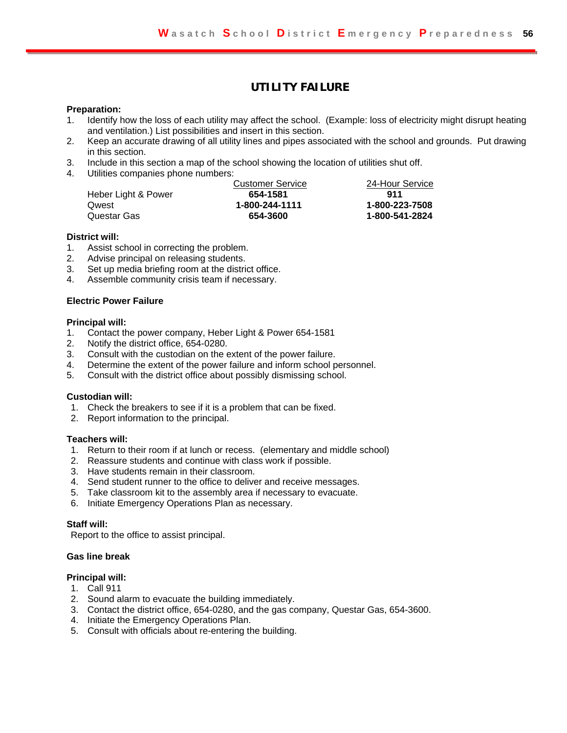# UTILITY FAILURE

**Preparation:**

1. Identify how the loss of each utility may affect the school. (Example: loss of electricity might disrupt heating and ventilation.) List possibilities and insert in this section.
2. Keep an accurate drawing of all utility lines and pipes associated with the school and grounds. Put drawing in this section.
3. Include in this section a map of the school showing the location of utilities shut off.
4. Utilities companies phone numbers:

| | Customer Service | 24-Hour Service |
|---|---|---|
| Heber Light & Power | **654-1581** | **911** |
| Qwest | **1-800-244-1111** | **1-800-223-7508** |
| Questar Gas | **654-3600** | **1-800-541-2824** |

**District will:**

1. Assist school in correcting the problem.
2. Advise principal on releasing students.
3. Set up media briefing room at the district office.
4. Assemble community crisis team if necessary.

**Electric Power Failure**

**Principal will:**

1. Contact the power company, Heber Light & Power 654-1581
2. Notify the district office, 654-0280.
3. Consult with the custodian on the extent of the power failure.
4. Determine the extent of the power failure and inform school personnel.
5. Consult with the district office about possibly dismissing school.

**Custodian will:**

1. Check the breakers to see if it is a problem that can be fixed.
2. Report information to the principal.

**Teachers will:**

1. Return to their room if at lunch or recess. (elementary and middle school)
2. Reassure students and continue with class work if possible.
3. Have students remain in their classroom.
4. Send student runner to the office to deliver and receive messages.
5. Take classroom kit to the assembly area if necessary to evacuate.
6. Initiate Emergency Operations Plan as necessary.

**Staff will:**

Report to the office to assist principal.

**Gas line break**

**Principal will:**

1. Call 911
2. Sound alarm to evacuate the building immediately.
3. Contact the district office, 654-0280, and the gas company, Questar Gas, 654-3600.
4. Initiate the Emergency Operations Plan.
5. Consult with officials about re-entering the building.